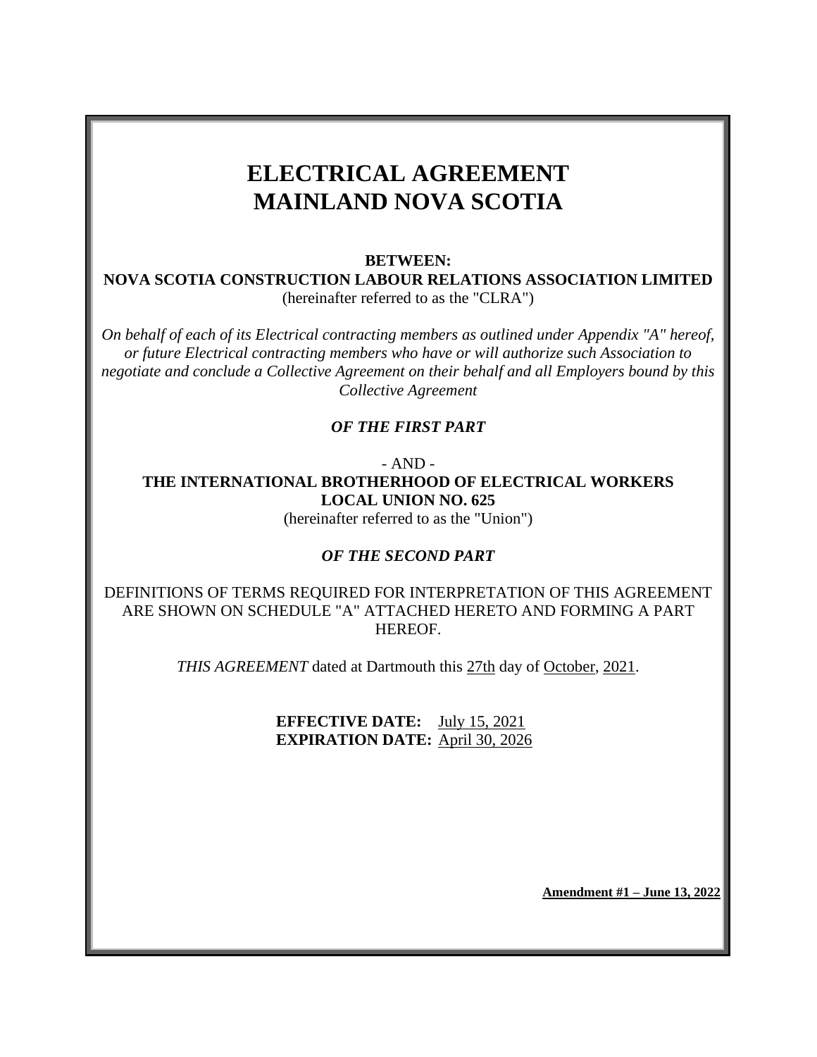# ELECTRICAL AGREEMENT
# MAINLAND NOVA SCOTIA

**BETWEEN:**

**NOVA SCOTIA CONSTRUCTION LABOUR RELATIONS ASSOCIATION LIMITED**

(hereinafter referred to as the "CLRA")

*On behalf of each of its Electrical contracting members as outlined under Appendix "A" hereof, or future Electrical contracting members who have or will authorize such Association to negotiate and conclude a Collective Agreement on their behalf and all Employers bound by this Collective Agreement*

***OF THE FIRST PART***

\- AND -

**THE INTERNATIONAL BROTHERHOOD OF ELECTRICAL WORKERS LOCAL UNION NO. 625**

(hereinafter referred to as the "Union")

***OF THE SECOND PART***

DEFINITIONS OF TERMS REQUIRED FOR INTERPRETATION OF THIS AGREEMENT ARE SHOWN ON SCHEDULE "A" ATTACHED HERETO AND FORMING A PART HEREOF.

*THIS AGREEMENT* dated at Dartmouth this 27th day of October, 2021.

**EFFECTIVE DATE:** July 15, 2021
**EXPIRATION DATE:** April 30, 2026

**Amendment #1 – June 13, 2022**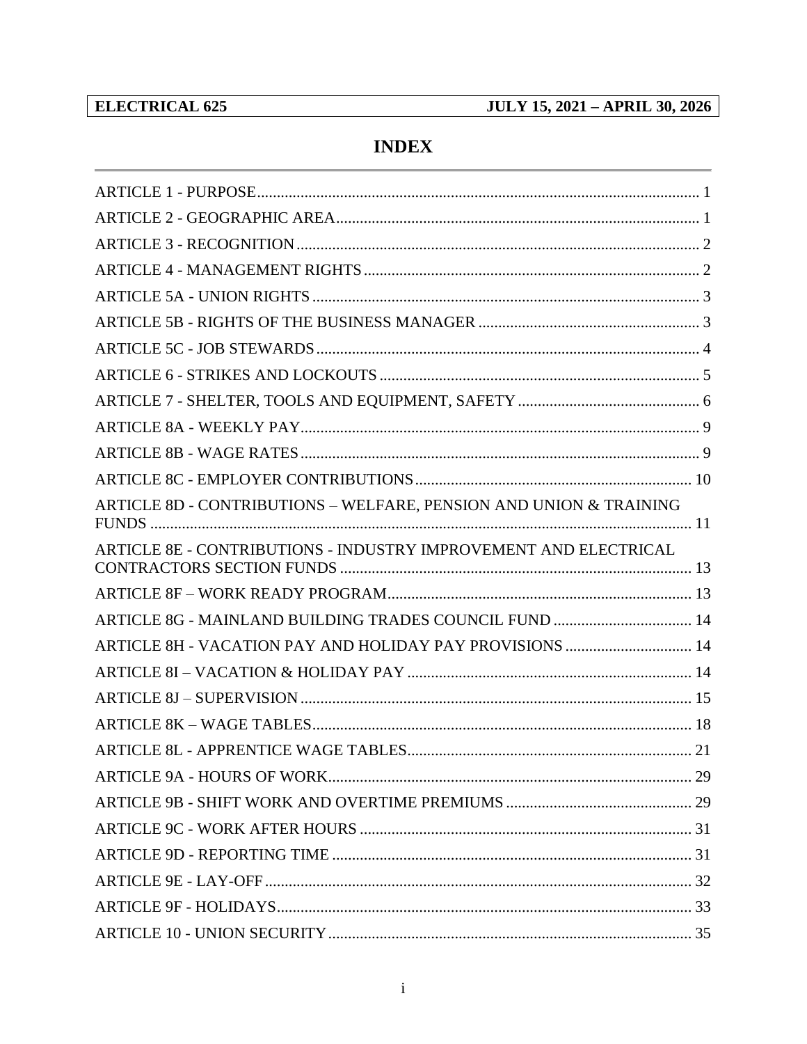# INDEX

ARTICLE 1 - PURPOSE ... 1
ARTICLE 2 - GEOGRAPHIC AREA ... 1
ARTICLE 3 - RECOGNITION ... 2
ARTICLE 4 - MANAGEMENT RIGHTS ... 2
ARTICLE 5A - UNION RIGHTS ... 3
ARTICLE 5B - RIGHTS OF THE BUSINESS MANAGER ... 3
ARTICLE 5C - JOB STEWARDS ... 4
ARTICLE 6 - STRIKES AND LOCKOUTS ... 5
ARTICLE 7 - SHELTER, TOOLS AND EQUIPMENT, SAFETY ... 6
ARTICLE 8A - WEEKLY PAY ... 9
ARTICLE 8B - WAGE RATES ... 9
ARTICLE 8C - EMPLOYER CONTRIBUTIONS ... 10
ARTICLE 8D - CONTRIBUTIONS – WELFARE, PENSION AND UNION & TRAINING FUNDS ... 11
ARTICLE 8E - CONTRIBUTIONS - INDUSTRY IMPROVEMENT AND ELECTRICAL CONTRACTORS SECTION FUNDS ... 13
ARTICLE 8F – WORK READY PROGRAM ... 13
ARTICLE 8G - MAINLAND BUILDING TRADES COUNCIL FUND ... 14
ARTICLE 8H - VACATION PAY AND HOLIDAY PAY PROVISIONS ... 14
ARTICLE 8I – VACATION & HOLIDAY PAY ... 14
ARTICLE 8J – SUPERVISION ... 15
ARTICLE 8K – WAGE TABLES ... 18
ARTICLE 8L - APPRENTICE WAGE TABLES ... 21
ARTICLE 9A - HOURS OF WORK ... 29
ARTICLE 9B - SHIFT WORK AND OVERTIME PREMIUMS ... 29
ARTICLE 9C - WORK AFTER HOURS ... 31
ARTICLE 9D - REPORTING TIME ... 31
ARTICLE 9E - LAY-OFF ... 32
ARTICLE 9F - HOLIDAYS ... 33
ARTICLE 10 - UNION SECURITY ... 35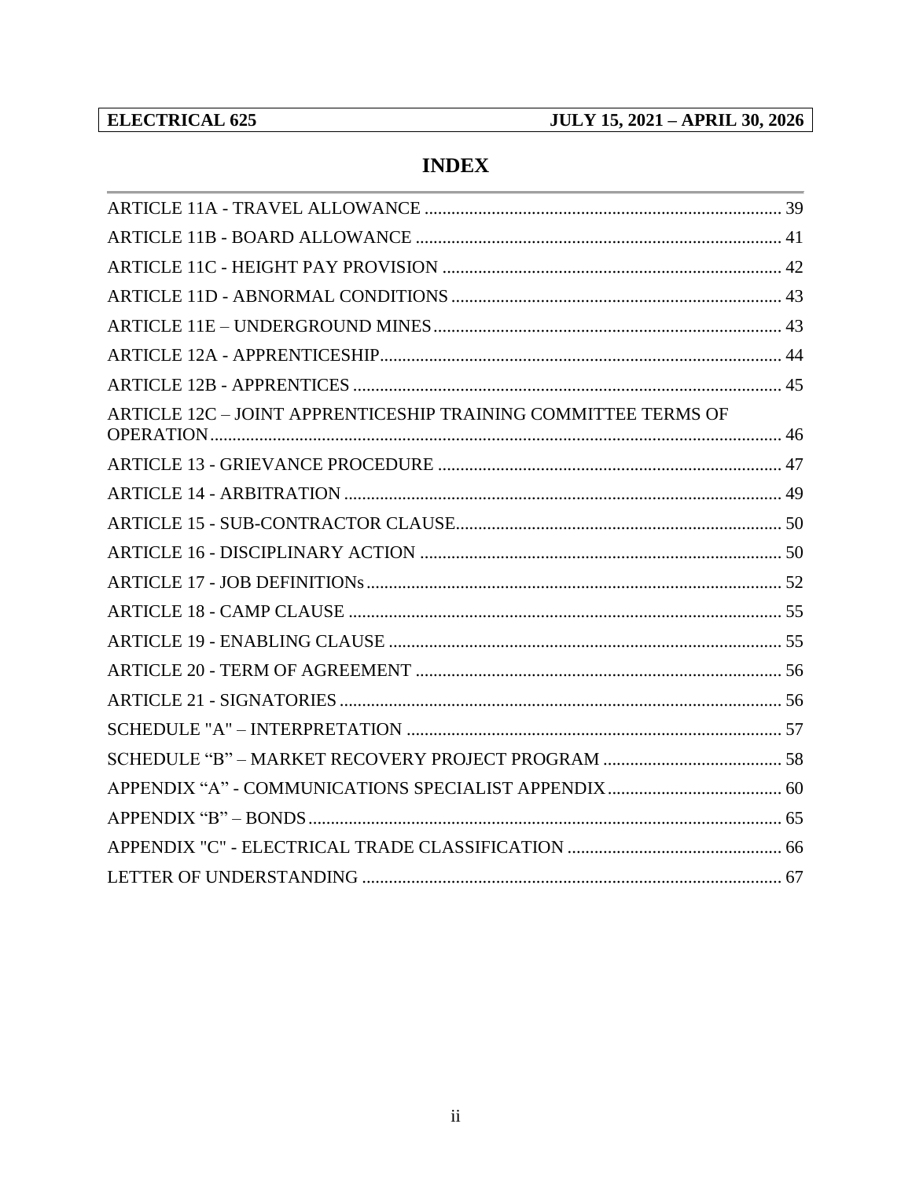# INDEX

ARTICLE 11A - TRAVEL ALLOWANCE ........................................................................... 39

ARTICLE 11B - BOARD ALLOWANCE ........................................................................... 41

ARTICLE 11C - HEIGHT PAY PROVISION ................................................................... 42

ARTICLE 11D - ABNORMAL CONDITIONS ................................................................... 43

ARTICLE 11E – UNDERGROUND MINES ..................................................................... 43

ARTICLE 12A - APPRENTICESHIP .................................................................................. 44

ARTICLE 12B - APPRENTICES ........................................................................................ 45

ARTICLE 12C – JOINT APPRENTICESHIP TRAINING COMMITTEE TERMS OF OPERATION ......................................................................................................................... 46

ARTICLE 13 - GRIEVANCE PROCEDURE ...................................................................... 47

ARTICLE 14 - ARBITRATION .......................................................................................... 49

ARTICLE 15 - SUB-CONTRACTOR CLAUSE .................................................................. 50

ARTICLE 16 - DISCIPLINARY ACTION .......................................................................... 50

ARTICLE 17 - JOB DEFINITIONs ..................................................................................... 52

ARTICLE 18 - CAMP CLAUSE .......................................................................................... 55

ARTICLE 19 - ENABLING CLAUSE ................................................................................. 55

ARTICLE 20 - TERM OF AGREEMENT ........................................................................... 56

ARTICLE 21 - SIGNATORIES ............................................................................................ 56

SCHEDULE "A" – INTERPRETATION .............................................................................. 57

SCHEDULE “B” – MARKET RECOVERY PROJECT PROGRAM .................................. 58

APPENDIX “A” - COMMUNICATIONS SPECIALIST APPENDIX ................................. 60

APPENDIX “B” – BONDS .................................................................................................... 65

APPENDIX "C" - ELECTRICAL TRADE CLASSIFICATION .......................................... 66

LETTER OF UNDERSTANDING ....................................................................................... 67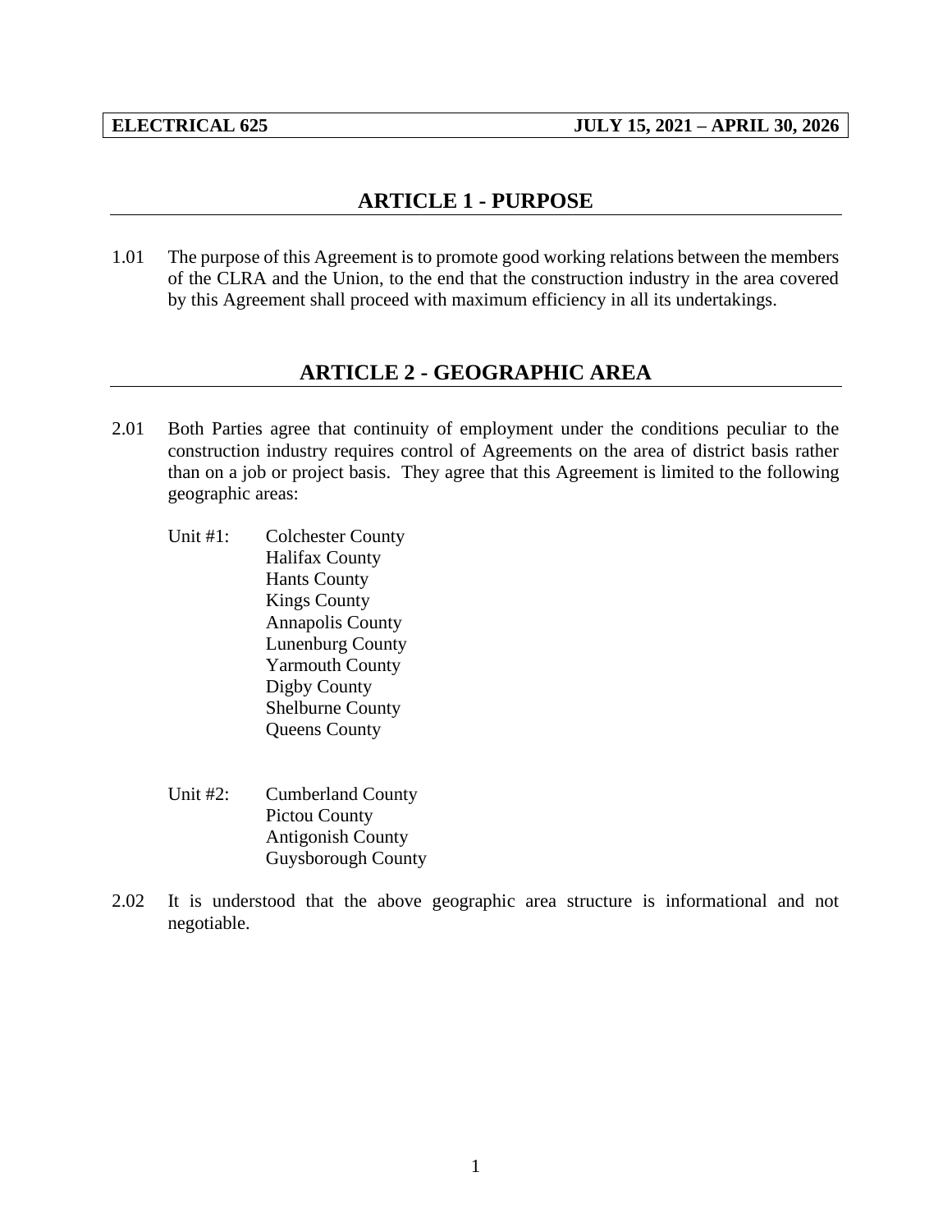## ARTICLE 1 - PURPOSE

1.01 The purpose of this Agreement is to promote good working relations between the members of the CLRA and the Union, to the end that the construction industry in the area covered by this Agreement shall proceed with maximum efficiency in all its undertakings.

## ARTICLE 2 - GEOGRAPHIC AREA

2.01 Both Parties agree that continuity of employment under the conditions peculiar to the construction industry requires control of Agreements on the area of district basis rather than on a job or project basis. They agree that this Agreement is limited to the following geographic areas:

Unit #1:
- Colchester County
- Halifax County
- Hants County
- Kings County
- Annapolis County
- Lunenburg County
- Yarmouth County
- Digby County
- Shelburne County
- Queens County

Unit #2:
- Cumberland County
- Pictou County
- Antigonish County
- Guysborough County

2.02 It is understood that the above geographic area structure is informational and not negotiable.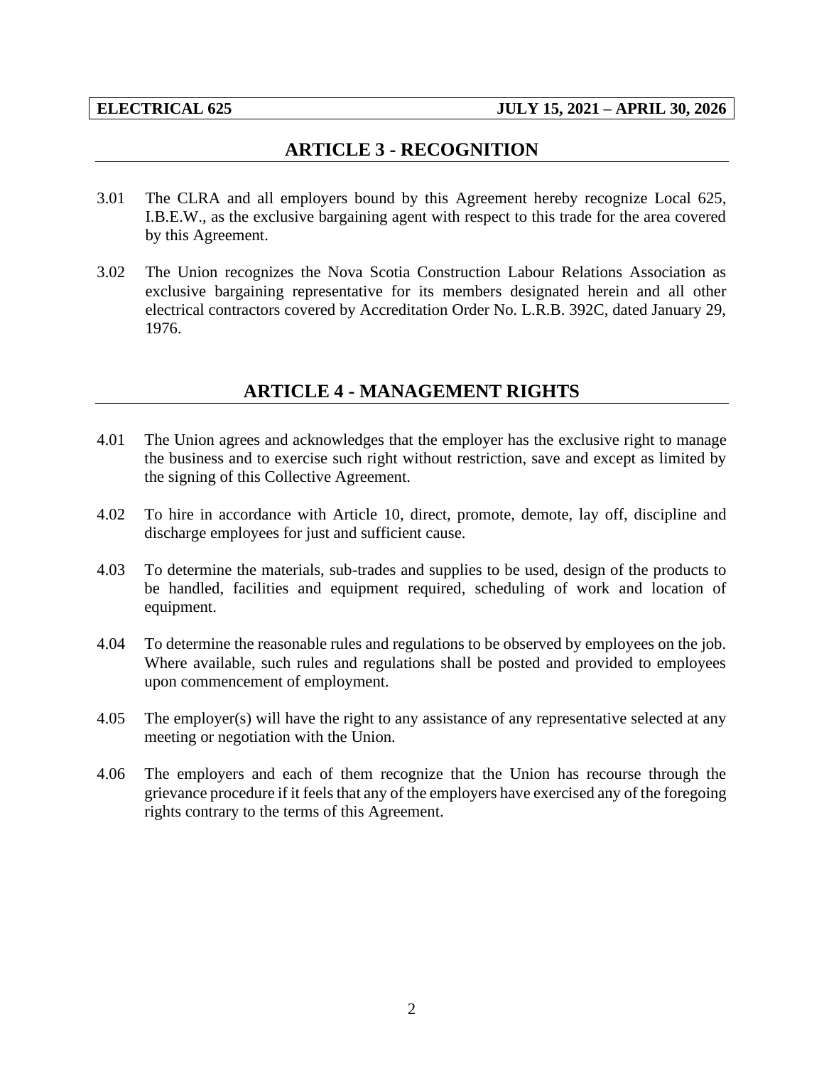## ARTICLE 3 - RECOGNITION

3.01 The CLRA and all employers bound by this Agreement hereby recognize Local 625, I.B.E.W., as the exclusive bargaining agent with respect to this trade for the area covered by this Agreement.

3.02 The Union recognizes the Nova Scotia Construction Labour Relations Association as exclusive bargaining representative for its members designated herein and all other electrical contractors covered by Accreditation Order No. L.R.B. 392C, dated January 29, 1976.

## ARTICLE 4 - MANAGEMENT RIGHTS

4.01 The Union agrees and acknowledges that the employer has the exclusive right to manage the business and to exercise such right without restriction, save and except as limited by the signing of this Collective Agreement.

4.02 To hire in accordance with Article 10, direct, promote, demote, lay off, discipline and discharge employees for just and sufficient cause.

4.03 To determine the materials, sub-trades and supplies to be used, design of the products to be handled, facilities and equipment required, scheduling of work and location of equipment.

4.04 To determine the reasonable rules and regulations to be observed by employees on the job. Where available, such rules and regulations shall be posted and provided to employees upon commencement of employment.

4.05 The employer(s) will have the right to any assistance of any representative selected at any meeting or negotiation with the Union.

4.06 The employers and each of them recognize that the Union has recourse through the grievance procedure if it feels that any of the employers have exercised any of the foregoing rights contrary to the terms of this Agreement.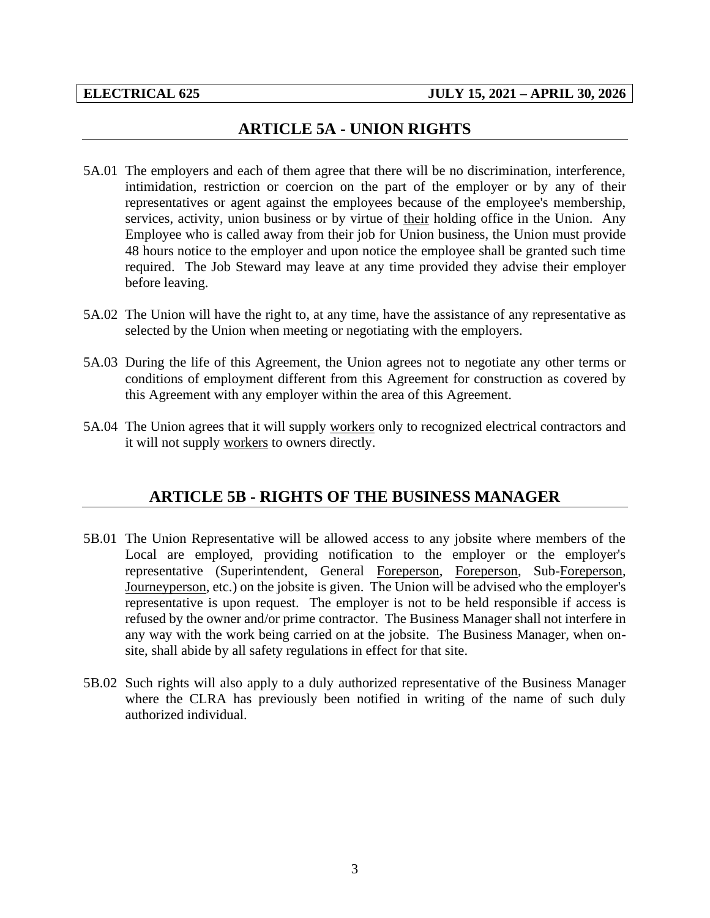## ARTICLE 5A - UNION RIGHTS

5A.01 The employers and each of them agree that there will be no discrimination, interference, intimidation, restriction or coercion on the part of the employer or by any of their representatives or agent against the employees because of the employee's membership, services, activity, union business or by virtue of their holding office in the Union. Any Employee who is called away from their job for Union business, the Union must provide 48 hours notice to the employer and upon notice the employee shall be granted such time required. The Job Steward may leave at any time provided they advise their employer before leaving.

5A.02 The Union will have the right to, at any time, have the assistance of any representative as selected by the Union when meeting or negotiating with the employers.

5A.03 During the life of this Agreement, the Union agrees not to negotiate any other terms or conditions of employment different from this Agreement for construction as covered by this Agreement with any employer within the area of this Agreement.

5A.04 The Union agrees that it will supply workers only to recognized electrical contractors and it will not supply workers to owners directly.

## ARTICLE 5B - RIGHTS OF THE BUSINESS MANAGER

5B.01 The Union Representative will be allowed access to any jobsite where members of the Local are employed, providing notification to the employer or the employer's representative (Superintendent, General Foreperson, Foreperson, Sub-Foreperson, Journeyperson, etc.) on the jobsite is given. The Union will be advised who the employer's representative is upon request. The employer is not to be held responsible if access is refused by the owner and/or prime contractor. The Business Manager shall not interfere in any way with the work being carried on at the jobsite. The Business Manager, when on-site, shall abide by all safety regulations in effect for that site.

5B.02 Such rights will also apply to a duly authorized representative of the Business Manager where the CLRA has previously been notified in writing of the name of such duly authorized individual.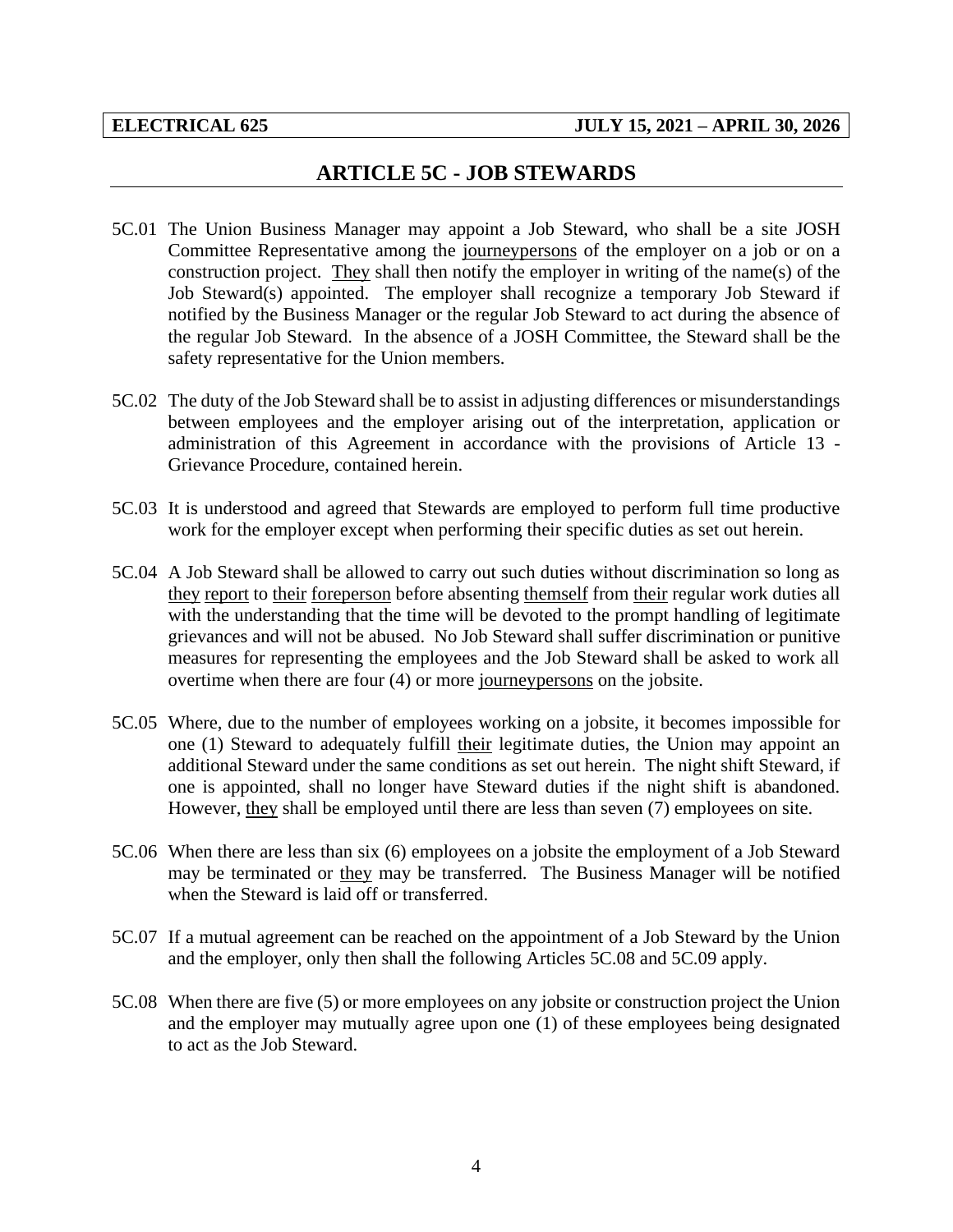## ARTICLE 5C - JOB STEWARDS

5C.01 The Union Business Manager may appoint a Job Steward, who shall be a site JOSH Committee Representative among the journeypersons of the employer on a job or on a construction project. They shall then notify the employer in writing of the name(s) of the Job Steward(s) appointed. The employer shall recognize a temporary Job Steward if notified by the Business Manager or the regular Job Steward to act during the absence of the regular Job Steward. In the absence of a JOSH Committee, the Steward shall be the safety representative for the Union members.

5C.02 The duty of the Job Steward shall be to assist in adjusting differences or misunderstandings between employees and the employer arising out of the interpretation, application or administration of this Agreement in accordance with the provisions of Article 13 - Grievance Procedure, contained herein.

5C.03 It is understood and agreed that Stewards are employed to perform full time productive work for the employer except when performing their specific duties as set out herein.

5C.04 A Job Steward shall be allowed to carry out such duties without discrimination so long as they report to their foreperson before absenting themself from their regular work duties all with the understanding that the time will be devoted to the prompt handling of legitimate grievances and will not be abused. No Job Steward shall suffer discrimination or punitive measures for representing the employees and the Job Steward shall be asked to work all overtime when there are four (4) or more journeypersons on the jobsite.

5C.05 Where, due to the number of employees working on a jobsite, it becomes impossible for one (1) Steward to adequately fulfill their legitimate duties, the Union may appoint an additional Steward under the same conditions as set out herein. The night shift Steward, if one is appointed, shall no longer have Steward duties if the night shift is abandoned. However, they shall be employed until there are less than seven (7) employees on site.

5C.06 When there are less than six (6) employees on a jobsite the employment of a Job Steward may be terminated or they may be transferred. The Business Manager will be notified when the Steward is laid off or transferred.

5C.07 If a mutual agreement can be reached on the appointment of a Job Steward by the Union and the employer, only then shall the following Articles 5C.08 and 5C.09 apply.

5C.08 When there are five (5) or more employees on any jobsite or construction project the Union and the employer may mutually agree upon one (1) of these employees being designated to act as the Job Steward.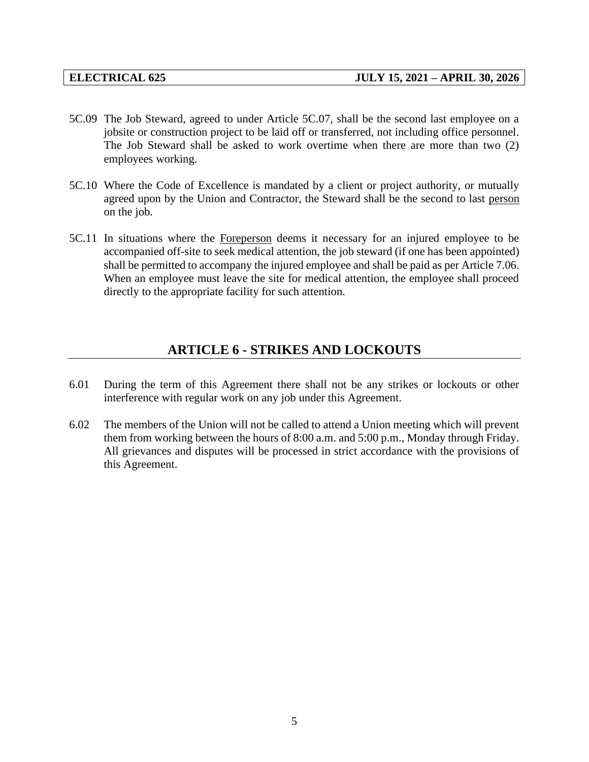5C.09 The Job Steward, agreed to under Article 5C.07, shall be the second last employee on a jobsite or construction project to be laid off or transferred, not including office personnel. The Job Steward shall be asked to work overtime when there are more than two (2) employees working.

5C.10 Where the Code of Excellence is mandated by a client or project authority, or mutually agreed upon by the Union and Contractor, the Steward shall be the second to last person on the job.

5C.11 In situations where the Foreperson deems it necessary for an injured employee to be accompanied off-site to seek medical attention, the job steward (if one has been appointed) shall be permitted to accompany the injured employee and shall be paid as per Article 7.06. When an employee must leave the site for medical attention, the employee shall proceed directly to the appropriate facility for such attention.

## ARTICLE 6 - STRIKES AND LOCKOUTS

6.01 During the term of this Agreement there shall not be any strikes or lockouts or other interference with regular work on any job under this Agreement.

6.02 The members of the Union will not be called to attend a Union meeting which will prevent them from working between the hours of 8:00 a.m. and 5:00 p.m., Monday through Friday. All grievances and disputes will be processed in strict accordance with the provisions of this Agreement.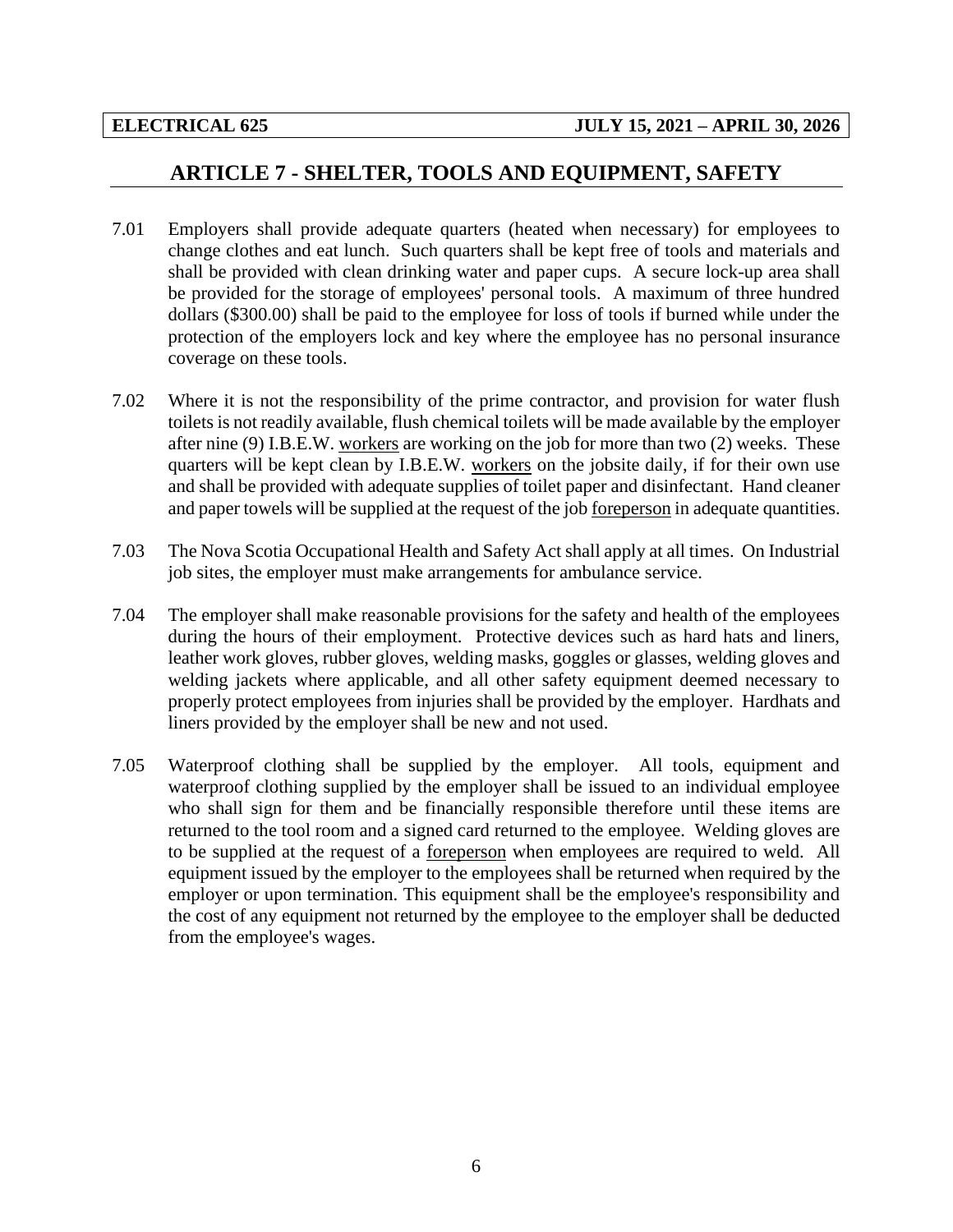## ARTICLE 7 - SHELTER, TOOLS AND EQUIPMENT, SAFETY

7.01 Employers shall provide adequate quarters (heated when necessary) for employees to change clothes and eat lunch. Such quarters shall be kept free of tools and materials and shall be provided with clean drinking water and paper cups. A secure lock-up area shall be provided for the storage of employees' personal tools. A maximum of three hundred dollars ($300.00) shall be paid to the employee for loss of tools if burned while under the protection of the employers lock and key where the employee has no personal insurance coverage on these tools.

7.02 Where it is not the responsibility of the prime contractor, and provision for water flush toilets is not readily available, flush chemical toilets will be made available by the employer after nine (9) I.B.E.W. workers are working on the job for more than two (2) weeks. These quarters will be kept clean by I.B.E.W. workers on the jobsite daily, if for their own use and shall be provided with adequate supplies of toilet paper and disinfectant. Hand cleaner and paper towels will be supplied at the request of the job foreperson in adequate quantities.

7.03 The Nova Scotia Occupational Health and Safety Act shall apply at all times. On Industrial job sites, the employer must make arrangements for ambulance service.

7.04 The employer shall make reasonable provisions for the safety and health of the employees during the hours of their employment. Protective devices such as hard hats and liners, leather work gloves, rubber gloves, welding masks, goggles or glasses, welding gloves and welding jackets where applicable, and all other safety equipment deemed necessary to properly protect employees from injuries shall be provided by the employer. Hardhats and liners provided by the employer shall be new and not used.

7.05 Waterproof clothing shall be supplied by the employer. All tools, equipment and waterproof clothing supplied by the employer shall be issued to an individual employee who shall sign for them and be financially responsible therefore until these items are returned to the tool room and a signed card returned to the employee. Welding gloves are to be supplied at the request of a foreperson when employees are required to weld. All equipment issued by the employer to the employees shall be returned when required by the employer or upon termination. This equipment shall be the employee's responsibility and the cost of any equipment not returned by the employee to the employer shall be deducted from the employee's wages.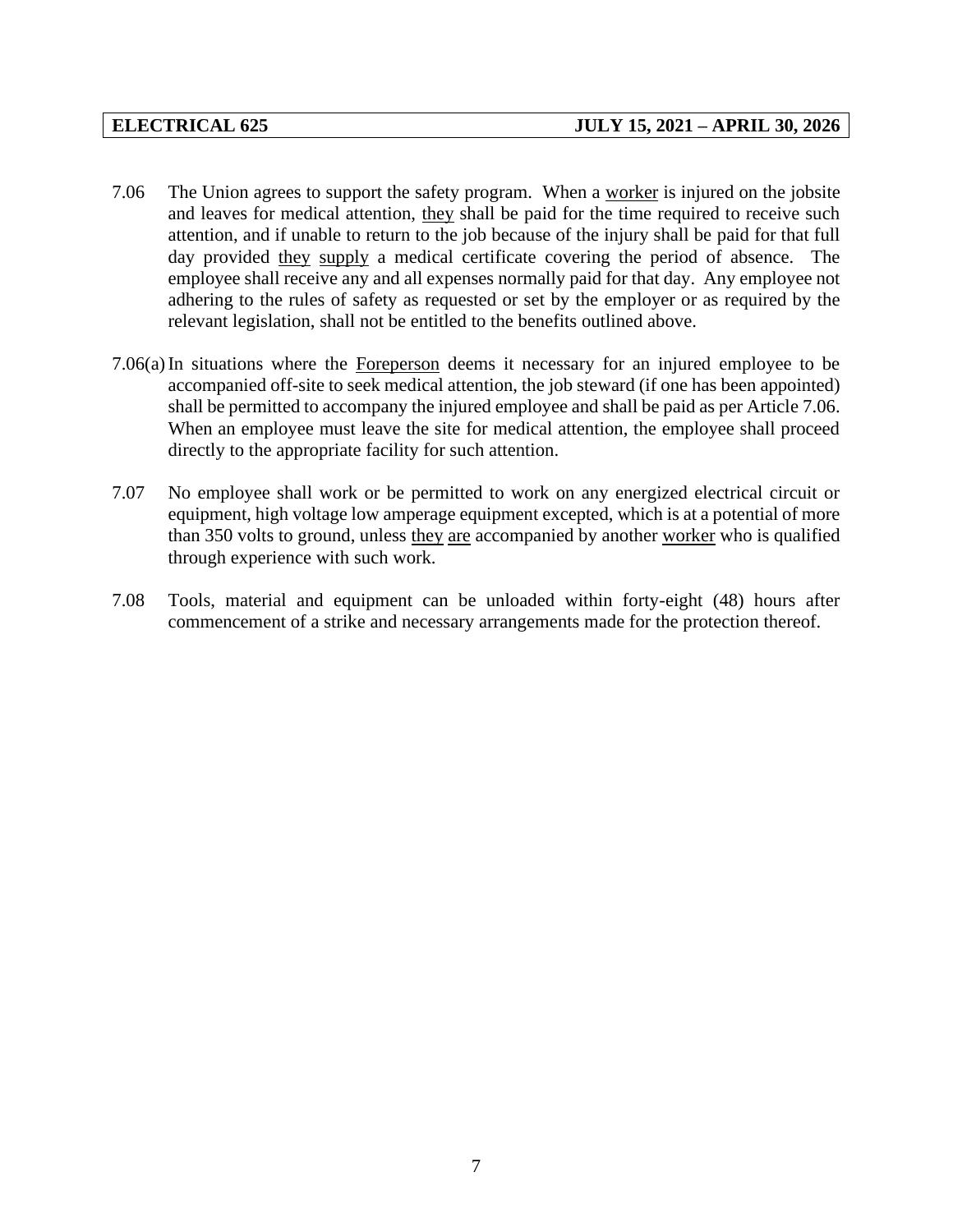7.06 The Union agrees to support the safety program. When a worker is injured on the jobsite and leaves for medical attention, they shall be paid for the time required to receive such attention, and if unable to return to the job because of the injury shall be paid for that full day provided they supply a medical certificate covering the period of absence. The employee shall receive any and all expenses normally paid for that day. Any employee not adhering to the rules of safety as requested or set by the employer or as required by the relevant legislation, shall not be entitled to the benefits outlined above.

7.06(a) In situations where the Foreperson deems it necessary for an injured employee to be accompanied off-site to seek medical attention, the job steward (if one has been appointed) shall be permitted to accompany the injured employee and shall be paid as per Article 7.06. When an employee must leave the site for medical attention, the employee shall proceed directly to the appropriate facility for such attention.

7.07 No employee shall work or be permitted to work on any energized electrical circuit or equipment, high voltage low amperage equipment excepted, which is at a potential of more than 350 volts to ground, unless they are accompanied by another worker who is qualified through experience with such work.

7.08 Tools, material and equipment can be unloaded within forty-eight (48) hours after commencement of a strike and necessary arrangements made for the protection thereof.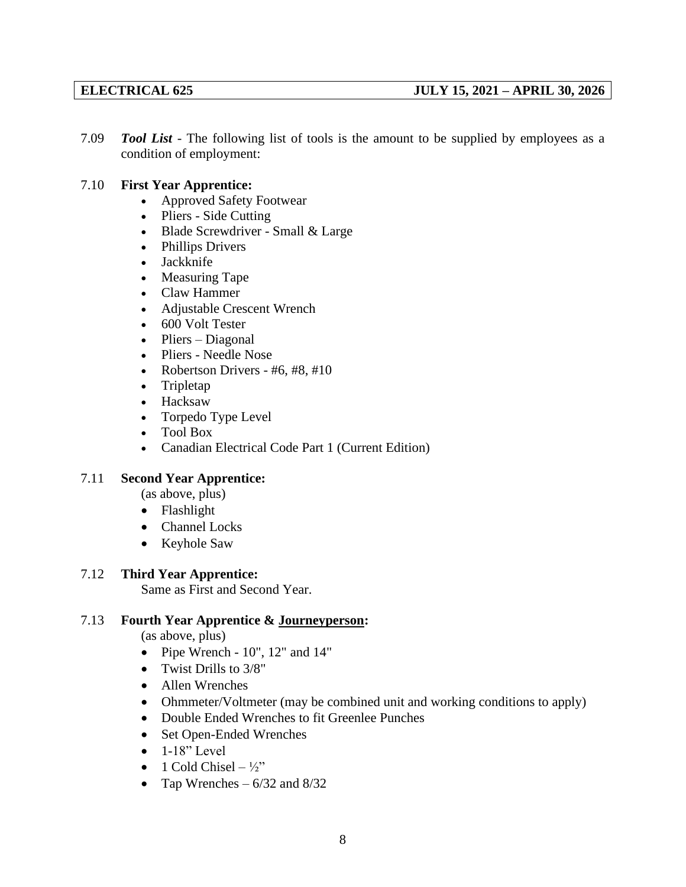7.09 ***Tool List*** - The following list of tools is the amount to be supplied by employees as a condition of employment:

7.10 **First Year Apprentice:**

- Approved Safety Footwear
- Pliers - Side Cutting
- Blade Screwdriver - Small & Large
- Phillips Drivers
- Jackknife
- Measuring Tape
- Claw Hammer
- Adjustable Crescent Wrench
- 600 Volt Tester
- Pliers – Diagonal
- Pliers - Needle Nose
- Robertson Drivers - #6, #8, #10
- Tripletap
- Hacksaw
- Torpedo Type Level
- Tool Box
- Canadian Electrical Code Part 1 (Current Edition)

7.11 **Second Year Apprentice:**

(as above, plus)

- Flashlight
- Channel Locks
- Keyhole Saw

7.12 **Third Year Apprentice:**

Same as First and Second Year.

7.13 **Fourth Year Apprentice & Journeyperson:**

(as above, plus)

- Pipe Wrench - 10", 12" and 14"
- Twist Drills to 3/8"
- Allen Wrenches
- Ohmmeter/Voltmeter (may be combined unit and working conditions to apply)
- Double Ended Wrenches to fit Greenlee Punches
- Set Open-Ended Wrenches
- 1-18" Level
- 1 Cold Chisel – ½"
- Tap Wrenches – 6/32 and 8/32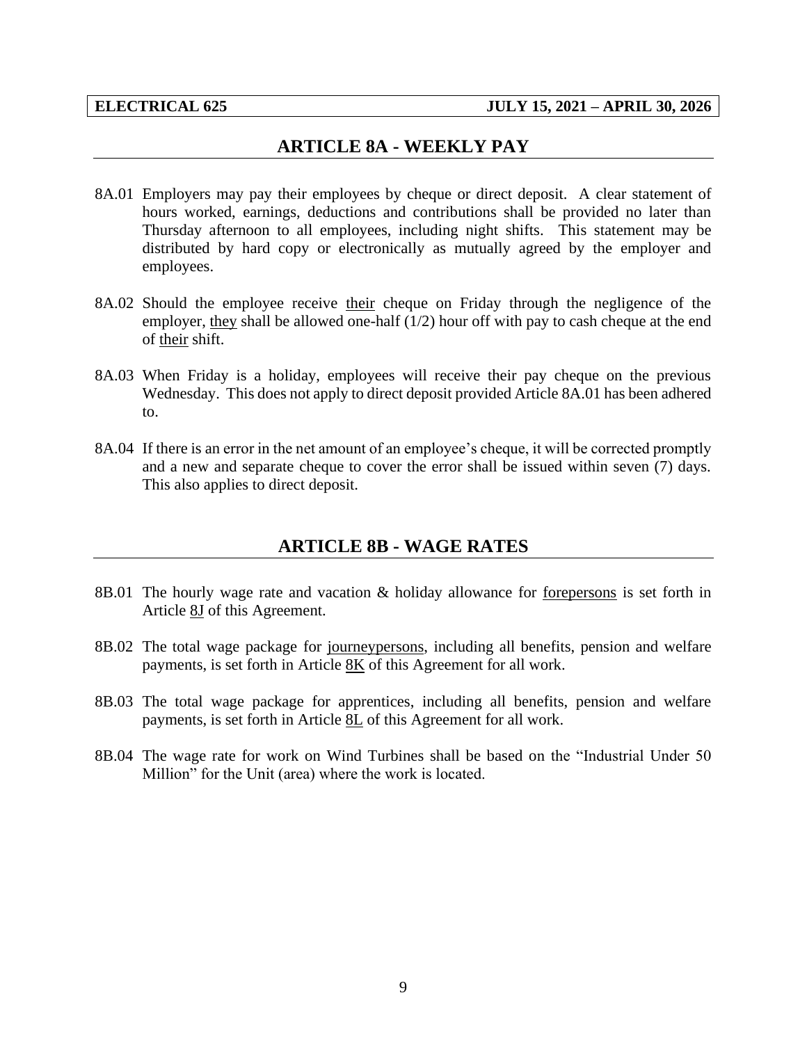## ARTICLE 8A - WEEKLY PAY

8A.01 Employers may pay their employees by cheque or direct deposit. A clear statement of hours worked, earnings, deductions and contributions shall be provided no later than Thursday afternoon to all employees, including night shifts. This statement may be distributed by hard copy or electronically as mutually agreed by the employer and employees.

8A.02 Should the employee receive their cheque on Friday through the negligence of the employer, they shall be allowed one-half (1/2) hour off with pay to cash cheque at the end of their shift.

8A.03 When Friday is a holiday, employees will receive their pay cheque on the previous Wednesday. This does not apply to direct deposit provided Article 8A.01 has been adhered to.

8A.04 If there is an error in the net amount of an employee's cheque, it will be corrected promptly and a new and separate cheque to cover the error shall be issued within seven (7) days. This also applies to direct deposit.

## ARTICLE 8B - WAGE RATES

8B.01 The hourly wage rate and vacation & holiday allowance for forepersons is set forth in Article 8J of this Agreement.

8B.02 The total wage package for journeypersons, including all benefits, pension and welfare payments, is set forth in Article 8K of this Agreement for all work.

8B.03 The total wage package for apprentices, including all benefits, pension and welfare payments, is set forth in Article 8L of this Agreement for all work.

8B.04 The wage rate for work on Wind Turbines shall be based on the "Industrial Under 50 Million" for the Unit (area) where the work is located.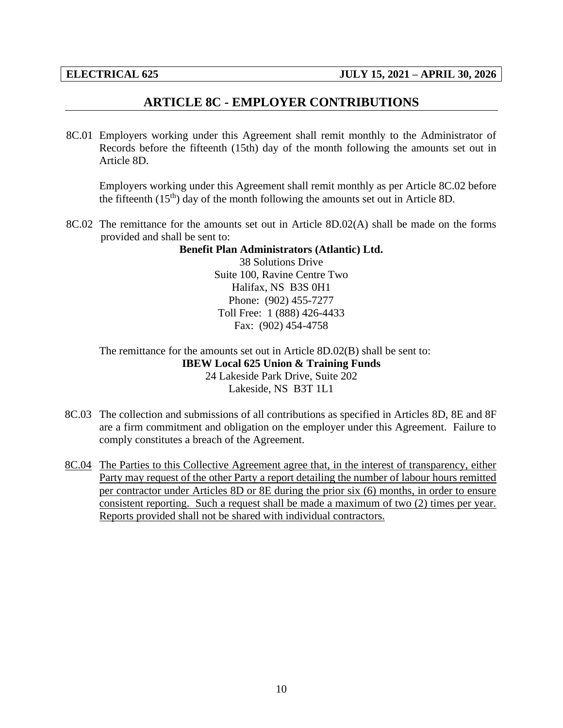## ARTICLE 8C - EMPLOYER CONTRIBUTIONS

8C.01 Employers working under this Agreement shall remit monthly to the Administrator of Records before the fifteenth (15th) day of the month following the amounts set out in Article 8D.

Employers working under this Agreement shall remit monthly as per Article 8C.02 before the fifteenth (15th) day of the month following the amounts set out in Article 8D.

8C.02 The remittance for the amounts set out in Article 8D.02(A) shall be made on the forms provided and shall be sent to:

**Benefit Plan Administrators (Atlantic) Ltd.**
38 Solutions Drive
Suite 100, Ravine Centre Two
Halifax, NS B3S 0H1
Phone: (902) 455-7277
Toll Free: 1 (888) 426-4433
Fax: (902) 454-4758

The remittance for the amounts set out in Article 8D.02(B) shall be sent to:

**IBEW Local 625 Union & Training Funds**
24 Lakeside Park Drive, Suite 202
Lakeside, NS B3T 1L1

8C.03 The collection and submissions of all contributions as specified in Articles 8D, 8E and 8F are a firm commitment and obligation on the employer under this Agreement. Failure to comply constitutes a breach of the Agreement.

<u>8C.04 The Parties to this Collective Agreement agree that, in the interest of transparency, either Party may request of the other Party a report detailing the number of labour hours remitted per contractor under Articles 8D or 8E during the prior six (6) months, in order to ensure consistent reporting. Such a request shall be made a maximum of two (2) times per year. Reports provided shall not be shared with individual contractors.</u>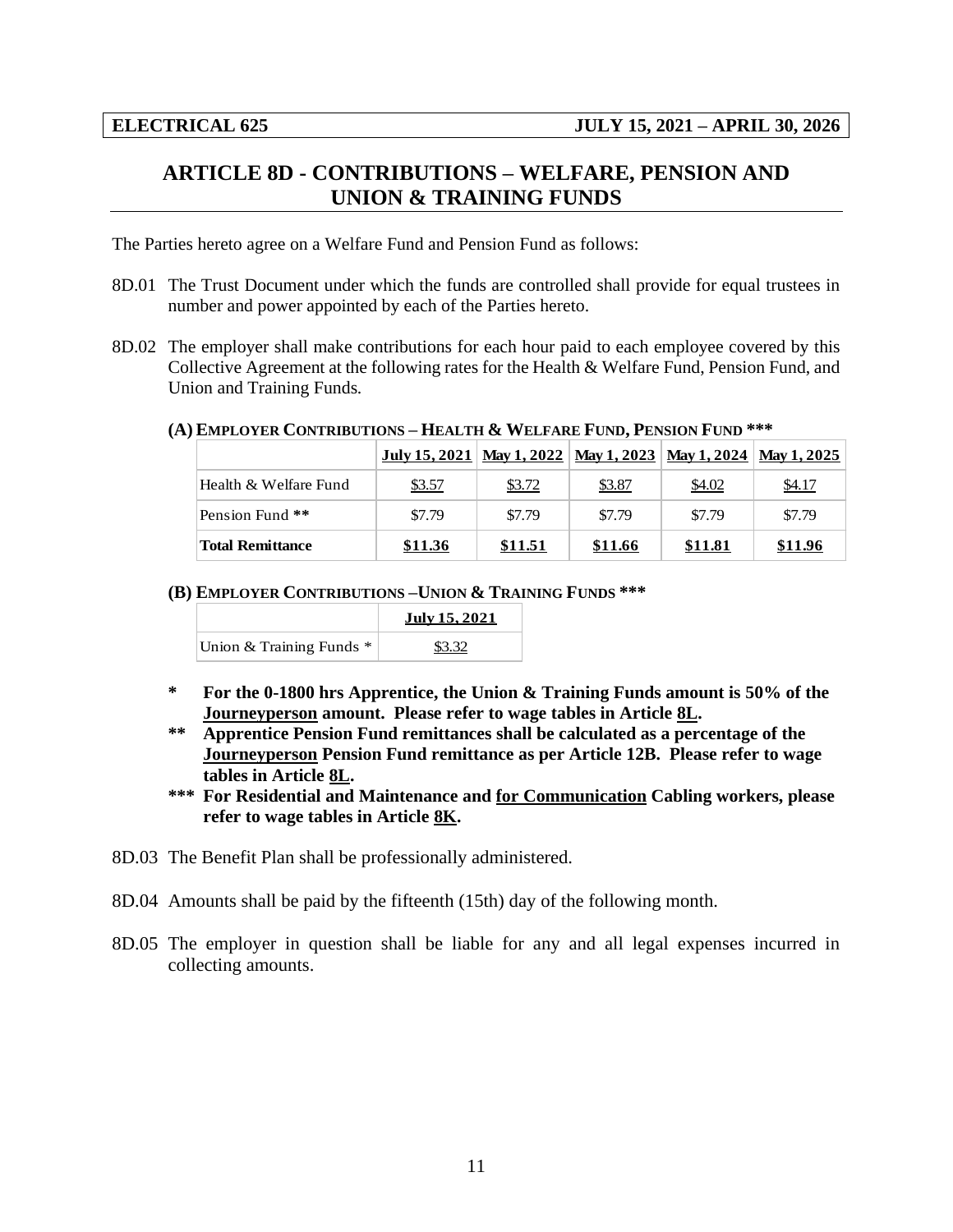## ARTICLE 8D - CONTRIBUTIONS – WELFARE, PENSION AND UNION & TRAINING FUNDS

The Parties hereto agree on a Welfare Fund and Pension Fund as follows:

8D.01 The Trust Document under which the funds are controlled shall provide for equal trustees in number and power appointed by each of the Parties hereto.

8D.02 The employer shall make contributions for each hour paid to each employee covered by this Collective Agreement at the following rates for the Health & Welfare Fund, Pension Fund, and Union and Training Funds.

**(A) EMPLOYER CONTRIBUTIONS – HEALTH & WELFARE FUND, PENSION FUND *****

| | July 15, 2021 | May 1, 2022 | May 1, 2023 | May 1, 2024 | May 1, 2025 |
|---|---|---|---|---|---|
| Health & Welfare Fund | $3.57 | $3.72 | $3.87 | $4.02 | $4.17 |
| Pension Fund ** | $7.79 | $7.79 | $7.79 | $7.79 | $7.79 |
| **Total Remittance** | **$11.36** | **$11.51** | **$11.66** | **$11.81** | **$11.96** |

**(B) EMPLOYER CONTRIBUTIONS –UNION & TRAINING FUNDS *****

| | July 15, 2021 |
|---|---|
| Union & Training Funds * | $3.32 |

- **\* For the 0-1800 hrs Apprentice, the Union & Training Funds amount is 50% of the Journeyperson amount. Please refer to wage tables in Article 8L.**
- **\*\* Apprentice Pension Fund remittances shall be calculated as a percentage of the Journeyperson Pension Fund remittance as per Article 12B. Please refer to wage tables in Article 8L.**
- **\*\*\* For Residential and Maintenance and for Communication Cabling workers, please refer to wage tables in Article 8K.**

8D.03 The Benefit Plan shall be professionally administered.

8D.04 Amounts shall be paid by the fifteenth (15th) day of the following month.

8D.05 The employer in question shall be liable for any and all legal expenses incurred in collecting amounts.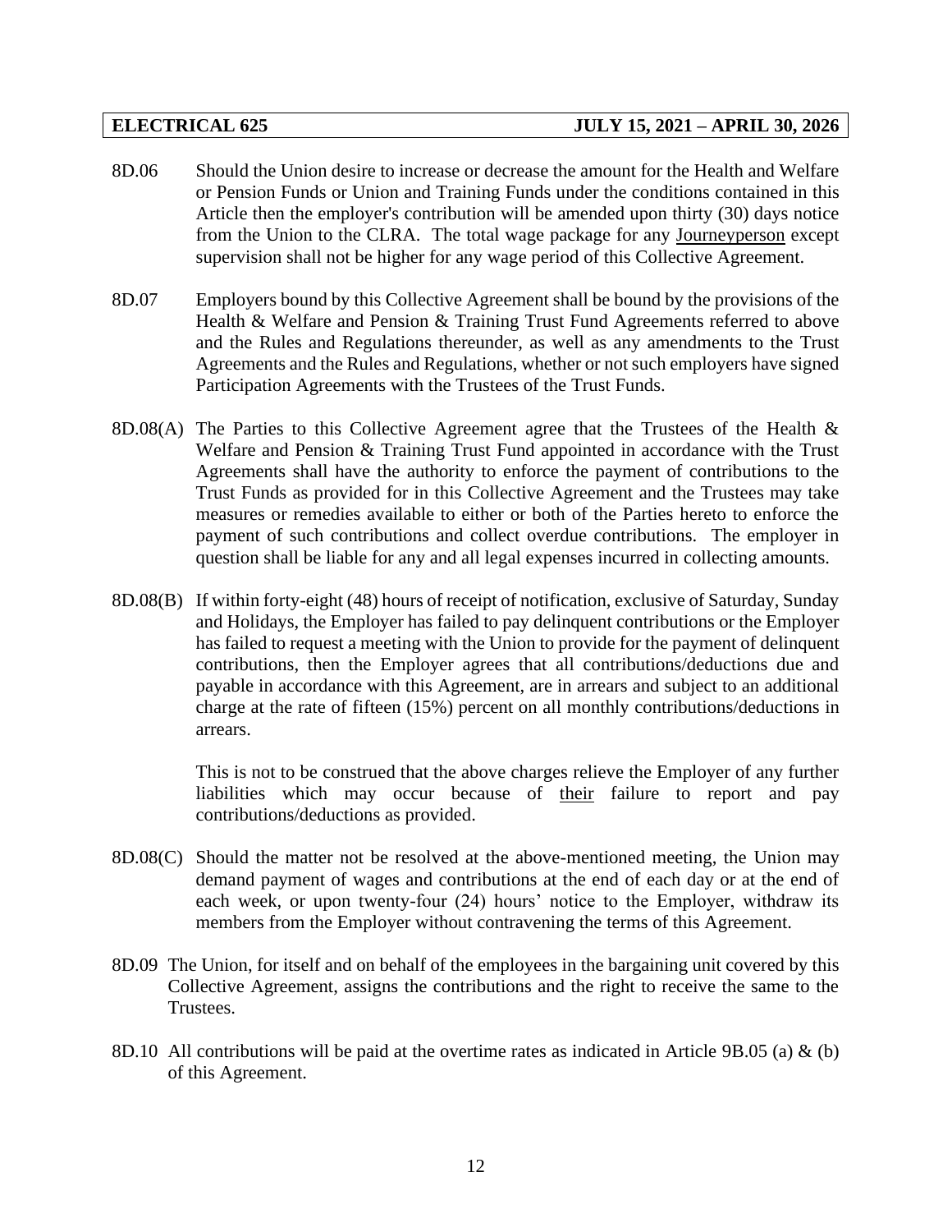8D.06 Should the Union desire to increase or decrease the amount for the Health and Welfare or Pension Funds or Union and Training Funds under the conditions contained in this Article then the employer's contribution will be amended upon thirty (30) days notice from the Union to the CLRA. The total wage package for any Journeyperson except supervision shall not be higher for any wage period of this Collective Agreement.

8D.07 Employers bound by this Collective Agreement shall be bound by the provisions of the Health & Welfare and Pension & Training Trust Fund Agreements referred to above and the Rules and Regulations thereunder, as well as any amendments to the Trust Agreements and the Rules and Regulations, whether or not such employers have signed Participation Agreements with the Trustees of the Trust Funds.

8D.08(A) The Parties to this Collective Agreement agree that the Trustees of the Health & Welfare and Pension & Training Trust Fund appointed in accordance with the Trust Agreements shall have the authority to enforce the payment of contributions to the Trust Funds as provided for in this Collective Agreement and the Trustees may take measures or remedies available to either or both of the Parties hereto to enforce the payment of such contributions and collect overdue contributions. The employer in question shall be liable for any and all legal expenses incurred in collecting amounts.

8D.08(B) If within forty-eight (48) hours of receipt of notification, exclusive of Saturday, Sunday and Holidays, the Employer has failed to pay delinquent contributions or the Employer has failed to request a meeting with the Union to provide for the payment of delinquent contributions, then the Employer agrees that all contributions/deductions due and payable in accordance with this Agreement, are in arrears and subject to an additional charge at the rate of fifteen (15%) percent on all monthly contributions/deductions in arrears.

This is not to be construed that the above charges relieve the Employer of any further liabilities which may occur because of their failure to report and pay contributions/deductions as provided.

8D.08(C) Should the matter not be resolved at the above-mentioned meeting, the Union may demand payment of wages and contributions at the end of each day or at the end of each week, or upon twenty-four (24) hours' notice to the Employer, withdraw its members from the Employer without contravening the terms of this Agreement.

8D.09 The Union, for itself and on behalf of the employees in the bargaining unit covered by this Collective Agreement, assigns the contributions and the right to receive the same to the Trustees.

8D.10 All contributions will be paid at the overtime rates as indicated in Article 9B.05 (a) & (b) of this Agreement.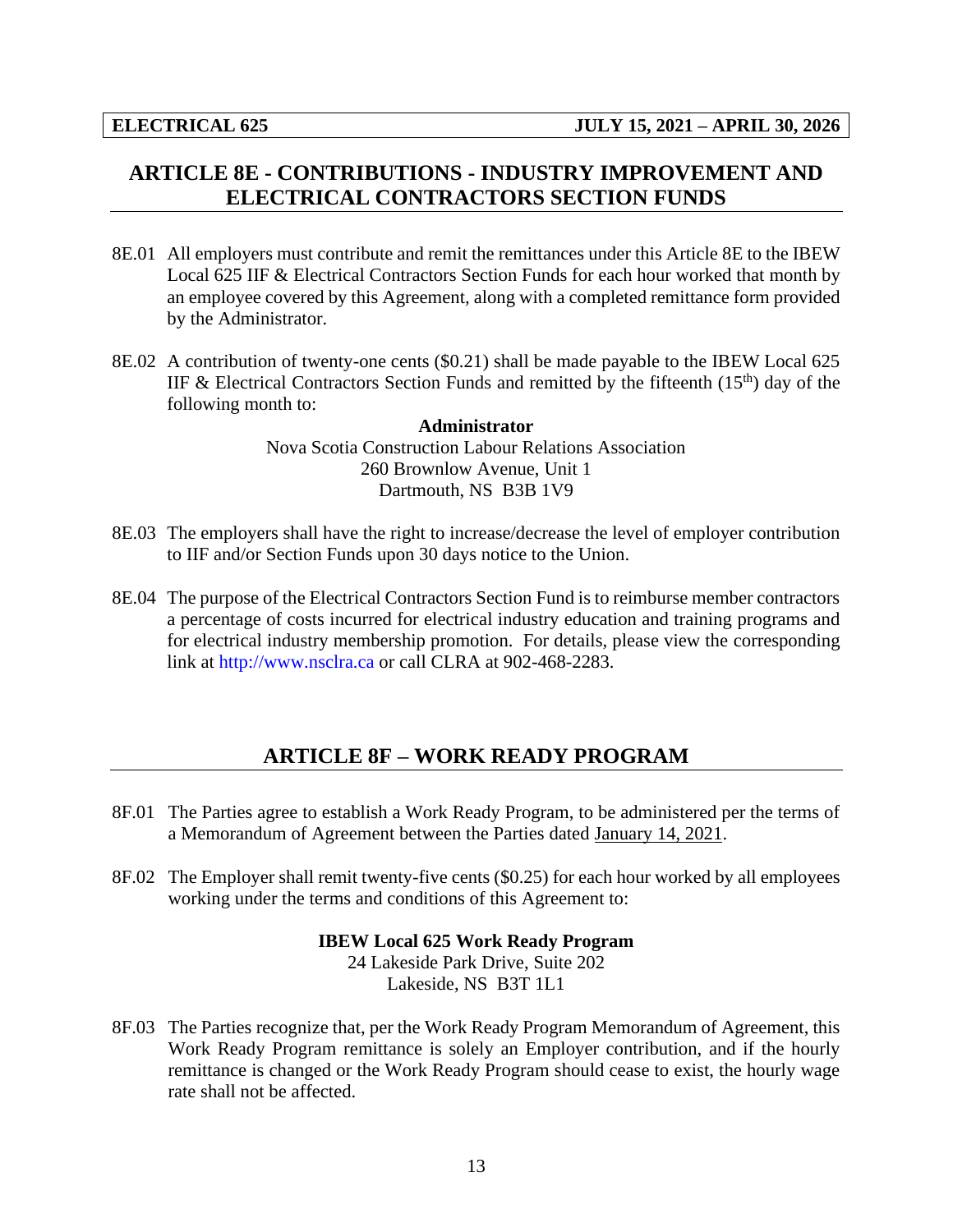## ARTICLE 8E - CONTRIBUTIONS - INDUSTRY IMPROVEMENT AND ELECTRICAL CONTRACTORS SECTION FUNDS

8E.01 All employers must contribute and remit the remittances under this Article 8E to the IBEW Local 625 IIF & Electrical Contractors Section Funds for each hour worked that month by an employee covered by this Agreement, along with a completed remittance form provided by the Administrator.

8E.02 A contribution of twenty-one cents ($0.21) shall be made payable to the IBEW Local 625 IIF & Electrical Contractors Section Funds and remitted by the fifteenth (15th) day of the following month to:

**Administrator**
Nova Scotia Construction Labour Relations Association
260 Brownlow Avenue, Unit 1
Dartmouth, NS B3B 1V9

8E.03 The employers shall have the right to increase/decrease the level of employer contribution to IIF and/or Section Funds upon 30 days notice to the Union.

8E.04 The purpose of the Electrical Contractors Section Fund is to reimburse member contractors a percentage of costs incurred for electrical industry education and training programs and for electrical industry membership promotion. For details, please view the corresponding link at http://www.nsclra.ca or call CLRA at 902-468-2283.

## ARTICLE 8F – WORK READY PROGRAM

8F.01 The Parties agree to establish a Work Ready Program, to be administered per the terms of a Memorandum of Agreement between the Parties dated January 14, 2021.

8F.02 The Employer shall remit twenty-five cents ($0.25) for each hour worked by all employees working under the terms and conditions of this Agreement to:

**IBEW Local 625 Work Ready Program**
24 Lakeside Park Drive, Suite 202
Lakeside, NS B3T 1L1

8F.03 The Parties recognize that, per the Work Ready Program Memorandum of Agreement, this Work Ready Program remittance is solely an Employer contribution, and if the hourly remittance is changed or the Work Ready Program should cease to exist, the hourly wage rate shall not be affected.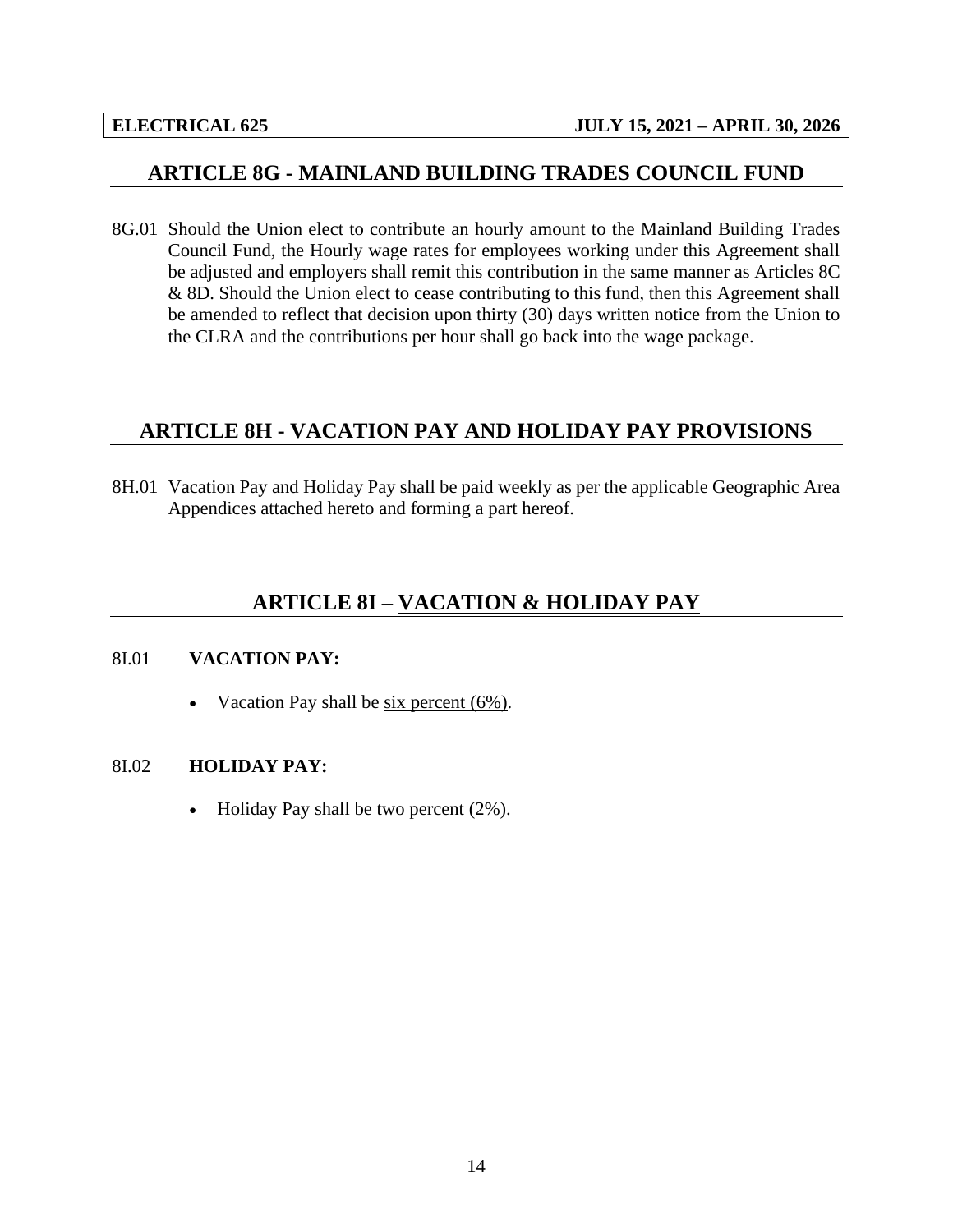## ARTICLE 8G - MAINLAND BUILDING TRADES COUNCIL FUND

8G.01 Should the Union elect to contribute an hourly amount to the Mainland Building Trades Council Fund, the Hourly wage rates for employees working under this Agreement shall be adjusted and employers shall remit this contribution in the same manner as Articles 8C & 8D. Should the Union elect to cease contributing to this fund, then this Agreement shall be amended to reflect that decision upon thirty (30) days written notice from the Union to the CLRA and the contributions per hour shall go back into the wage package.

## ARTICLE 8H - VACATION PAY AND HOLIDAY PAY PROVISIONS

8H.01 Vacation Pay and Holiday Pay shall be paid weekly as per the applicable Geographic Area Appendices attached hereto and forming a part hereof.

## ARTICLE 8I – VACATION & HOLIDAY PAY

8I.01 **VACATION PAY:**

- Vacation Pay shall be six percent (6%).

8I.02 **HOLIDAY PAY:**

- Holiday Pay shall be two percent (2%).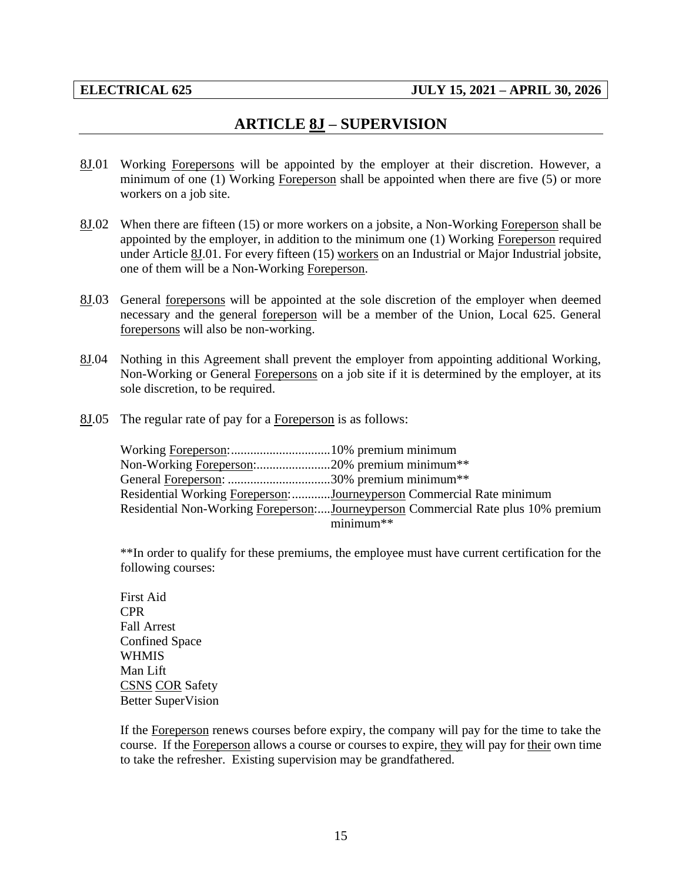## ARTICLE 8J – SUPERVISION

8J.01 Working Forepersons will be appointed by the employer at their discretion. However, a minimum of one (1) Working Foreperson shall be appointed when there are five (5) or more workers on a job site.

8J.02 When there are fifteen (15) or more workers on a jobsite, a Non-Working Foreperson shall be appointed by the employer, in addition to the minimum one (1) Working Foreperson required under Article 8J.01. For every fifteen (15) workers on an Industrial or Major Industrial jobsite, one of them will be a Non-Working Foreperson.

8J.03 General forepersons will be appointed at the sole discretion of the employer when deemed necessary and the general foreperson will be a member of the Union, Local 625. General forepersons will also be non-working.

8J.04 Nothing in this Agreement shall prevent the employer from appointing additional Working, Non-Working or General Forepersons on a job site if it is determined by the employer, at its sole discretion, to be required.

8J.05 The regular rate of pay for a Foreperson is as follows:

Working Foreperson:...............................10% premium minimum
Non-Working Foreperson:.......................20% premium minimum**
General Foreperson: ................................30% premium minimum**
Residential Working Foreperson:............Journeyperson Commercial Rate minimum
Residential Non-Working Foreperson:....Journeyperson Commercial Rate plus 10% premium minimum**

**In order to qualify for these premiums, the employee must have current certification for the following courses:

First Aid
CPR
Fall Arrest
Confined Space
WHMIS
Man Lift
CSNS COR Safety
Better SuperVision

If the Foreperson renews courses before expiry, the company will pay for the time to take the course. If the Foreperson allows a course or courses to expire, they will pay for their own time to take the refresher. Existing supervision may be grandfathered.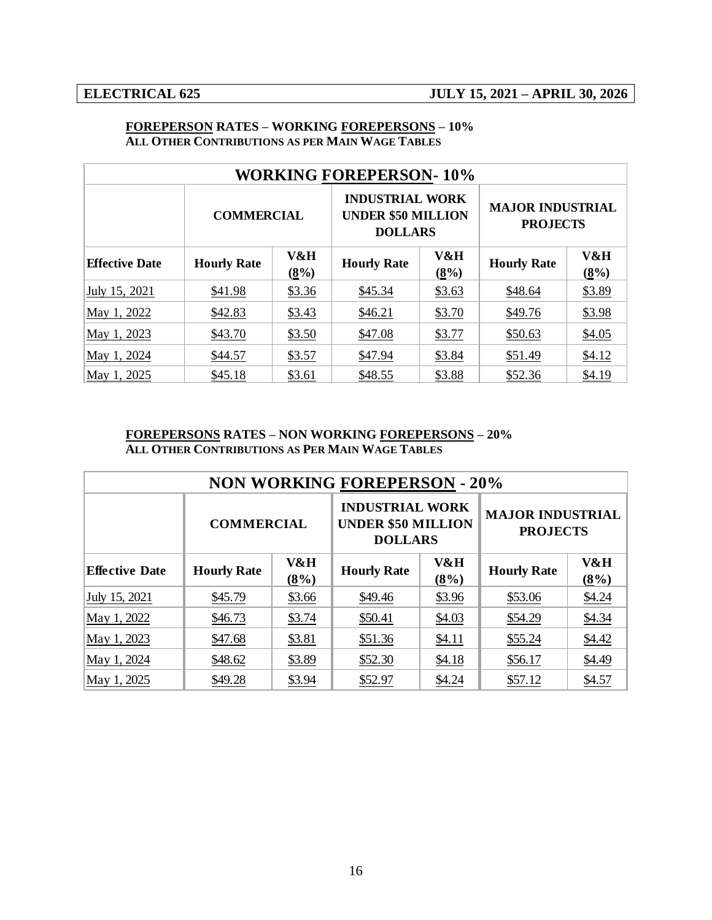**ELECTRICAL 625** **JULY 15, 2021 – APRIL 30, 2026**

**FOREPERSON RATES – WORKING FOREPERSONS – 10%**
**ALL OTHER CONTRIBUTIONS AS PER MAIN WAGE TABLES**

| WORKING FOREPERSON- 10% | | | | | | |
|---|---|---|---|---|---|---|
| | COMMERCIAL | | INDUSTRIAL WORK UNDER $50 MILLION DOLLARS | | MAJOR INDUSTRIAL PROJECTS | |
| Effective Date | Hourly Rate | V&H (8%) | Hourly Rate | V&H (8%) | Hourly Rate | V&H (8%) |
| July 15, 2021 | $41.98 | $3.36 | $45.34 | $3.63 | $48.64 | $3.89 |
| May 1, 2022 | $42.83 | $3.43 | $46.21 | $3.70 | $49.76 | $3.98 |
| May 1, 2023 | $43.70 | $3.50 | $47.08 | $3.77 | $50.63 | $4.05 |
| May 1, 2024 | $44.57 | $3.57 | $47.94 | $3.84 | $51.49 | $4.12 |
| May 1, 2025 | $45.18 | $3.61 | $48.55 | $3.88 | $52.36 | $4.19 |

**FOREPERSONS RATES – NON WORKING FOREPERSONS – 20%**
**ALL OTHER CONTRIBUTIONS AS PER MAIN WAGE TABLES**

| NON WORKING FOREPERSON - 20% | | | | | | |
|---|---|---|---|---|---|---|
| | COMMERCIAL | | INDUSTRIAL WORK UNDER $50 MILLION DOLLARS | | MAJOR INDUSTRIAL PROJECTS | |
| Effective Date | Hourly Rate | V&H (8%) | Hourly Rate | V&H (8%) | Hourly Rate | V&H (8%) |
| July 15, 2021 | $45.79 | $3.66 | $49.46 | $3.96 | $53.06 | $4.24 |
| May 1, 2022 | $46.73 | $3.74 | $50.41 | $4.03 | $54.29 | $4.34 |
| May 1, 2023 | $47.68 | $3.81 | $51.36 | $4.11 | $55.24 | $4.42 |
| May 1, 2024 | $48.62 | $3.89 | $52.30 | $4.18 | $56.17 | $4.49 |
| May 1, 2025 | $49.28 | $3.94 | $52.97 | $4.24 | $57.12 | $4.57 |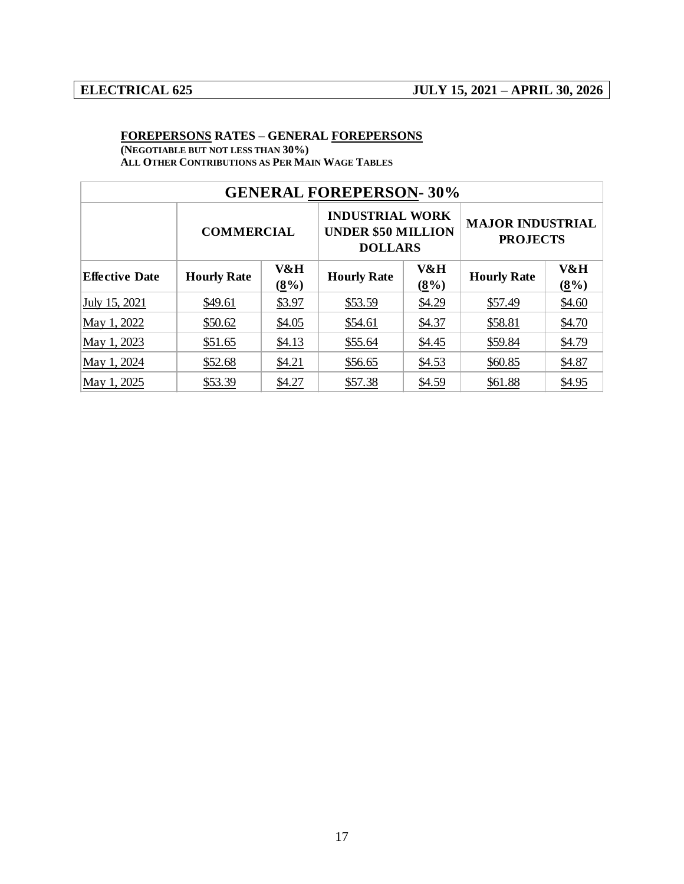**FOREPERSONS RATES – GENERAL FOREPERSONS**
**(NEGOTIABLE BUT NOT LESS THAN 30%)**
**ALL OTHER CONTRIBUTIONS AS PER MAIN WAGE TABLES**

| GENERAL FOREPERSON- 30% | | | | | | |
|---|---|---|---|---|---|---|
| | COMMERCIAL | | INDUSTRIAL WORK UNDER $50 MILLION DOLLARS | | MAJOR INDUSTRIAL PROJECTS | |
| **Effective Date** | **Hourly Rate** | **V&H (8%)** | **Hourly Rate** | **V&H (8%)** | **Hourly Rate** | **V&H (8%)** |
| July 15, 2021 | $49.61 | $3.97 | $53.59 | $4.29 | $57.49 | $4.60 |
| May 1, 2022 | $50.62 | $4.05 | $54.61 | $4.37 | $58.81 | $4.70 |
| May 1, 2023 | $51.65 | $4.13 | $55.64 | $4.45 | $59.84 | $4.79 |
| May 1, 2024 | $52.68 | $4.21 | $56.65 | $4.53 | $60.85 | $4.87 |
| May 1, 2025 | $53.39 | $4.27 | $57.38 | $4.59 | $61.88 | $4.95 |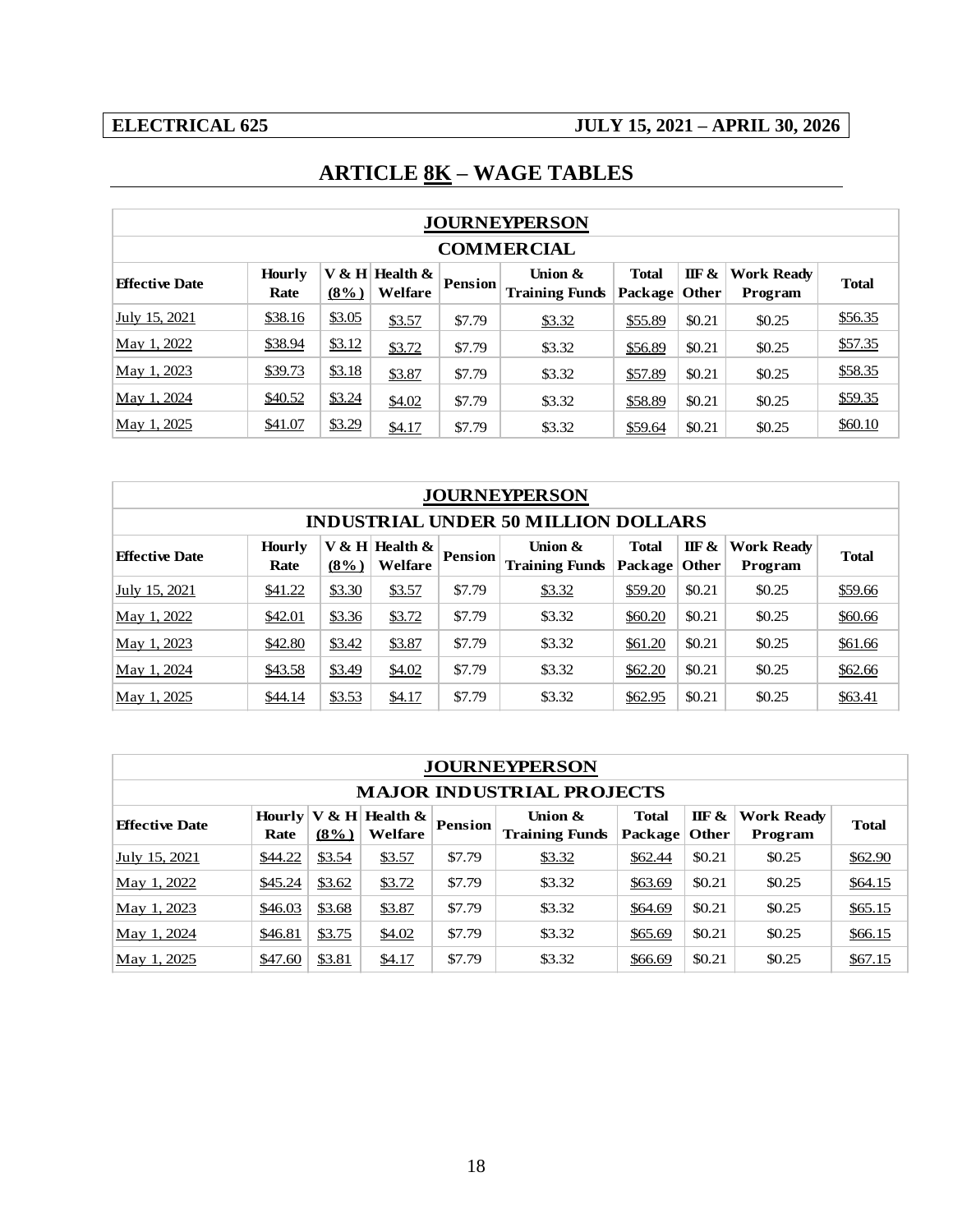ELECTRICAL 625 JULY 15, 2021 – APRIL 30, 2026

# ARTICLE 8K – WAGE TABLES

| JOURNEYPERSON COMMERCIAL | | | | | | | | | |
|---|---|---|---|---|---|---|---|---|---|
| Effective Date | Hourly Rate | V & H (8%) | Health & Welfare | Pension | Union & Training Funds | Total Package | IIF & Other | Work Ready Program | Total |
| July 15, 2021 | $38.16 | $3.05 | $3.57 | $7.79 | $3.32 | $55.89 | $0.21 | $0.25 | $56.35 |
| May 1, 2022 | $38.94 | $3.12 | $3.72 | $7.79 | $3.32 | $56.89 | $0.21 | $0.25 | $57.35 |
| May 1, 2023 | $39.73 | $3.18 | $3.87 | $7.79 | $3.32 | $57.89 | $0.21 | $0.25 | $58.35 |
| May 1, 2024 | $40.52 | $3.24 | $4.02 | $7.79 | $3.32 | $58.89 | $0.21 | $0.25 | $59.35 |
| May 1, 2025 | $41.07 | $3.29 | $4.17 | $7.79 | $3.32 | $59.64 | $0.21 | $0.25 | $60.10 |

| JOURNEYPERSON INDUSTRIAL UNDER 50 MILLION DOLLARS | | | | | | | | | |
|---|---|---|---|---|---|---|---|---|---|
| Effective Date | Hourly Rate | V & H (8%) | Health & Welfare | Pension | Union & Training Funds | Total Package | IIF & Other | Work Ready Program | Total |
| July 15, 2021 | $41.22 | $3.30 | $3.57 | $7.79 | $3.32 | $59.20 | $0.21 | $0.25 | $59.66 |
| May 1, 2022 | $42.01 | $3.36 | $3.72 | $7.79 | $3.32 | $60.20 | $0.21 | $0.25 | $60.66 |
| May 1, 2023 | $42.80 | $3.42 | $3.87 | $7.79 | $3.32 | $61.20 | $0.21 | $0.25 | $61.66 |
| May 1, 2024 | $43.58 | $3.49 | $4.02 | $7.79 | $3.32 | $62.20 | $0.21 | $0.25 | $62.66 |
| May 1, 2025 | $44.14 | $3.53 | $4.17 | $7.79 | $3.32 | $62.95 | $0.21 | $0.25 | $63.41 |

| JOURNEYPERSON MAJOR INDUSTRIAL PROJECTS | | | | | | | | | |
|---|---|---|---|---|---|---|---|---|---|
| Effective Date | Hourly Rate | V & H (8%) | Health & Welfare | Pension | Union & Training Funds | Total Package | IIF & Other | Work Ready Program | Total |
| July 15, 2021 | $44.22 | $3.54 | $3.57 | $7.79 | $3.32 | $62.44 | $0.21 | $0.25 | $62.90 |
| May 1, 2022 | $45.24 | $3.62 | $3.72 | $7.79 | $3.32 | $63.69 | $0.21 | $0.25 | $64.15 |
| May 1, 2023 | $46.03 | $3.68 | $3.87 | $7.79 | $3.32 | $64.69 | $0.21 | $0.25 | $65.15 |
| May 1, 2024 | $46.81 | $3.75 | $4.02 | $7.79 | $3.32 | $65.69 | $0.21 | $0.25 | $66.15 |
| May 1, 2025 | $47.60 | $3.81 | $4.17 | $7.79 | $3.32 | $66.69 | $0.21 | $0.25 | $67.15 |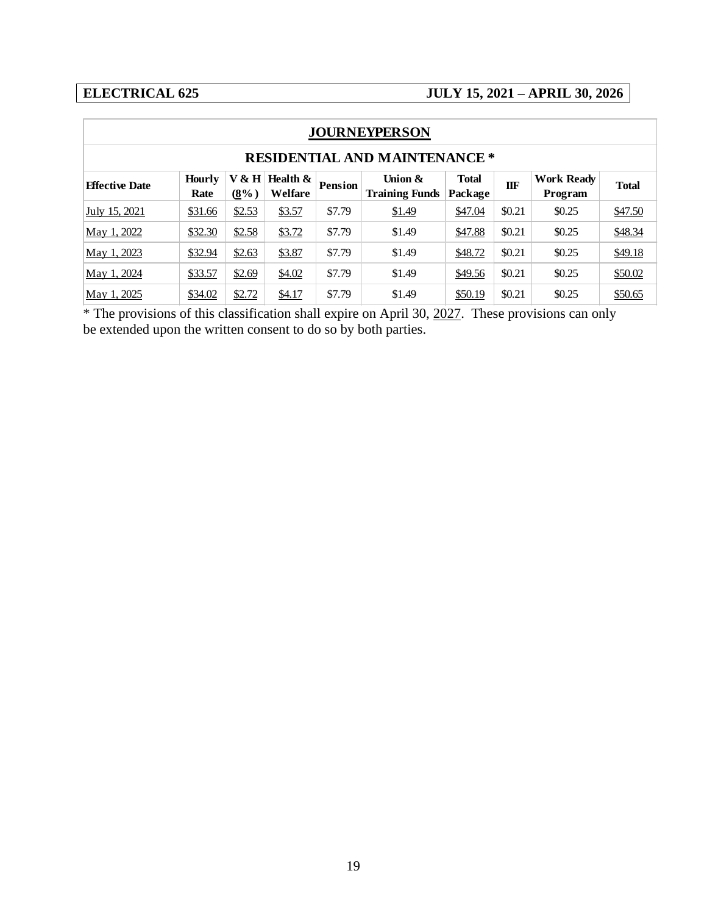**ELECTRICAL 625** **JULY 15, 2021 – APRIL 30, 2026**

| JOURNEYPERSON | | | | | | | | | |
|---|---|---|---|---|---|---|---|---|---|
| **RESIDENTIAL AND MAINTENANCE *** | | | | | | | | | |
| **Effective Date** | **Hourly Rate** | **V & H (8%)** | **Health & Welfare** | **Pension** | **Union & Training Funds** | **Total Package** | **IIF** | **Work Ready Program** | **Total** |
| July 15, 2021 | $31.66 | $2.53 | $3.57 | $7.79 | $1.49 | $47.04 | $0.21 | $0.25 | $47.50 |
| May 1, 2022 | $32.30 | $2.58 | $3.72 | $7.79 | $1.49 | $47.88 | $0.21 | $0.25 | $48.34 |
| May 1, 2023 | $32.94 | $2.63 | $3.87 | $7.79 | $1.49 | $48.72 | $0.21 | $0.25 | $49.18 |
| May 1, 2024 | $33.57 | $2.69 | $4.02 | $7.79 | $1.49 | $49.56 | $0.21 | $0.25 | $50.02 |
| May 1, 2025 | $34.02 | $2.72 | $4.17 | $7.79 | $1.49 | $50.19 | $0.21 | $0.25 | $50.65 |

* The provisions of this classification shall expire on April 30, 2027. These provisions can only be extended upon the written consent to do so by both parties.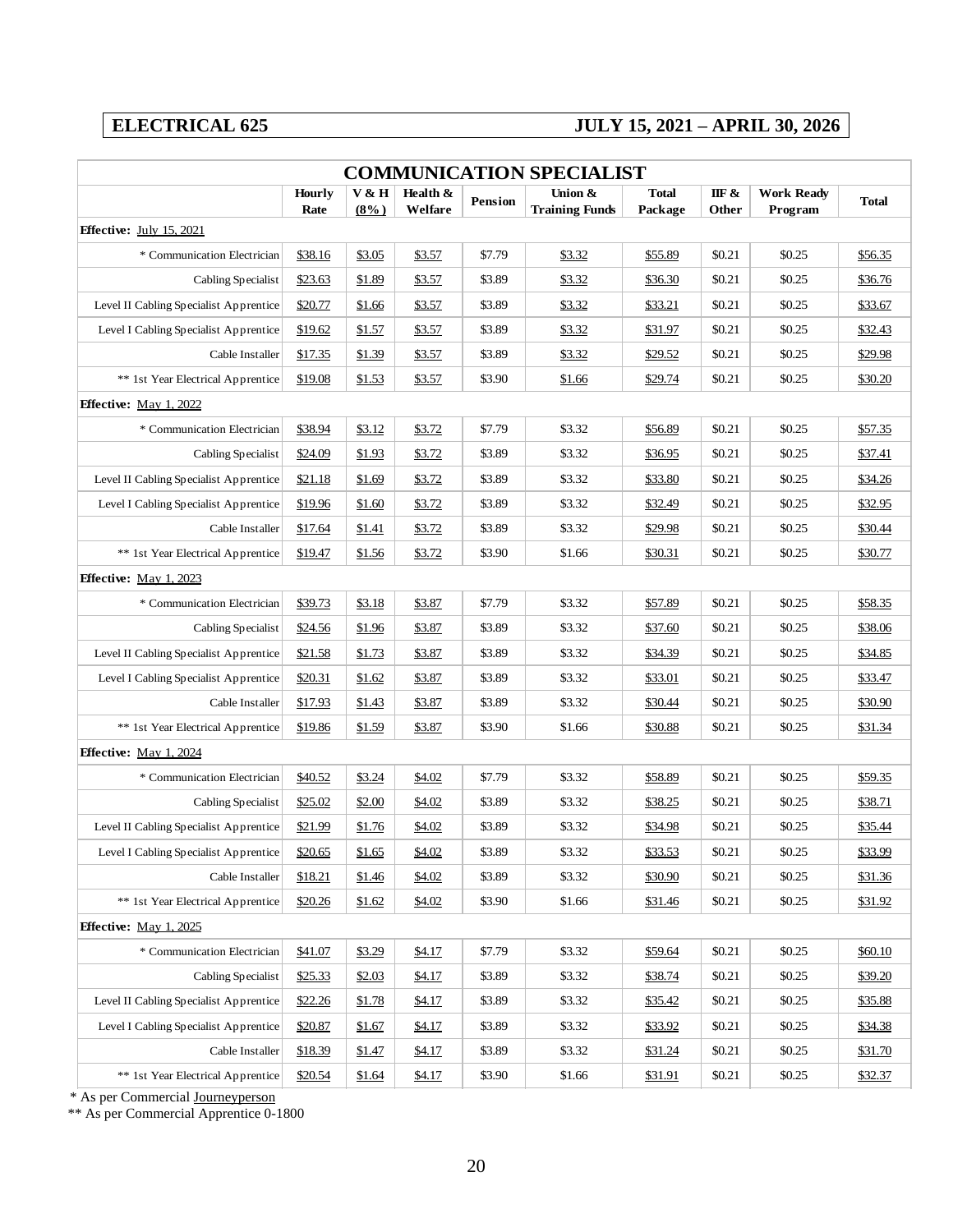**ELECTRICAL 625** **JULY 15, 2021 – APRIL 30, 2026**

## COMMUNICATION SPECIALIST

| | Hourly Rate | V & H (8%) | Health & Welfare | Pension | Union & Training Funds | Total Package | IIF & Other | Work Ready Program | Total |
|---|---|---|---|---|---|---|---|---|---|
| **Effective:** July 15, 2021 | | | | | | | | | |
| * Communication Electrician | $38.16 | $3.05 | $3.57 | $7.79 | $3.32 | $55.89 | $0.21 | $0.25 | $56.35 |
| Cabling Specialist | $23.63 | $1.89 | $3.57 | $3.89 | $3.32 | $36.30 | $0.21 | $0.25 | $36.76 |
| Level II Cabling Specialist Apprentice | $20.77 | $1.66 | $3.57 | $3.89 | $3.32 | $33.21 | $0.21 | $0.25 | $33.67 |
| Level I Cabling Specialist Apprentice | $19.62 | $1.57 | $3.57 | $3.89 | $3.32 | $31.97 | $0.21 | $0.25 | $32.43 |
| Cable Installer | $17.35 | $1.39 | $3.57 | $3.89 | $3.32 | $29.52 | $0.21 | $0.25 | $29.98 |
| ** 1st Year Electrical Apprentice | $19.08 | $1.53 | $3.57 | $3.90 | $1.66 | $29.74 | $0.21 | $0.25 | $30.20 |
| **Effective:** May 1, 2022 | | | | | | | | | |
| * Communication Electrician | $38.94 | $3.12 | $3.72 | $7.79 | $3.32 | $56.89 | $0.21 | $0.25 | $57.35 |
| Cabling Specialist | $24.09 | $1.93 | $3.72 | $3.89 | $3.32 | $36.95 | $0.21 | $0.25 | $37.41 |
| Level II Cabling Specialist Apprentice | $21.18 | $1.69 | $3.72 | $3.89 | $3.32 | $33.80 | $0.21 | $0.25 | $34.26 |
| Level I Cabling Specialist Apprentice | $19.96 | $1.60 | $3.72 | $3.89 | $3.32 | $32.49 | $0.21 | $0.25 | $32.95 |
| Cable Installer | $17.64 | $1.41 | $3.72 | $3.89 | $3.32 | $29.98 | $0.21 | $0.25 | $30.44 |
| ** 1st Year Electrical Apprentice | $19.47 | $1.56 | $3.72 | $3.90 | $1.66 | $30.31 | $0.21 | $0.25 | $30.77 |
| **Effective:** May 1, 2023 | | | | | | | | | |
| * Communication Electrician | $39.73 | $3.18 | $3.87 | $7.79 | $3.32 | $57.89 | $0.21 | $0.25 | $58.35 |
| Cabling Specialist | $24.56 | $1.96 | $3.87 | $3.89 | $3.32 | $37.60 | $0.21 | $0.25 | $38.06 |
| Level II Cabling Specialist Apprentice | $21.58 | $1.73 | $3.87 | $3.89 | $3.32 | $34.39 | $0.21 | $0.25 | $34.85 |
| Level I Cabling Specialist Apprentice | $20.31 | $1.62 | $3.87 | $3.89 | $3.32 | $33.01 | $0.21 | $0.25 | $33.47 |
| Cable Installer | $17.93 | $1.43 | $3.87 | $3.89 | $3.32 | $30.44 | $0.21 | $0.25 | $30.90 |
| ** 1st Year Electrical Apprentice | $19.86 | $1.59 | $3.87 | $3.90 | $1.66 | $30.88 | $0.21 | $0.25 | $31.34 |
| **Effective:** May 1, 2024 | | | | | | | | | |
| * Communication Electrician | $40.52 | $3.24 | $4.02 | $7.79 | $3.32 | $58.89 | $0.21 | $0.25 | $59.35 |
| Cabling Specialist | $25.02 | $2.00 | $4.02 | $3.89 | $3.32 | $38.25 | $0.21 | $0.25 | $38.71 |
| Level II Cabling Specialist Apprentice | $21.99 | $1.76 | $4.02 | $3.89 | $3.32 | $34.98 | $0.21 | $0.25 | $35.44 |
| Level I Cabling Specialist Apprentice | $20.65 | $1.65 | $4.02 | $3.89 | $3.32 | $33.53 | $0.21 | $0.25 | $33.99 |
| Cable Installer | $18.21 | $1.46 | $4.02 | $3.89 | $3.32 | $30.90 | $0.21 | $0.25 | $31.36 |
| ** 1st Year Electrical Apprentice | $20.26 | $1.62 | $4.02 | $3.90 | $1.66 | $31.46 | $0.21 | $0.25 | $31.92 |
| **Effective:** May 1, 2025 | | | | | | | | | |
| * Communication Electrician | $41.07 | $3.29 | $4.17 | $7.79 | $3.32 | $59.64 | $0.21 | $0.25 | $60.10 |
| Cabling Specialist | $25.33 | $2.03 | $4.17 | $3.89 | $3.32 | $38.74 | $0.21 | $0.25 | $39.20 |
| Level II Cabling Specialist Apprentice | $22.26 | $1.78 | $4.17 | $3.89 | $3.32 | $35.42 | $0.21 | $0.25 | $35.88 |
| Level I Cabling Specialist Apprentice | $20.87 | $1.67 | $4.17 | $3.89 | $3.32 | $33.92 | $0.21 | $0.25 | $34.38 |
| Cable Installer | $18.39 | $1.47 | $4.17 | $3.89 | $3.32 | $31.24 | $0.21 | $0.25 | $31.70 |
| ** 1st Year Electrical Apprentice | $20.54 | $1.64 | $4.17 | $3.90 | $1.66 | $31.91 | $0.21 | $0.25 | $32.37 |

* As per Commercial Journeyperson

** As per Commercial Apprentice 0-1800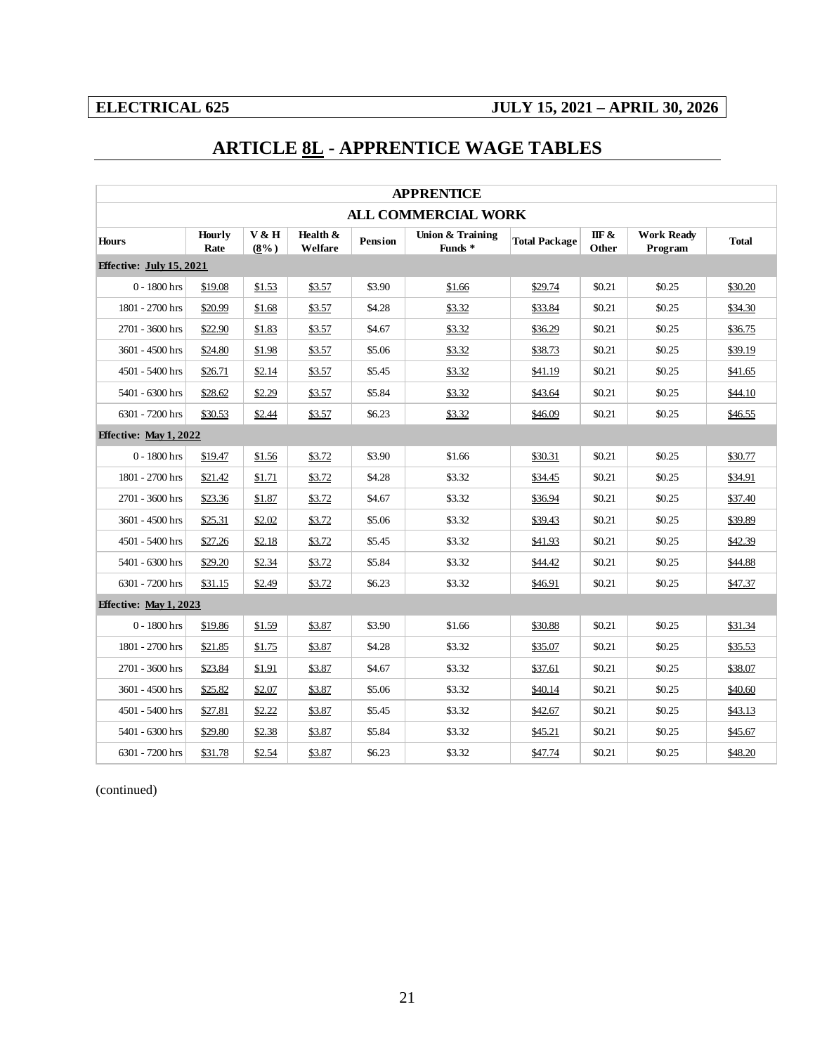**ELECTRICAL 625** **JULY 15, 2021 – APRIL 30, 2026**

# ARTICLE 8L - APPRENTICE WAGE TABLES

| APPRENTICE | | | | | | | | | |
|---|---|---|---|---|---|---|---|---|---|
| ALL COMMERCIAL WORK | | | | | | | | | |
| Hours | Hourly Rate | V & H (8%) | Health & Welfare | Pension | Union & Training Funds * | Total Package | IIF & Other | Work Ready Program | Total |
| Effective: July 15, 2021 | | | | | | | | | |
| 0 - 1800 hrs | $19.08 | $1.53 | $3.57 | $3.90 | $1.66 | $29.74 | $0.21 | $0.25 | $30.20 |
| 1801 - 2700 hrs | $20.99 | $1.68 | $3.57 | $4.28 | $3.32 | $33.84 | $0.21 | $0.25 | $34.30 |
| 2701 - 3600 hrs | $22.90 | $1.83 | $3.57 | $4.67 | $3.32 | $36.29 | $0.21 | $0.25 | $36.75 |
| 3601 - 4500 hrs | $24.80 | $1.98 | $3.57 | $5.06 | $3.32 | $38.73 | $0.21 | $0.25 | $39.19 |
| 4501 - 5400 hrs | $26.71 | $2.14 | $3.57 | $5.45 | $3.32 | $41.19 | $0.21 | $0.25 | $41.65 |
| 5401 - 6300 hrs | $28.62 | $2.29 | $3.57 | $5.84 | $3.32 | $43.64 | $0.21 | $0.25 | $44.10 |
| 6301 - 7200 hrs | $30.53 | $2.44 | $3.57 | $6.23 | $3.32 | $46.09 | $0.21 | $0.25 | $46.55 |
| Effective: May 1, 2022 | | | | | | | | | |
| 0 - 1800 hrs | $19.47 | $1.56 | $3.72 | $3.90 | $1.66 | $30.31 | $0.21 | $0.25 | $30.77 |
| 1801 - 2700 hrs | $21.42 | $1.71 | $3.72 | $4.28 | $3.32 | $34.45 | $0.21 | $0.25 | $34.91 |
| 2701 - 3600 hrs | $23.36 | $1.87 | $3.72 | $4.67 | $3.32 | $36.94 | $0.21 | $0.25 | $37.40 |
| 3601 - 4500 hrs | $25.31 | $2.02 | $3.72 | $5.06 | $3.32 | $39.43 | $0.21 | $0.25 | $39.89 |
| 4501 - 5400 hrs | $27.26 | $2.18 | $3.72 | $5.45 | $3.32 | $41.93 | $0.21 | $0.25 | $42.39 |
| 5401 - 6300 hrs | $29.20 | $2.34 | $3.72 | $5.84 | $3.32 | $44.42 | $0.21 | $0.25 | $44.88 |
| 6301 - 7200 hrs | $31.15 | $2.49 | $3.72 | $6.23 | $3.32 | $46.91 | $0.21 | $0.25 | $47.37 |
| Effective: May 1, 2023 | | | | | | | | | |
| 0 - 1800 hrs | $19.86 | $1.59 | $3.87 | $3.90 | $1.66 | $30.88 | $0.21 | $0.25 | $31.34 |
| 1801 - 2700 hrs | $21.85 | $1.75 | $3.87 | $4.28 | $3.32 | $35.07 | $0.21 | $0.25 | $35.53 |
| 2701 - 3600 hrs | $23.84 | $1.91 | $3.87 | $4.67 | $3.32 | $37.61 | $0.21 | $0.25 | $38.07 |
| 3601 - 4500 hrs | $25.82 | $2.07 | $3.87 | $5.06 | $3.32 | $40.14 | $0.21 | $0.25 | $40.60 |
| 4501 - 5400 hrs | $27.81 | $2.22 | $3.87 | $5.45 | $3.32 | $42.67 | $0.21 | $0.25 | $43.13 |
| 5401 - 6300 hrs | $29.80 | $2.38 | $3.87 | $5.84 | $3.32 | $45.21 | $0.21 | $0.25 | $45.67 |
| 6301 - 7200 hrs | $31.78 | $2.54 | $3.87 | $6.23 | $3.32 | $47.74 | $0.21 | $0.25 | $48.20 |

(continued)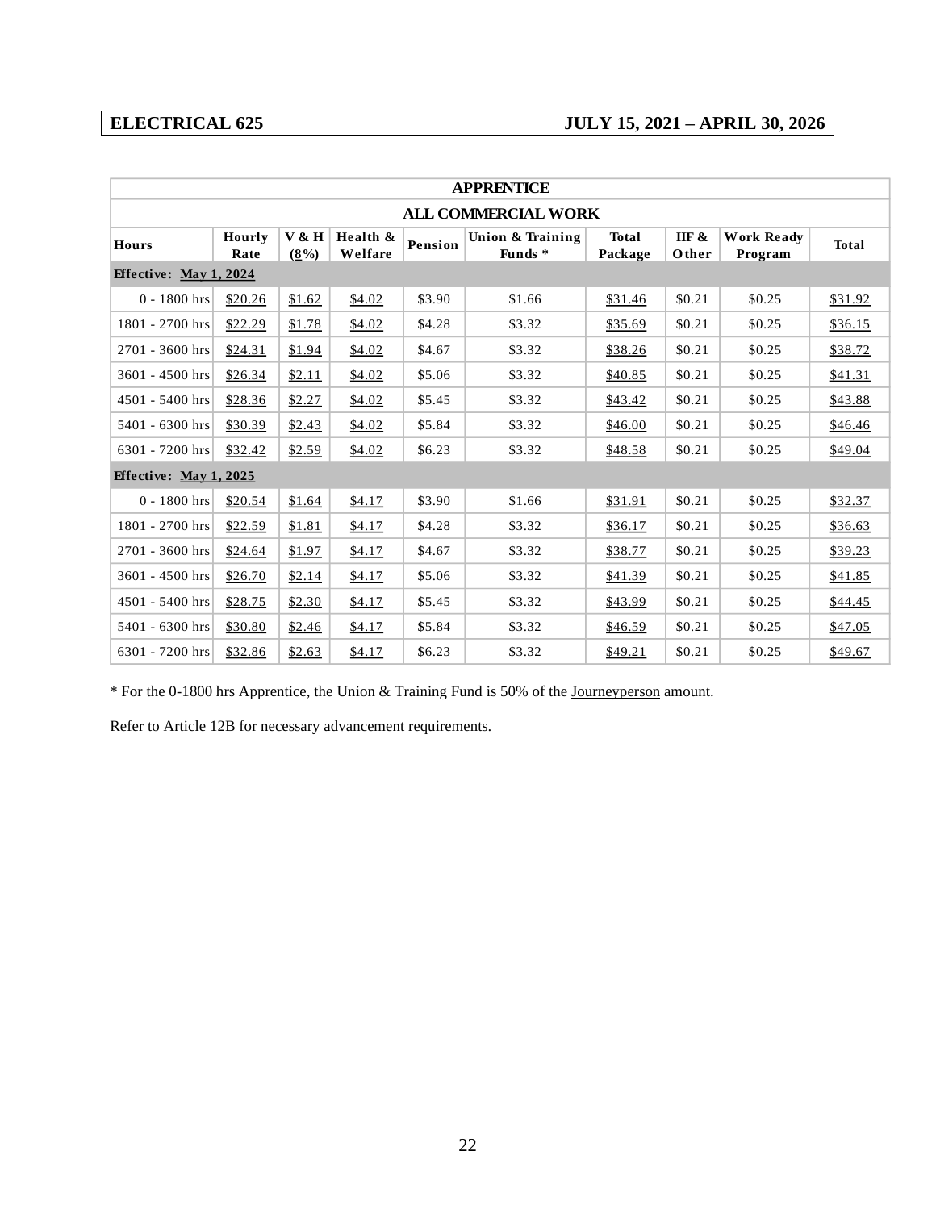**ELECTRICAL 625 JULY 15, 2021 – APRIL 30, 2026**

| APPRENTICE | | | | | | | | | |
|---|---|---|---|---|---|---|---|---|---|
| ALL COMMERCIAL WORK | | | | | | | | | |
| Hours | Hourly Rate | V & H (8%) | Health & Welfare | Pension | Union & Training Funds * | Total Package | IIF & Other | Work Ready Program | Total |
| Effective: May 1, 2024 | | | | | | | | | |
| 0 - 1800 hrs | $20.26 | $1.62 | $4.02 | $3.90 | $1.66 | $31.46 | $0.21 | $0.25 | $31.92 |
| 1801 - 2700 hrs | $22.29 | $1.78 | $4.02 | $4.28 | $3.32 | $35.69 | $0.21 | $0.25 | $36.15 |
| 2701 - 3600 hrs | $24.31 | $1.94 | $4.02 | $4.67 | $3.32 | $38.26 | $0.21 | $0.25 | $38.72 |
| 3601 - 4500 hrs | $26.34 | $2.11 | $4.02 | $5.06 | $3.32 | $40.85 | $0.21 | $0.25 | $41.31 |
| 4501 - 5400 hrs | $28.36 | $2.27 | $4.02 | $5.45 | $3.32 | $43.42 | $0.21 | $0.25 | $43.88 |
| 5401 - 6300 hrs | $30.39 | $2.43 | $4.02 | $5.84 | $3.32 | $46.00 | $0.21 | $0.25 | $46.46 |
| 6301 - 7200 hrs | $32.42 | $2.59 | $4.02 | $6.23 | $3.32 | $48.58 | $0.21 | $0.25 | $49.04 |
| Effective: May 1, 2025 | | | | | | | | | |
| 0 - 1800 hrs | $20.54 | $1.64 | $4.17 | $3.90 | $1.66 | $31.91 | $0.21 | $0.25 | $32.37 |
| 1801 - 2700 hrs | $22.59 | $1.81 | $4.17 | $4.28 | $3.32 | $36.17 | $0.21 | $0.25 | $36.63 |
| 2701 - 3600 hrs | $24.64 | $1.97 | $4.17 | $4.67 | $3.32 | $38.77 | $0.21 | $0.25 | $39.23 |
| 3601 - 4500 hrs | $26.70 | $2.14 | $4.17 | $5.06 | $3.32 | $41.39 | $0.21 | $0.25 | $41.85 |
| 4501 - 5400 hrs | $28.75 | $2.30 | $4.17 | $5.45 | $3.32 | $43.99 | $0.21 | $0.25 | $44.45 |
| 5401 - 6300 hrs | $30.80 | $2.46 | $4.17 | $5.84 | $3.32 | $46.59 | $0.21 | $0.25 | $47.05 |
| 6301 - 7200 hrs | $32.86 | $2.63 | $4.17 | $6.23 | $3.32 | $49.21 | $0.21 | $0.25 | $49.67 |

* For the 0-1800 hrs Apprentice, the Union & Training Fund is 50% of the Journeyperson amount.

Refer to Article 12B for necessary advancement requirements.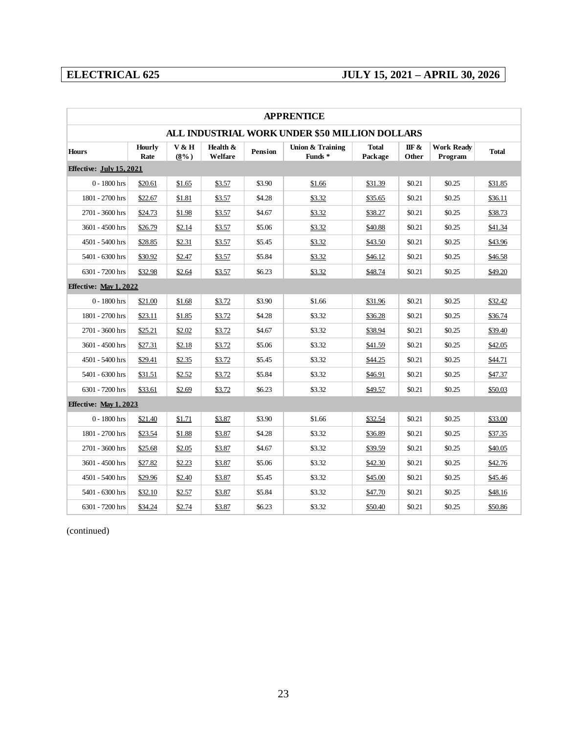**ELECTRICAL 625** **JULY 15, 2021 – APRIL 30, 2026**

| APPRENTICE | | | | | | | | | |
|---|---|---|---|---|---|---|---|---|---|
| ALL INDUSTRIAL WORK UNDER $50 MILLION DOLLARS | | | | | | | | | |
| Hours | Hourly Rate | V & H (8%) | Health & Welfare | Pension | Union & Training Funds * | Total Package | IIF & Other | Work Ready Program | Total |
| **Effective: July 15, 2021** | | | | | | | | | |
| 0 - 1800 hrs | $20.61 | $1.65 | $3.57 | $3.90 | $1.66 | $31.39 | $0.21 | $0.25 | $31.85 |
| 1801 - 2700 hrs | $22.67 | $1.81 | $3.57 | $4.28 | $3.32 | $35.65 | $0.21 | $0.25 | $36.11 |
| 2701 - 3600 hrs | $24.73 | $1.98 | $3.57 | $4.67 | $3.32 | $38.27 | $0.21 | $0.25 | $38.73 |
| 3601 - 4500 hrs | $26.79 | $2.14 | $3.57 | $5.06 | $3.32 | $40.88 | $0.21 | $0.25 | $41.34 |
| 4501 - 5400 hrs | $28.85 | $2.31 | $3.57 | $5.45 | $3.32 | $43.50 | $0.21 | $0.25 | $43.96 |
| 5401 - 6300 hrs | $30.92 | $2.47 | $3.57 | $5.84 | $3.32 | $46.12 | $0.21 | $0.25 | $46.58 |
| 6301 - 7200 hrs | $32.98 | $2.64 | $3.57 | $6.23 | $3.32 | $48.74 | $0.21 | $0.25 | $49.20 |
| **Effective: May 1, 2022** | | | | | | | | | |
| 0 - 1800 hrs | $21.00 | $1.68 | $3.72 | $3.90 | $1.66 | $31.96 | $0.21 | $0.25 | $32.42 |
| 1801 - 2700 hrs | $23.11 | $1.85 | $3.72 | $4.28 | $3.32 | $36.28 | $0.21 | $0.25 | $36.74 |
| 2701 - 3600 hrs | $25.21 | $2.02 | $3.72 | $4.67 | $3.32 | $38.94 | $0.21 | $0.25 | $39.40 |
| 3601 - 4500 hrs | $27.31 | $2.18 | $3.72 | $5.06 | $3.32 | $41.59 | $0.21 | $0.25 | $42.05 |
| 4501 - 5400 hrs | $29.41 | $2.35 | $3.72 | $5.45 | $3.32 | $44.25 | $0.21 | $0.25 | $44.71 |
| 5401 - 6300 hrs | $31.51 | $2.52 | $3.72 | $5.84 | $3.32 | $46.91 | $0.21 | $0.25 | $47.37 |
| 6301 - 7200 hrs | $33.61 | $2.69 | $3.72 | $6.23 | $3.32 | $49.57 | $0.21 | $0.25 | $50.03 |
| **Effective: May 1, 2023** | | | | | | | | | |
| 0 - 1800 hrs | $21.40 | $1.71 | $3.87 | $3.90 | $1.66 | $32.54 | $0.21 | $0.25 | $33.00 |
| 1801 - 2700 hrs | $23.54 | $1.88 | $3.87 | $4.28 | $3.32 | $36.89 | $0.21 | $0.25 | $37.35 |
| 2701 - 3600 hrs | $25.68 | $2.05 | $3.87 | $4.67 | $3.32 | $39.59 | $0.21 | $0.25 | $40.05 |
| 3601 - 4500 hrs | $27.82 | $2.23 | $3.87 | $5.06 | $3.32 | $42.30 | $0.21 | $0.25 | $42.76 |
| 4501 - 5400 hrs | $29.96 | $2.40 | $3.87 | $5.45 | $3.32 | $45.00 | $0.21 | $0.25 | $45.46 |
| 5401 - 6300 hrs | $32.10 | $2.57 | $3.87 | $5.84 | $3.32 | $47.70 | $0.21 | $0.25 | $48.16 |
| 6301 - 7200 hrs | $34.24 | $2.74 | $3.87 | $6.23 | $3.32 | $50.40 | $0.21 | $0.25 | $50.86 |

(continued)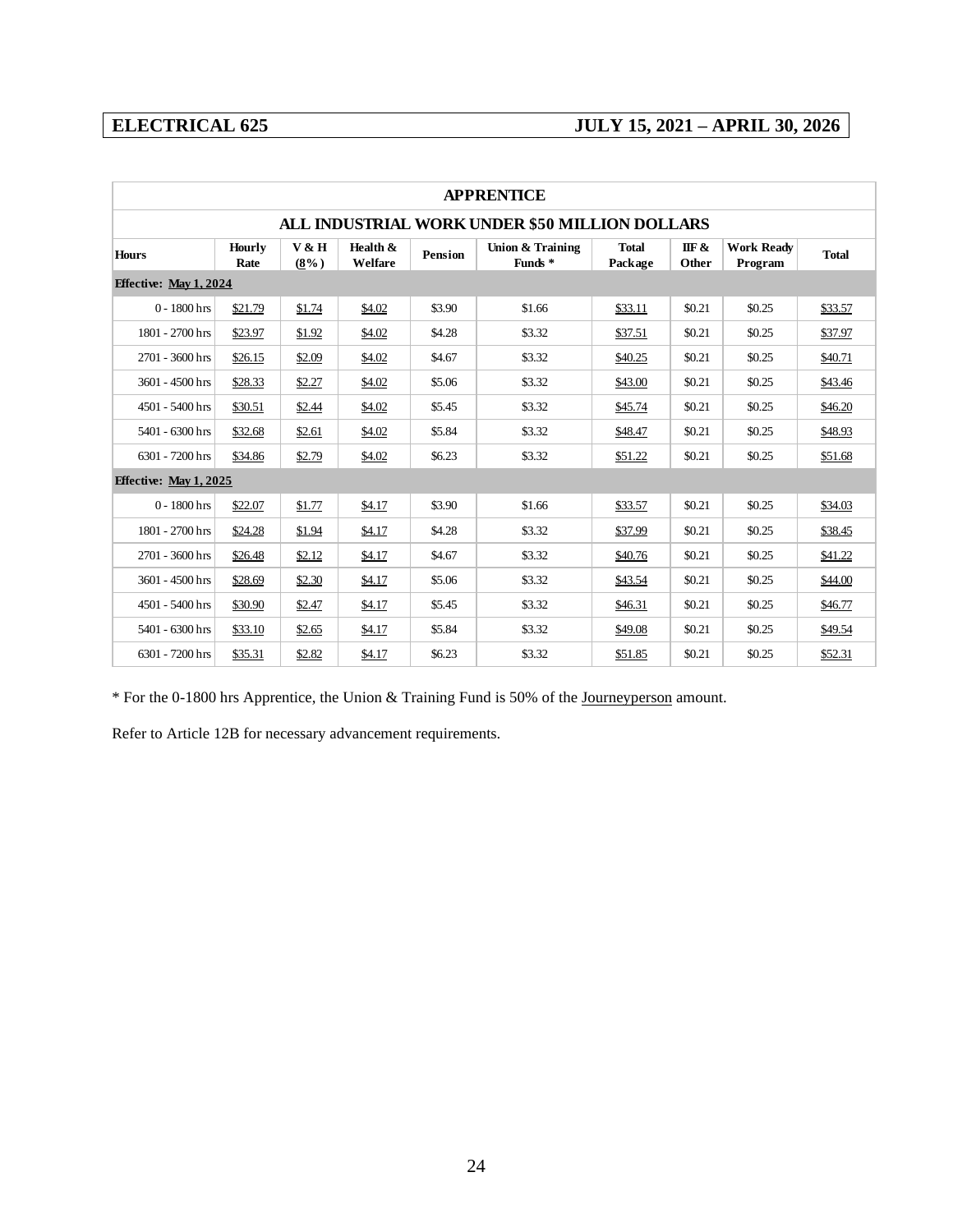**ELECTRICAL 625** **JULY 15, 2021 – APRIL 30, 2026**

| APPRENTICE | | | | | | | | | |
|---|---|---|---|---|---|---|---|---|---|
| ALL INDUSTRIAL WORK UNDER $50 MILLION DOLLARS | | | | | | | | | |
| Hours | Hourly Rate | V & H (8%) | Health & Welfare | Pension | Union & Training Funds * | Total Package | IIF & Other | Work Ready Program | Total |
| Effective: May 1, 2024 | | | | | | | | | |
| 0 - 1800 hrs | $21.79 | $1.74 | $4.02 | $3.90 | $1.66 | $33.11 | $0.21 | $0.25 | $33.57 |
| 1801 - 2700 hrs | $23.97 | $1.92 | $4.02 | $4.28 | $3.32 | $37.51 | $0.21 | $0.25 | $37.97 |
| 2701 - 3600 hrs | $26.15 | $2.09 | $4.02 | $4.67 | $3.32 | $40.25 | $0.21 | $0.25 | $40.71 |
| 3601 - 4500 hrs | $28.33 | $2.27 | $4.02 | $5.06 | $3.32 | $43.00 | $0.21 | $0.25 | $43.46 |
| 4501 - 5400 hrs | $30.51 | $2.44 | $4.02 | $5.45 | $3.32 | $45.74 | $0.21 | $0.25 | $46.20 |
| 5401 - 6300 hrs | $32.68 | $2.61 | $4.02 | $5.84 | $3.32 | $48.47 | $0.21 | $0.25 | $48.93 |
| 6301 - 7200 hrs | $34.86 | $2.79 | $4.02 | $6.23 | $3.32 | $51.22 | $0.21 | $0.25 | $51.68 |
| Effective: May 1, 2025 | | | | | | | | | |
| 0 - 1800 hrs | $22.07 | $1.77 | $4.17 | $3.90 | $1.66 | $33.57 | $0.21 | $0.25 | $34.03 |
| 1801 - 2700 hrs | $24.28 | $1.94 | $4.17 | $4.28 | $3.32 | $37.99 | $0.21 | $0.25 | $38.45 |
| 2701 - 3600 hrs | $26.48 | $2.12 | $4.17 | $4.67 | $3.32 | $40.76 | $0.21 | $0.25 | $41.22 |
| 3601 - 4500 hrs | $28.69 | $2.30 | $4.17 | $5.06 | $3.32 | $43.54 | $0.21 | $0.25 | $44.00 |
| 4501 - 5400 hrs | $30.90 | $2.47 | $4.17 | $5.45 | $3.32 | $46.31 | $0.21 | $0.25 | $46.77 |
| 5401 - 6300 hrs | $33.10 | $2.65 | $4.17 | $5.84 | $3.32 | $49.08 | $0.21 | $0.25 | $49.54 |
| 6301 - 7200 hrs | $35.31 | $2.82 | $4.17 | $6.23 | $3.32 | $51.85 | $0.21 | $0.25 | $52.31 |

* For the 0-1800 hrs Apprentice, the Union & Training Fund is 50% of the Journeyperson amount.

Refer to Article 12B for necessary advancement requirements.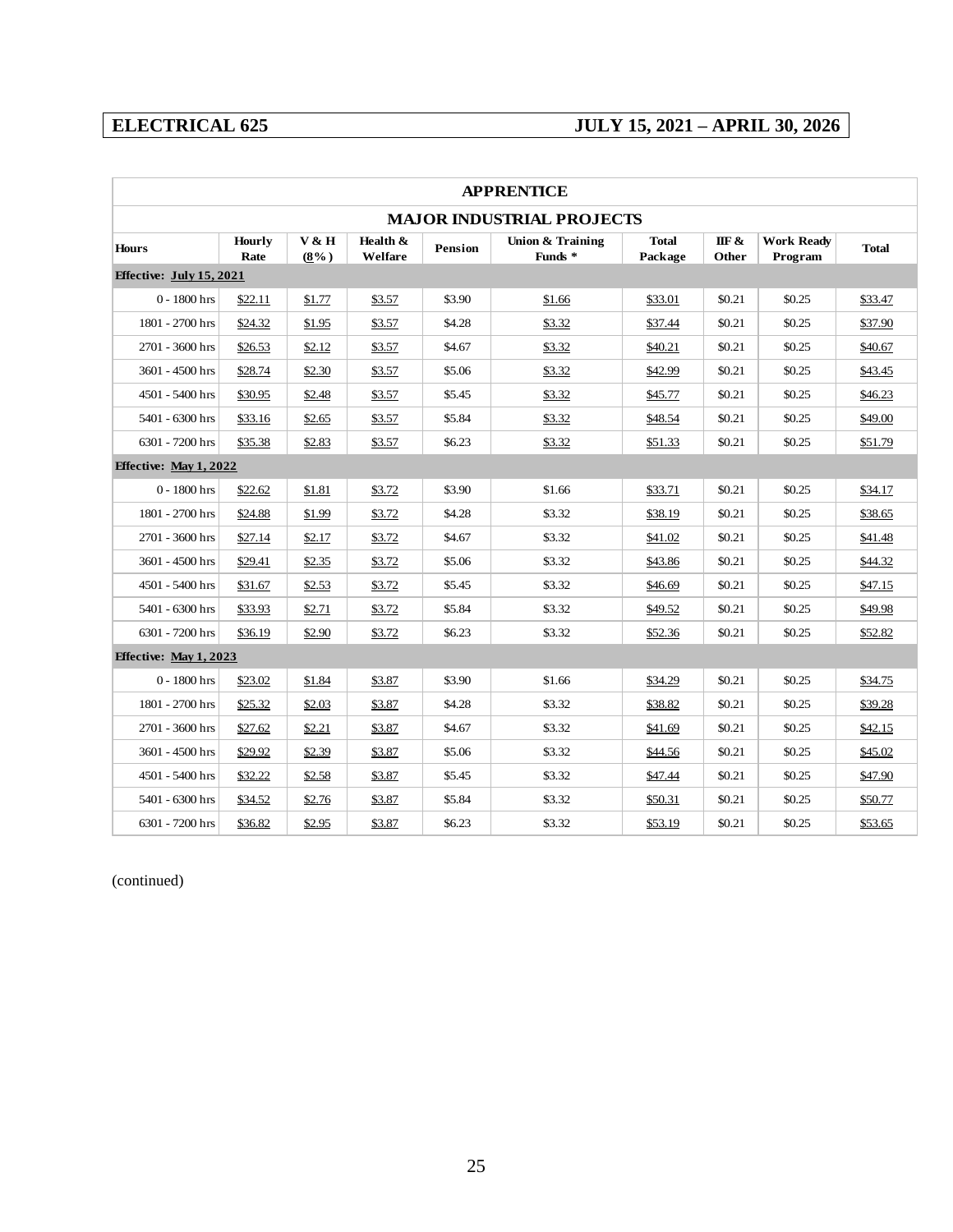**ELECTRICAL 625** **JULY 15, 2021 – APRIL 30, 2026**

| APPRENTICE | | | | | | | | | |
|---|---|---|---|---|---|---|---|---|---|
| MAJOR INDUSTRIAL PROJECTS | | | | | | | | | |
| **Hours** | **Hourly Rate** | **V & H (8%)** | **Health & Welfare** | **Pension** | **Union & Training Funds *** | **Total Package** | **IIF & Other** | **Work Ready Program** | **Total** |
| **Effective: July 15, 2021** | | | | | | | | | |
| 0 - 1800 hrs | $22.11 | $1.77 | $3.57 | $3.90 | $1.66 | $33.01 | $0.21 | $0.25 | $33.47 |
| 1801 - 2700 hrs | $24.32 | $1.95 | $3.57 | $4.28 | $3.32 | $37.44 | $0.21 | $0.25 | $37.90 |
| 2701 - 3600 hrs | $26.53 | $2.12 | $3.57 | $4.67 | $3.32 | $40.21 | $0.21 | $0.25 | $40.67 |
| 3601 - 4500 hrs | $28.74 | $2.30 | $3.57 | $5.06 | $3.32 | $42.99 | $0.21 | $0.25 | $43.45 |
| 4501 - 5400 hrs | $30.95 | $2.48 | $3.57 | $5.45 | $3.32 | $45.77 | $0.21 | $0.25 | $46.23 |
| 5401 - 6300 hrs | $33.16 | $2.65 | $3.57 | $5.84 | $3.32 | $48.54 | $0.21 | $0.25 | $49.00 |
| 6301 - 7200 hrs | $35.38 | $2.83 | $3.57 | $6.23 | $3.32 | $51.33 | $0.21 | $0.25 | $51.79 |
| **Effective: May 1, 2022** | | | | | | | | | |
| 0 - 1800 hrs | $22.62 | $1.81 | $3.72 | $3.90 | $1.66 | $33.71 | $0.21 | $0.25 | $34.17 |
| 1801 - 2700 hrs | $24.88 | $1.99 | $3.72 | $4.28 | $3.32 | $38.19 | $0.21 | $0.25 | $38.65 |
| 2701 - 3600 hrs | $27.14 | $2.17 | $3.72 | $4.67 | $3.32 | $41.02 | $0.21 | $0.25 | $41.48 |
| 3601 - 4500 hrs | $29.41 | $2.35 | $3.72 | $5.06 | $3.32 | $43.86 | $0.21 | $0.25 | $44.32 |
| 4501 - 5400 hrs | $31.67 | $2.53 | $3.72 | $5.45 | $3.32 | $46.69 | $0.21 | $0.25 | $47.15 |
| 5401 - 6300 hrs | $33.93 | $2.71 | $3.72 | $5.84 | $3.32 | $49.52 | $0.21 | $0.25 | $49.98 |
| 6301 - 7200 hrs | $36.19 | $2.90 | $3.72 | $6.23 | $3.32 | $52.36 | $0.21 | $0.25 | $52.82 |
| **Effective: May 1, 2023** | | | | | | | | | |
| 0 - 1800 hrs | $23.02 | $1.84 | $3.87 | $3.90 | $1.66 | $34.29 | $0.21 | $0.25 | $34.75 |
| 1801 - 2700 hrs | $25.32 | $2.03 | $3.87 | $4.28 | $3.32 | $38.82 | $0.21 | $0.25 | $39.28 |
| 2701 - 3600 hrs | $27.62 | $2.21 | $3.87 | $4.67 | $3.32 | $41.69 | $0.21 | $0.25 | $42.15 |
| 3601 - 4500 hrs | $29.92 | $2.39 | $3.87 | $5.06 | $3.32 | $44.56 | $0.21 | $0.25 | $45.02 |
| 4501 - 5400 hrs | $32.22 | $2.58 | $3.87 | $5.45 | $3.32 | $47.44 | $0.21 | $0.25 | $47.90 |
| 5401 - 6300 hrs | $34.52 | $2.76 | $3.87 | $5.84 | $3.32 | $50.31 | $0.21 | $0.25 | $50.77 |
| 6301 - 7200 hrs | $36.82 | $2.95 | $3.87 | $6.23 | $3.32 | $53.19 | $0.21 | $0.25 | $53.65 |

(continued)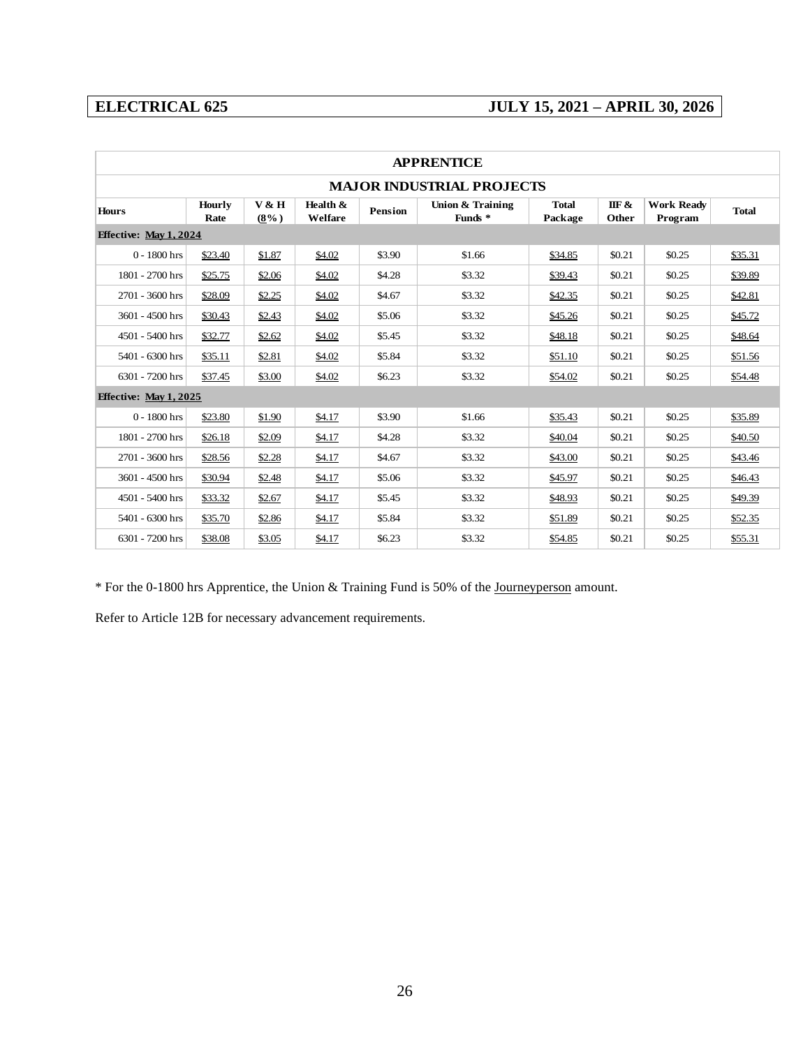**ELECTRICAL 625** **JULY 15, 2021 – APRIL 30, 2026**

| APPRENTICE | | | | | | | | | |
|---|---|---|---|---|---|---|---|---|---|
| **MAJOR INDUSTRIAL PROJECTS** | | | | | | | | | |
| **Hours** | **Hourly Rate** | **V & H (8%)** | **Health & Welfare** | **Pension** | **Union & Training Funds \*** | **Total Package** | **IIF & Other** | **Work Ready Program** | **Total** |
| **Effective: May 1, 2024** | | | | | | | | | |
| 0 - 1800 hrs | $23.40 | $1.87 | $4.02 | $3.90 | $1.66 | $34.85 | $0.21 | $0.25 | $35.31 |
| 1801 - 2700 hrs | $25.75 | $2.06 | $4.02 | $4.28 | $3.32 | $39.43 | $0.21 | $0.25 | $39.89 |
| 2701 - 3600 hrs | $28.09 | $2.25 | $4.02 | $4.67 | $3.32 | $42.35 | $0.21 | $0.25 | $42.81 |
| 3601 - 4500 hrs | $30.43 | $2.43 | $4.02 | $5.06 | $3.32 | $45.26 | $0.21 | $0.25 | $45.72 |
| 4501 - 5400 hrs | $32.77 | $2.62 | $4.02 | $5.45 | $3.32 | $48.18 | $0.21 | $0.25 | $48.64 |
| 5401 - 6300 hrs | $35.11 | $2.81 | $4.02 | $5.84 | $3.32 | $51.10 | $0.21 | $0.25 | $51.56 |
| 6301 - 7200 hrs | $37.45 | $3.00 | $4.02 | $6.23 | $3.32 | $54.02 | $0.21 | $0.25 | $54.48 |
| **Effective: May 1, 2025** | | | | | | | | | |
| 0 - 1800 hrs | $23.80 | $1.90 | $4.17 | $3.90 | $1.66 | $35.43 | $0.21 | $0.25 | $35.89 |
| 1801 - 2700 hrs | $26.18 | $2.09 | $4.17 | $4.28 | $3.32 | $40.04 | $0.21 | $0.25 | $40.50 |
| 2701 - 3600 hrs | $28.56 | $2.28 | $4.17 | $4.67 | $3.32 | $43.00 | $0.21 | $0.25 | $43.46 |
| 3601 - 4500 hrs | $30.94 | $2.48 | $4.17 | $5.06 | $3.32 | $45.97 | $0.21 | $0.25 | $46.43 |
| 4501 - 5400 hrs | $33.32 | $2.67 | $4.17 | $5.45 | $3.32 | $48.93 | $0.21 | $0.25 | $49.39 |
| 5401 - 6300 hrs | $35.70 | $2.86 | $4.17 | $5.84 | $3.32 | $51.89 | $0.21 | $0.25 | $52.35 |
| 6301 - 7200 hrs | $38.08 | $3.05 | $4.17 | $6.23 | $3.32 | $54.85 | $0.21 | $0.25 | $55.31 |

\* For the 0-1800 hrs Apprentice, the Union & Training Fund is 50% of the Journeyperson amount.

Refer to Article 12B for necessary advancement requirements.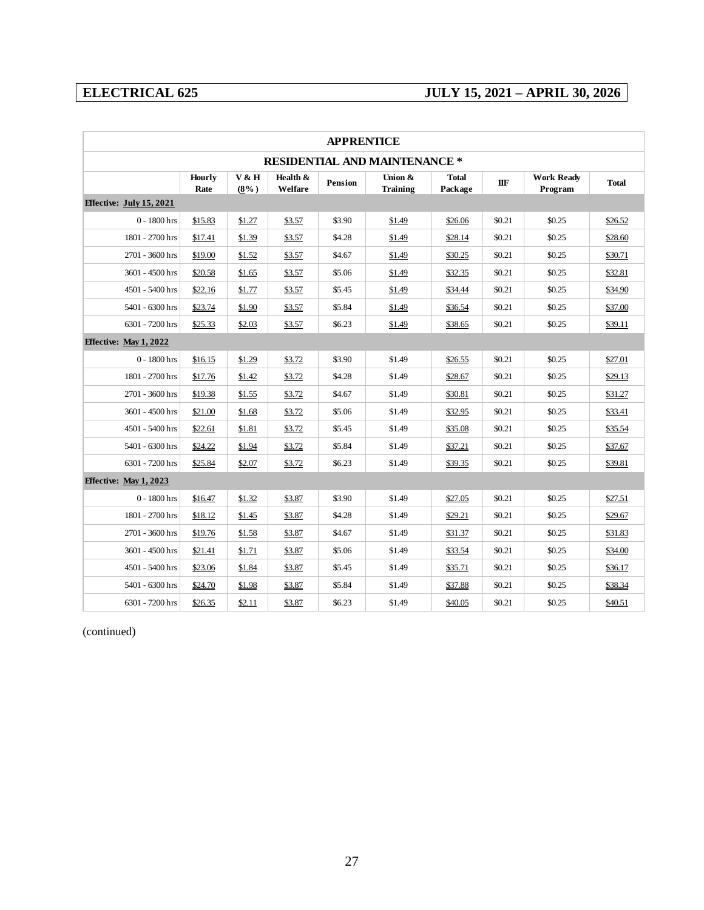**ELECTRICAL 625** **JULY 15, 2021 – APRIL 30, 2026**

| APPRENTICE | | | | | | | | | |
|---|---|---|---|---|---|---|---|---|---|
| **RESIDENTIAL AND MAINTENANCE *** | | | | | | | | | |
| | **Hourly Rate** | **V & H (8%)** | **Health & Welfare** | **Pension** | **Union & Training** | **Total Package** | **IIF** | **Work Ready Program** | **Total** |
| **Effective: July 15, 2021** | | | | | | | | | |
| 0 - 1800 hrs | $15.83 | $1.27 | $3.57 | $3.90 | $1.49 | $26.06 | $0.21 | $0.25 | $26.52 |
| 1801 - 2700 hrs | $17.41 | $1.39 | $3.57 | $4.28 | $1.49 | $28.14 | $0.21 | $0.25 | $28.60 |
| 2701 - 3600 hrs | $19.00 | $1.52 | $3.57 | $4.67 | $1.49 | $30.25 | $0.21 | $0.25 | $30.71 |
| 3601 - 4500 hrs | $20.58 | $1.65 | $3.57 | $5.06 | $1.49 | $32.35 | $0.21 | $0.25 | $32.81 |
| 4501 - 5400 hrs | $22.16 | $1.77 | $3.57 | $5.45 | $1.49 | $34.44 | $0.21 | $0.25 | $34.90 |
| 5401 - 6300 hrs | $23.74 | $1.90 | $3.57 | $5.84 | $1.49 | $36.54 | $0.21 | $0.25 | $37.00 |
| 6301 - 7200 hrs | $25.33 | $2.03 | $3.57 | $6.23 | $1.49 | $38.65 | $0.21 | $0.25 | $39.11 |
| **Effective: May 1, 2022** | | | | | | | | | |
| 0 - 1800 hrs | $16.15 | $1.29 | $3.72 | $3.90 | $1.49 | $26.55 | $0.21 | $0.25 | $27.01 |
| 1801 - 2700 hrs | $17.76 | $1.42 | $3.72 | $4.28 | $1.49 | $28.67 | $0.21 | $0.25 | $29.13 |
| 2701 - 3600 hrs | $19.38 | $1.55 | $3.72 | $4.67 | $1.49 | $30.81 | $0.21 | $0.25 | $31.27 |
| 3601 - 4500 hrs | $21.00 | $1.68 | $3.72 | $5.06 | $1.49 | $32.95 | $0.21 | $0.25 | $33.41 |
| 4501 - 5400 hrs | $22.61 | $1.81 | $3.72 | $5.45 | $1.49 | $35.08 | $0.21 | $0.25 | $35.54 |
| 5401 - 6300 hrs | $24.22 | $1.94 | $3.72 | $5.84 | $1.49 | $37.21 | $0.21 | $0.25 | $37.67 |
| 6301 - 7200 hrs | $25.84 | $2.07 | $3.72 | $6.23 | $1.49 | $39.35 | $0.21 | $0.25 | $39.81 |
| **Effective: May 1, 2023** | | | | | | | | | |
| 0 - 1800 hrs | $16.47 | $1.32 | $3.87 | $3.90 | $1.49 | $27.05 | $0.21 | $0.25 | $27.51 |
| 1801 - 2700 hrs | $18.12 | $1.45 | $3.87 | $4.28 | $1.49 | $29.21 | $0.21 | $0.25 | $29.67 |
| 2701 - 3600 hrs | $19.76 | $1.58 | $3.87 | $4.67 | $1.49 | $31.37 | $0.21 | $0.25 | $31.83 |
| 3601 - 4500 hrs | $21.41 | $1.71 | $3.87 | $5.06 | $1.49 | $33.54 | $0.21 | $0.25 | $34.00 |
| 4501 - 5400 hrs | $23.06 | $1.84 | $3.87 | $5.45 | $1.49 | $35.71 | $0.21 | $0.25 | $36.17 |
| 5401 - 6300 hrs | $24.70 | $1.98 | $3.87 | $5.84 | $1.49 | $37.88 | $0.21 | $0.25 | $38.34 |
| 6301 - 7200 hrs | $26.35 | $2.11 | $3.87 | $6.23 | $1.49 | $40.05 | $0.21 | $0.25 | $40.51 |

(continued)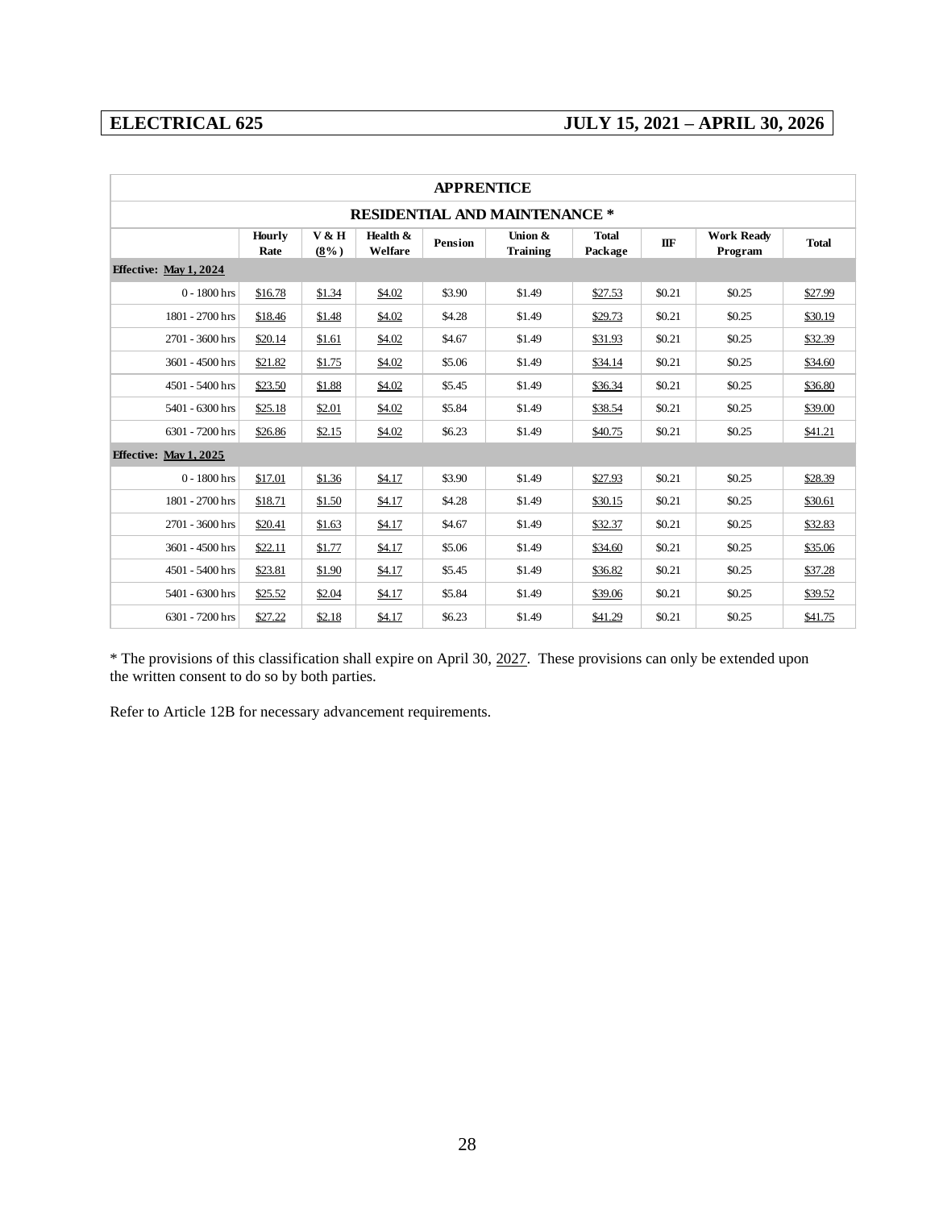**ELECTRICAL 625** **JULY 15, 2021 – APRIL 30, 2026**

| APPRENTICE | | | | | | | | | |
|---|---|---|---|---|---|---|---|---|---|
| RESIDENTIAL AND MAINTENANCE * | | | | | | | | | |
| | Hourly Rate | V & H (8%) | Health & Welfare | Pension | Union & Training | Total Package | IIF | Work Ready Program | Total |
| **Effective: May 1, 2024** | | | | | | | | | |
| 0 - 1800 hrs | $16.78 | $1.34 | $4.02 | $3.90 | $1.49 | $27.53 | $0.21 | $0.25 | $27.99 |
| 1801 - 2700 hrs | $18.46 | $1.48 | $4.02 | $4.28 | $1.49 | $29.73 | $0.21 | $0.25 | $30.19 |
| 2701 - 3600 hrs | $20.14 | $1.61 | $4.02 | $4.67 | $1.49 | $31.93 | $0.21 | $0.25 | $32.39 |
| 3601 - 4500 hrs | $21.82 | $1.75 | $4.02 | $5.06 | $1.49 | $34.14 | $0.21 | $0.25 | $34.60 |
| 4501 - 5400 hrs | $23.50 | $1.88 | $4.02 | $5.45 | $1.49 | $36.34 | $0.21 | $0.25 | $36.80 |
| 5401 - 6300 hrs | $25.18 | $2.01 | $4.02 | $5.84 | $1.49 | $38.54 | $0.21 | $0.25 | $39.00 |
| 6301 - 7200 hrs | $26.86 | $2.15 | $4.02 | $6.23 | $1.49 | $40.75 | $0.21 | $0.25 | $41.21 |
| **Effective: May 1, 2025** | | | | | | | | | |
| 0 - 1800 hrs | $17.01 | $1.36 | $4.17 | $3.90 | $1.49 | $27.93 | $0.21 | $0.25 | $28.39 |
| 1801 - 2700 hrs | $18.71 | $1.50 | $4.17 | $4.28 | $1.49 | $30.15 | $0.21 | $0.25 | $30.61 |
| 2701 - 3600 hrs | $20.41 | $1.63 | $4.17 | $4.67 | $1.49 | $32.37 | $0.21 | $0.25 | $32.83 |
| 3601 - 4500 hrs | $22.11 | $1.77 | $4.17 | $5.06 | $1.49 | $34.60 | $0.21 | $0.25 | $35.06 |
| 4501 - 5400 hrs | $23.81 | $1.90 | $4.17 | $5.45 | $1.49 | $36.82 | $0.21 | $0.25 | $37.28 |
| 5401 - 6300 hrs | $25.52 | $2.04 | $4.17 | $5.84 | $1.49 | $39.06 | $0.21 | $0.25 | $39.52 |
| 6301 - 7200 hrs | $27.22 | $2.18 | $4.17 | $6.23 | $1.49 | $41.29 | $0.21 | $0.25 | $41.75 |

* The provisions of this classification shall expire on April 30, 2027. These provisions can only be extended upon the written consent to do so by both parties.

Refer to Article 12B for necessary advancement requirements.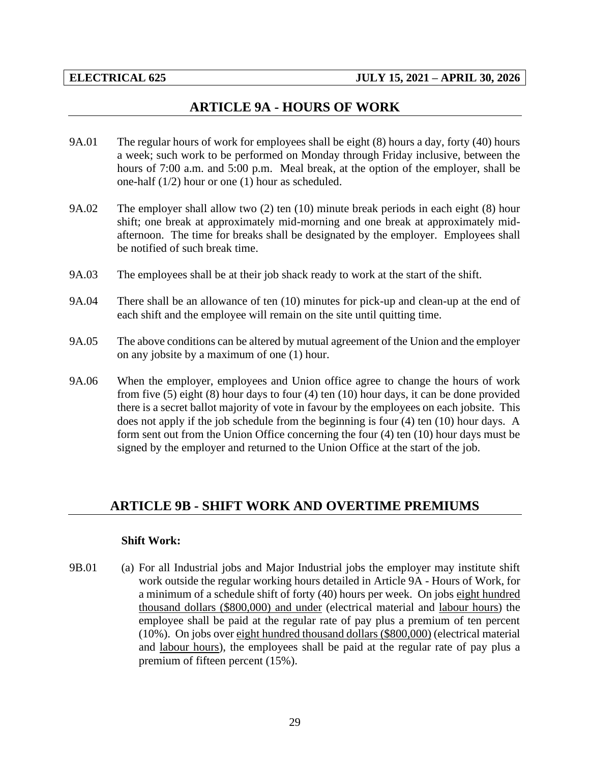## ARTICLE 9A - HOURS OF WORK

9A.01 The regular hours of work for employees shall be eight (8) hours a day, forty (40) hours a week; such work to be performed on Monday through Friday inclusive, between the hours of 7:00 a.m. and 5:00 p.m. Meal break, at the option of the employer, shall be one-half (1/2) hour or one (1) hour as scheduled.

9A.02 The employer shall allow two (2) ten (10) minute break periods in each eight (8) hour shift; one break at approximately mid-morning and one break at approximately mid-afternoon. The time for breaks shall be designated by the employer. Employees shall be notified of such break time.

9A.03 The employees shall be at their job shack ready to work at the start of the shift.

9A.04 There shall be an allowance of ten (10) minutes for pick-up and clean-up at the end of each shift and the employee will remain on the site until quitting time.

9A.05 The above conditions can be altered by mutual agreement of the Union and the employer on any jobsite by a maximum of one (1) hour.

9A.06 When the employer, employees and Union office agree to change the hours of work from five (5) eight (8) hour days to four (4) ten (10) hour days, it can be done provided there is a secret ballot majority of vote in favour by the employees on each jobsite. This does not apply if the job schedule from the beginning is four (4) ten (10) hour days. A form sent out from the Union Office concerning the four (4) ten (10) hour days must be signed by the employer and returned to the Union Office at the start of the job.

## ARTICLE 9B - SHIFT WORK AND OVERTIME PREMIUMS

**Shift Work:**

9B.01 (a) For all Industrial jobs and Major Industrial jobs the employer may institute shift work outside the regular working hours detailed in Article 9A - Hours of Work, for a minimum of a schedule shift of forty (40) hours per week. On jobs <u>eight hundred thousand dollars ($800,000) and under</u> (electrical material and <u>labour hours</u>) the employee shall be paid at the regular rate of pay plus a premium of ten percent (10%). On jobs over <u>eight hundred thousand dollars ($800,000)</u> (electrical material and <u>labour hours</u>), the employees shall be paid at the regular rate of pay plus a premium of fifteen percent (15%).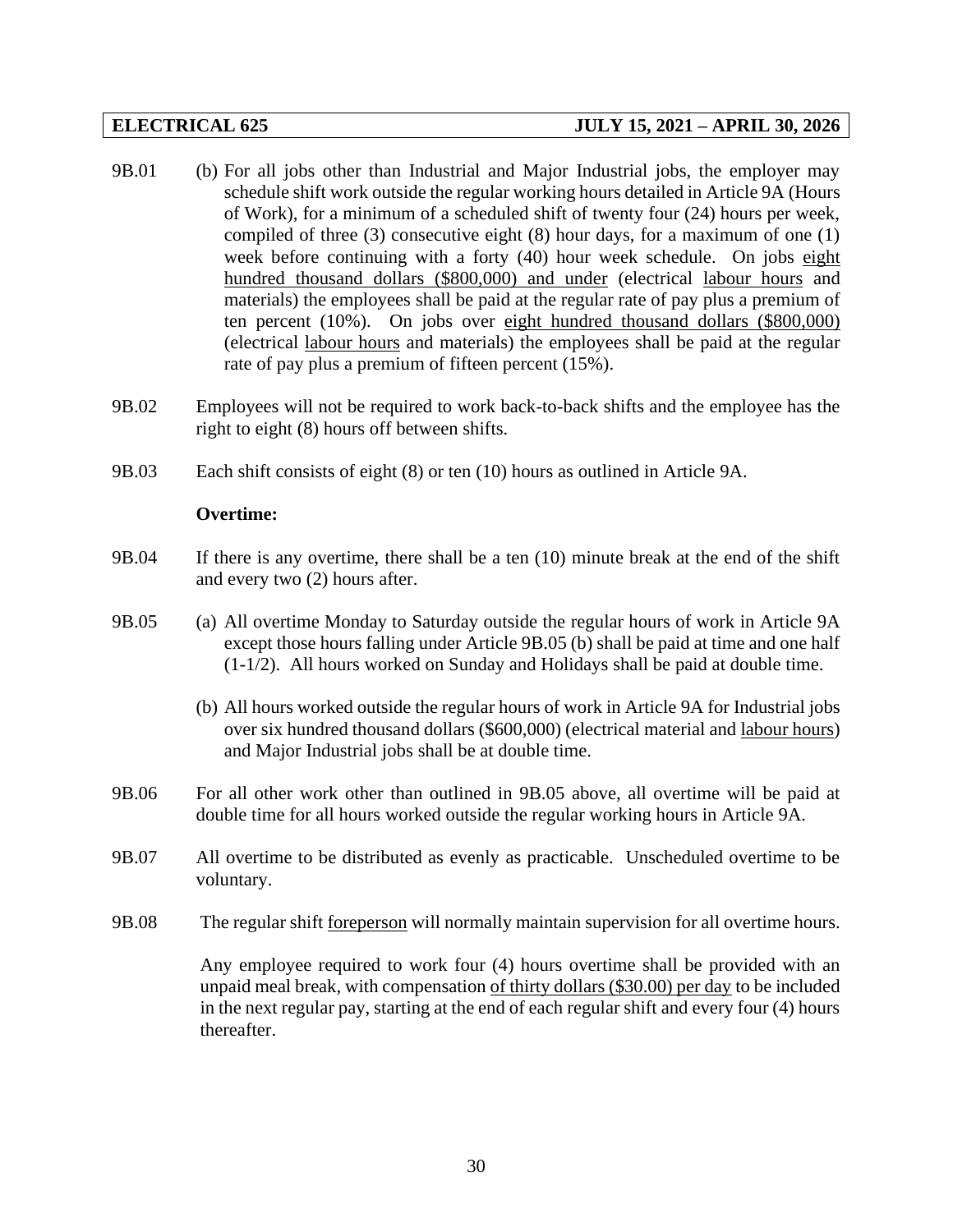9B.01 (b) For all jobs other than Industrial and Major Industrial jobs, the employer may schedule shift work outside the regular working hours detailed in Article 9A (Hours of Work), for a minimum of a scheduled shift of twenty four (24) hours per week, compiled of three (3) consecutive eight (8) hour days, for a maximum of one (1) week before continuing with a forty (40) hour week schedule. On jobs eight hundred thousand dollars ($800,000) and under (electrical labour hours and materials) the employees shall be paid at the regular rate of pay plus a premium of ten percent (10%). On jobs over eight hundred thousand dollars ($800,000) (electrical labour hours and materials) the employees shall be paid at the regular rate of pay plus a premium of fifteen percent (15%).

9B.02 Employees will not be required to work back-to-back shifts and the employee has the right to eight (8) hours off between shifts.

9B.03 Each shift consists of eight (8) or ten (10) hours as outlined in Article 9A.

**Overtime:**

9B.04 If there is any overtime, there shall be a ten (10) minute break at the end of the shift and every two (2) hours after.

9B.05 (a) All overtime Monday to Saturday outside the regular hours of work in Article 9A except those hours falling under Article 9B.05 (b) shall be paid at time and one half (1-1/2). All hours worked on Sunday and Holidays shall be paid at double time.

(b) All hours worked outside the regular hours of work in Article 9A for Industrial jobs over six hundred thousand dollars ($600,000) (electrical material and labour hours) and Major Industrial jobs shall be at double time.

9B.06 For all other work other than outlined in 9B.05 above, all overtime will be paid at double time for all hours worked outside the regular working hours in Article 9A.

9B.07 All overtime to be distributed as evenly as practicable. Unscheduled overtime to be voluntary.

9B.08 The regular shift foreperson will normally maintain supervision for all overtime hours.

Any employee required to work four (4) hours overtime shall be provided with an unpaid meal break, with compensation of thirty dollars ($30.00) per day to be included in the next regular pay, starting at the end of each regular shift and every four (4) hours thereafter.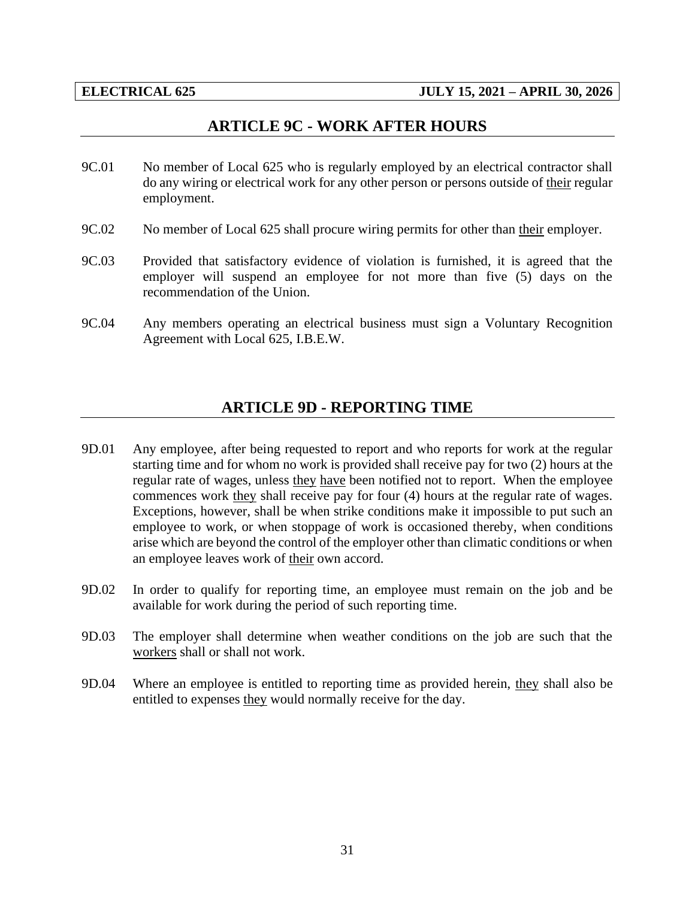## ARTICLE 9C - WORK AFTER HOURS

9C.01 No member of Local 625 who is regularly employed by an electrical contractor shall do any wiring or electrical work for any other person or persons outside of their regular employment.

9C.02 No member of Local 625 shall procure wiring permits for other than their employer.

9C.03 Provided that satisfactory evidence of violation is furnished, it is agreed that the employer will suspend an employee for not more than five (5) days on the recommendation of the Union.

9C.04 Any members operating an electrical business must sign a Voluntary Recognition Agreement with Local 625, I.B.E.W.

## ARTICLE 9D - REPORTING TIME

9D.01 Any employee, after being requested to report and who reports for work at the regular starting time and for whom no work is provided shall receive pay for two (2) hours at the regular rate of wages, unless they have been notified not to report. When the employee commences work they shall receive pay for four (4) hours at the regular rate of wages. Exceptions, however, shall be when strike conditions make it impossible to put such an employee to work, or when stoppage of work is occasioned thereby, when conditions arise which are beyond the control of the employer other than climatic conditions or when an employee leaves work of their own accord.

9D.02 In order to qualify for reporting time, an employee must remain on the job and be available for work during the period of such reporting time.

9D.03 The employer shall determine when weather conditions on the job are such that the workers shall or shall not work.

9D.04 Where an employee is entitled to reporting time as provided herein, they shall also be entitled to expenses they would normally receive for the day.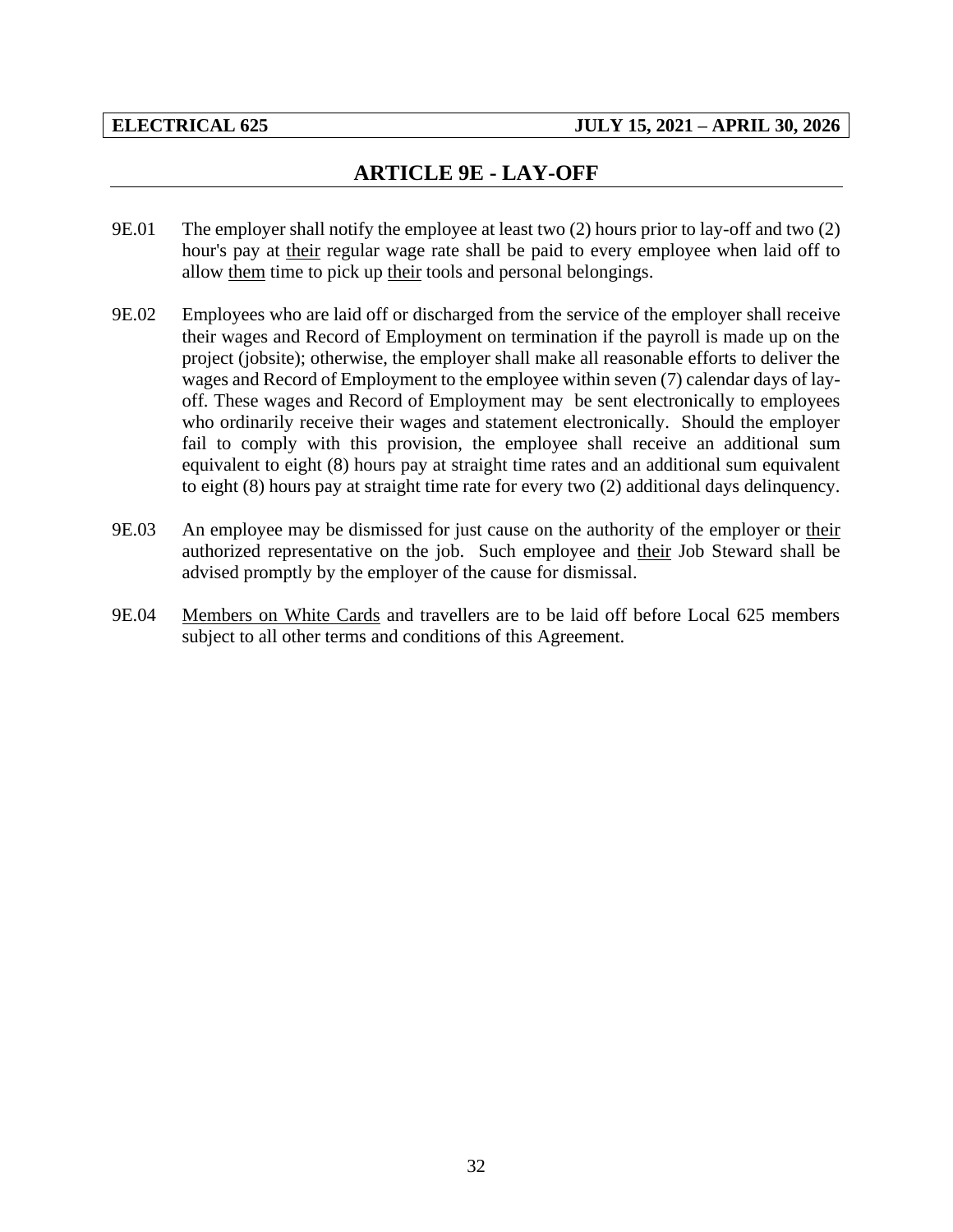# ARTICLE 9E - LAY-OFF

9E.01 The employer shall notify the employee at least two (2) hours prior to lay-off and two (2) hour's pay at their regular wage rate shall be paid to every employee when laid off to allow them time to pick up their tools and personal belongings.

9E.02 Employees who are laid off or discharged from the service of the employer shall receive their wages and Record of Employment on termination if the payroll is made up on the project (jobsite); otherwise, the employer shall make all reasonable efforts to deliver the wages and Record of Employment to the employee within seven (7) calendar days of lay-off. These wages and Record of Employment may be sent electronically to employees who ordinarily receive their wages and statement electronically. Should the employer fail to comply with this provision, the employee shall receive an additional sum equivalent to eight (8) hours pay at straight time rates and an additional sum equivalent to eight (8) hours pay at straight time rate for every two (2) additional days delinquency.

9E.03 An employee may be dismissed for just cause on the authority of the employer or their authorized representative on the job. Such employee and their Job Steward shall be advised promptly by the employer of the cause for dismissal.

9E.04 Members on White Cards and travellers are to be laid off before Local 625 members subject to all other terms and conditions of this Agreement.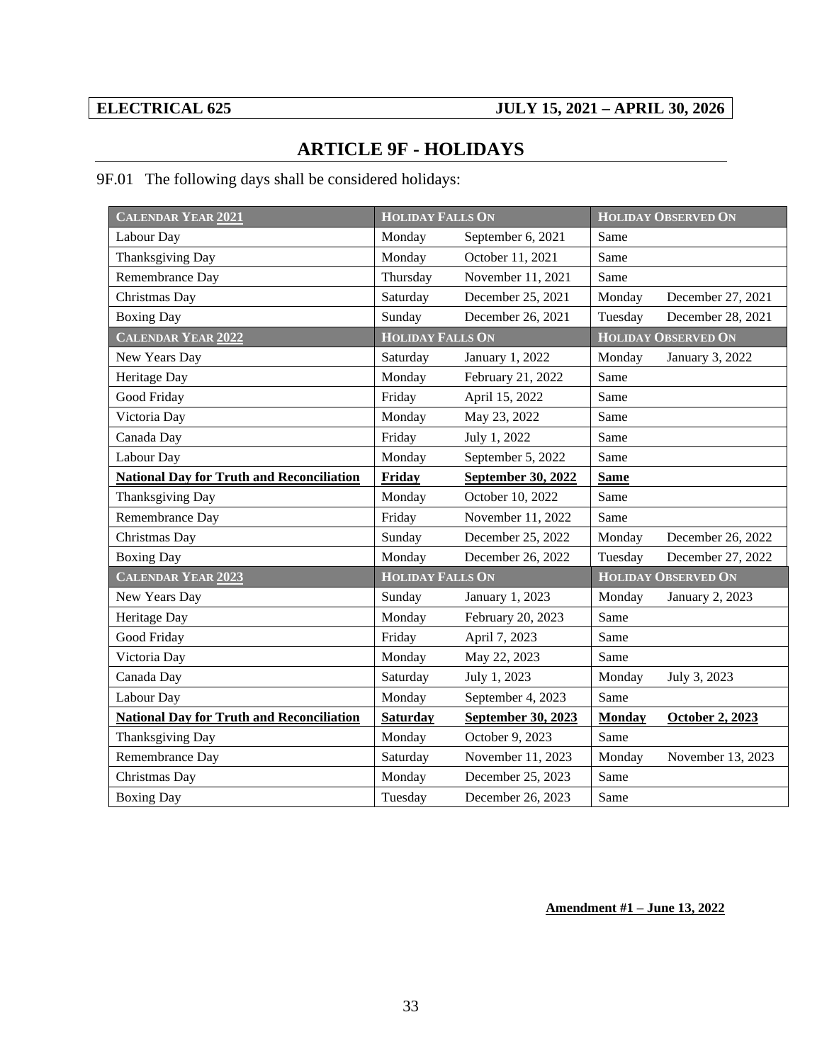## ARTICLE 9F - HOLIDAYS

9F.01 The following days shall be considered holidays:

| CALENDAR YEAR 2021 | HOLIDAY FALLS ON | | HOLIDAY OBSERVED ON | |
|---|---|---|---|---|
| Labour Day | Monday | September 6, 2021 | Same | |
| Thanksgiving Day | Monday | October 11, 2021 | Same | |
| Remembrance Day | Thursday | November 11, 2021 | Same | |
| Christmas Day | Saturday | December 25, 2021 | Monday | December 27, 2021 |
| Boxing Day | Sunday | December 26, 2021 | Tuesday | December 28, 2021 |
| **CALENDAR YEAR 2022** | **HOLIDAY FALLS ON** | | **HOLIDAY OBSERVED ON** | |
| New Years Day | Saturday | January 1, 2022 | Monday | January 3, 2022 |
| Heritage Day | Monday | February 21, 2022 | Same | |
| Good Friday | Friday | April 15, 2022 | Same | |
| Victoria Day | Monday | May 23, 2022 | Same | |
| Canada Day | Friday | July 1, 2022 | Same | |
| Labour Day | Monday | September 5, 2022 | Same | |
| **National Day for Truth and Reconciliation** | **Friday** | **September 30, 2022** | **Same** | |
| Thanksgiving Day | Monday | October 10, 2022 | Same | |
| Remembrance Day | Friday | November 11, 2022 | Same | |
| Christmas Day | Sunday | December 25, 2022 | Monday | December 26, 2022 |
| Boxing Day | Monday | December 26, 2022 | Tuesday | December 27, 2022 |
| **CALENDAR YEAR 2023** | **HOLIDAY FALLS ON** | | **HOLIDAY OBSERVED ON** | |
| New Years Day | Sunday | January 1, 2023 | Monday | January 2, 2023 |
| Heritage Day | Monday | February 20, 2023 | Same | |
| Good Friday | Friday | April 7, 2023 | Same | |
| Victoria Day | Monday | May 22, 2023 | Same | |
| Canada Day | Saturday | July 1, 2023 | Monday | July 3, 2023 |
| Labour Day | Monday | September 4, 2023 | Same | |
| **National Day for Truth and Reconciliation** | **Saturday** | **September 30, 2023** | **Monday** | **October 2, 2023** |
| Thanksgiving Day | Monday | October 9, 2023 | Same | |
| Remembrance Day | Saturday | November 11, 2023 | Monday | November 13, 2023 |
| Christmas Day | Monday | December 25, 2023 | Same | |
| Boxing Day | Tuesday | December 26, 2023 | Same | |

**Amendment #1 – June 13, 2022**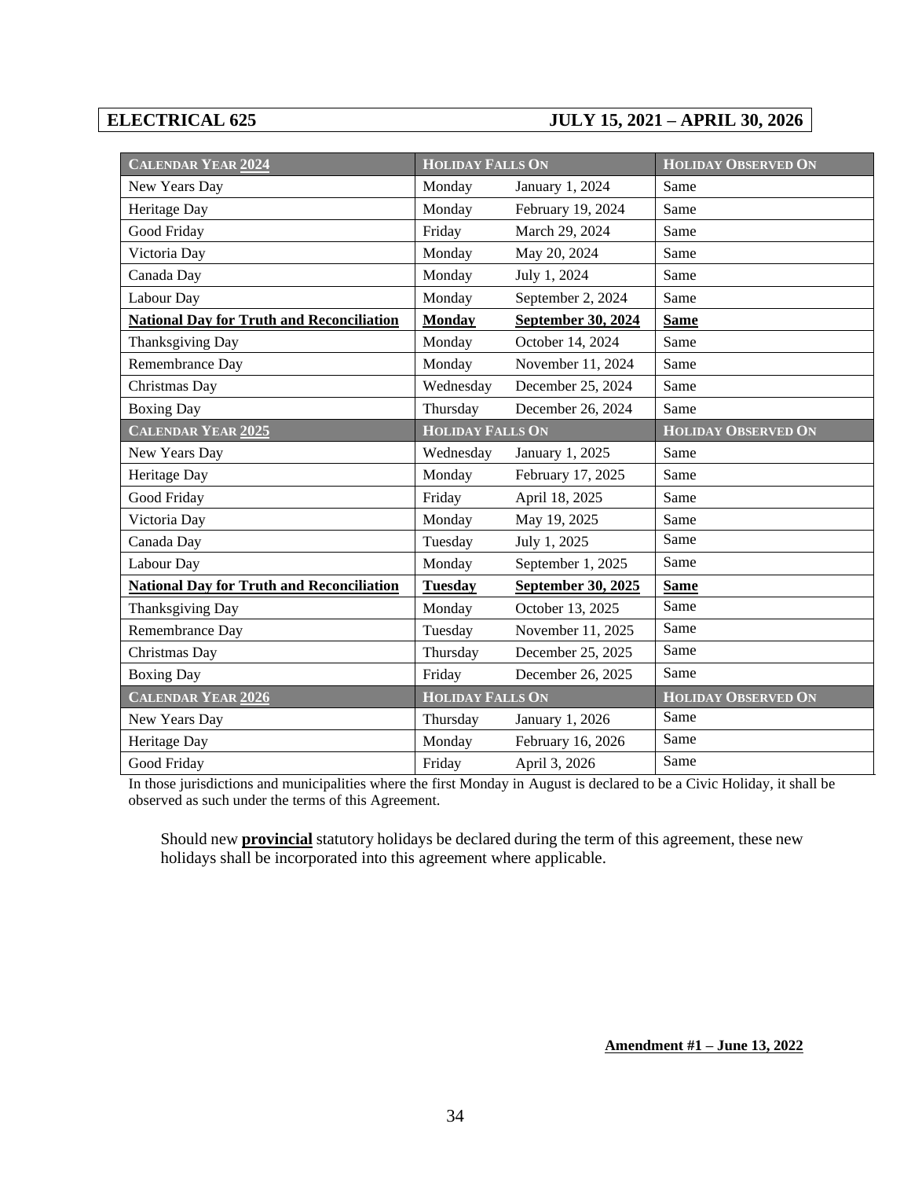| **CALENDAR YEAR 2024** | **HOLIDAY FALLS ON** | | **HOLIDAY OBSERVED ON** |
|---|---|---|---|
| New Years Day | Monday | January 1, 2024 | Same |
| Heritage Day | Monday | February 19, 2024 | Same |
| Good Friday | Friday | March 29, 2024 | Same |
| Victoria Day | Monday | May 20, 2024 | Same |
| Canada Day | Monday | July 1, 2024 | Same |
| Labour Day | Monday | September 2, 2024 | Same |
| **National Day for Truth and Reconciliation** | **Monday** | **September 30, 2024** | **Same** |
| Thanksgiving Day | Monday | October 14, 2024 | Same |
| Remembrance Day | Monday | November 11, 2024 | Same |
| Christmas Day | Wednesday | December 25, 2024 | Same |
| Boxing Day | Thursday | December 26, 2024 | Same |
| **CALENDAR YEAR 2025** | **HOLIDAY FALLS ON** | | **HOLIDAY OBSERVED ON** |
| New Years Day | Wednesday | January 1, 2025 | Same |
| Heritage Day | Monday | February 17, 2025 | Same |
| Good Friday | Friday | April 18, 2025 | Same |
| Victoria Day | Monday | May 19, 2025 | Same |
| Canada Day | Tuesday | July 1, 2025 | Same |
| Labour Day | Monday | September 1, 2025 | Same |
| **National Day for Truth and Reconciliation** | **Tuesday** | **September 30, 2025** | **Same** |
| Thanksgiving Day | Monday | October 13, 2025 | Same |
| Remembrance Day | Tuesday | November 11, 2025 | Same |
| Christmas Day | Thursday | December 25, 2025 | Same |
| Boxing Day | Friday | December 26, 2025 | Same |
| **CALENDAR YEAR 2026** | **HOLIDAY FALLS ON** | | **HOLIDAY OBSERVED ON** |
| New Years Day | Thursday | January 1, 2026 | Same |
| Heritage Day | Monday | February 16, 2026 | Same |
| Good Friday | Friday | April 3, 2026 | Same |

In those jurisdictions and municipalities where the first Monday in August is declared to be a Civic Holiday, it shall be observed as such under the terms of this Agreement.

Should new **provincial** statutory holidays be declared during the term of this agreement, these new holidays shall be incorporated into this agreement where applicable.

**Amendment #1 – June 13, 2022**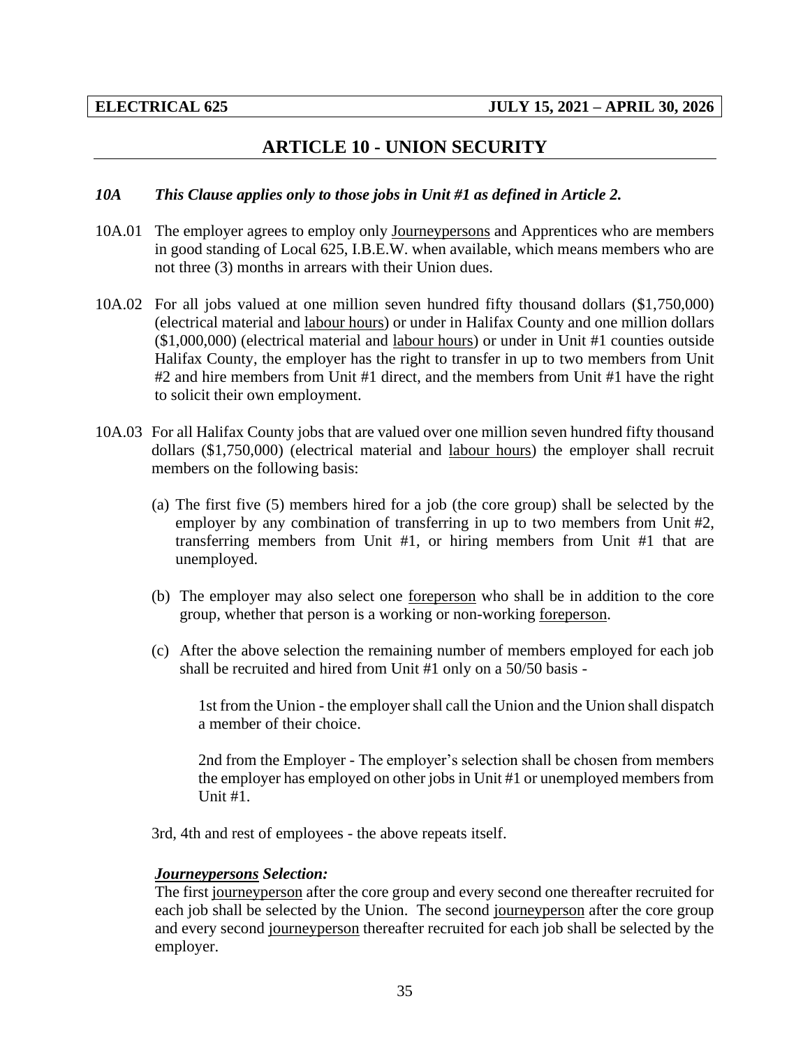## ARTICLE 10 - UNION SECURITY

***10A This Clause applies only to those jobs in Unit #1 as defined in Article 2.***

10A.01 The employer agrees to employ only Journeypersons and Apprentices who are members in good standing of Local 625, I.B.E.W. when available, which means members who are not three (3) months in arrears with their Union dues.

10A.02 For all jobs valued at one million seven hundred fifty thousand dollars ($1,750,000) (electrical material and labour hours) or under in Halifax County and one million dollars ($1,000,000) (electrical material and labour hours) or under in Unit #1 counties outside Halifax County, the employer has the right to transfer in up to two members from Unit #2 and hire members from Unit #1 direct, and the members from Unit #1 have the right to solicit their own employment.

10A.03 For all Halifax County jobs that are valued over one million seven hundred fifty thousand dollars ($1,750,000) (electrical material and labour hours) the employer shall recruit members on the following basis:

(a) The first five (5) members hired for a job (the core group) shall be selected by the employer by any combination of transferring in up to two members from Unit #2, transferring members from Unit #1, or hiring members from Unit #1 that are unemployed.

(b) The employer may also select one foreperson who shall be in addition to the core group, whether that person is a working or non-working foreperson.

(c) After the above selection the remaining number of members employed for each job shall be recruited and hired from Unit #1 only on a 50/50 basis -

1st from the Union - the employer shall call the Union and the Union shall dispatch a member of their choice.

2nd from the Employer - The employer's selection shall be chosen from members the employer has employed on other jobs in Unit #1 or unemployed members from Unit #1.

3rd, 4th and rest of employees - the above repeats itself.

***Journeypersons Selection:***

The first journeyperson after the core group and every second one thereafter recruited for each job shall be selected by the Union. The second journeyperson after the core group and every second journeyperson thereafter recruited for each job shall be selected by the employer.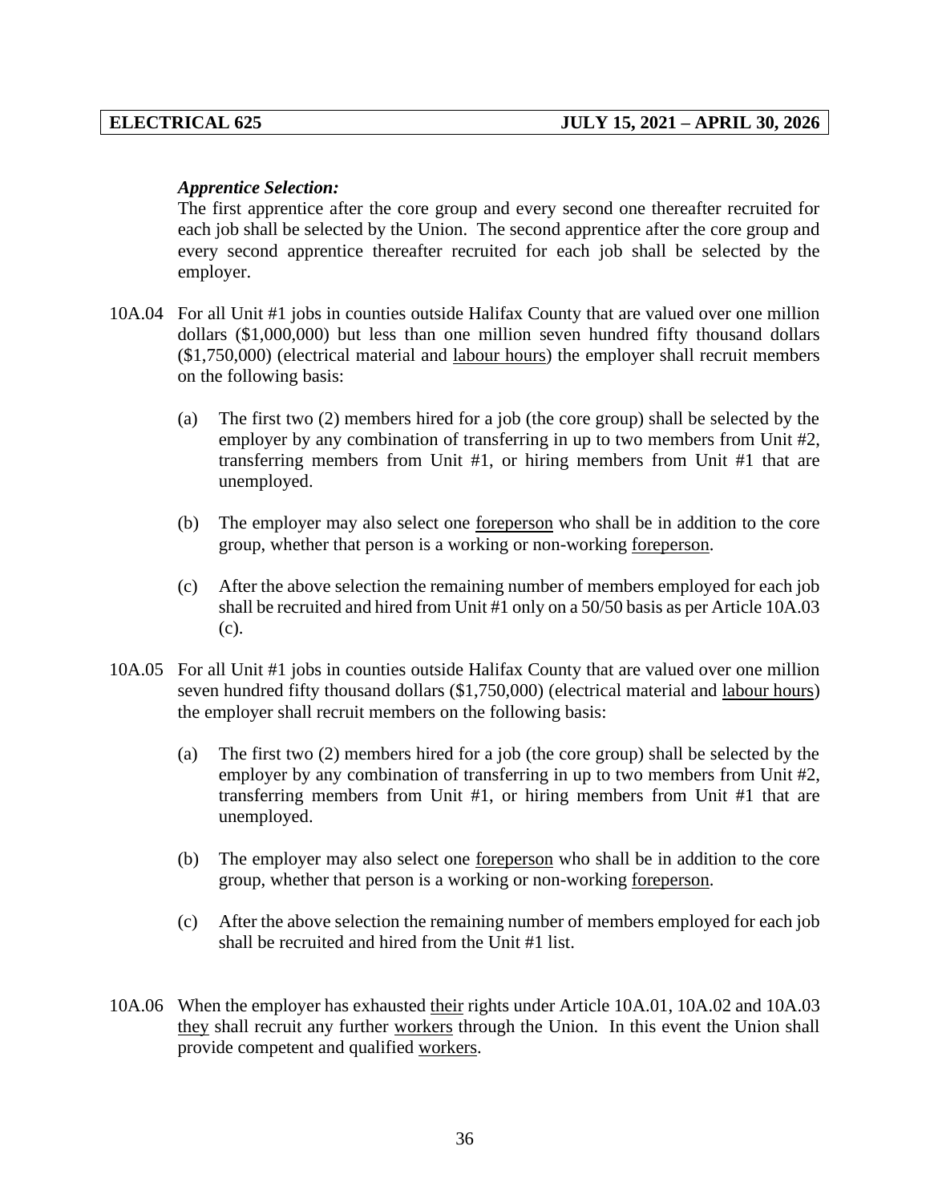***Apprentice Selection:***

The first apprentice after the core group and every second one thereafter recruited for each job shall be selected by the Union. The second apprentice after the core group and every second apprentice thereafter recruited for each job shall be selected by the employer.

10A.04 For all Unit #1 jobs in counties outside Halifax County that are valued over one million dollars ($1,000,000) but less than one million seven hundred fifty thousand dollars ($1,750,000) (electrical material and labour hours) the employer shall recruit members on the following basis:

(a) The first two (2) members hired for a job (the core group) shall be selected by the employer by any combination of transferring in up to two members from Unit #2, transferring members from Unit #1, or hiring members from Unit #1 that are unemployed.

(b) The employer may also select one foreperson who shall be in addition to the core group, whether that person is a working or non-working foreperson.

(c) After the above selection the remaining number of members employed for each job shall be recruited and hired from Unit #1 only on a 50/50 basis as per Article 10A.03 (c).

10A.05 For all Unit #1 jobs in counties outside Halifax County that are valued over one million seven hundred fifty thousand dollars ($1,750,000) (electrical material and labour hours) the employer shall recruit members on the following basis:

(a) The first two (2) members hired for a job (the core group) shall be selected by the employer by any combination of transferring in up to two members from Unit #2, transferring members from Unit #1, or hiring members from Unit #1 that are unemployed.

(b) The employer may also select one foreperson who shall be in addition to the core group, whether that person is a working or non-working foreperson.

(c) After the above selection the remaining number of members employed for each job shall be recruited and hired from the Unit #1 list.

10A.06 When the employer has exhausted their rights under Article 10A.01, 10A.02 and 10A.03 they shall recruit any further workers through the Union. In this event the Union shall provide competent and qualified workers.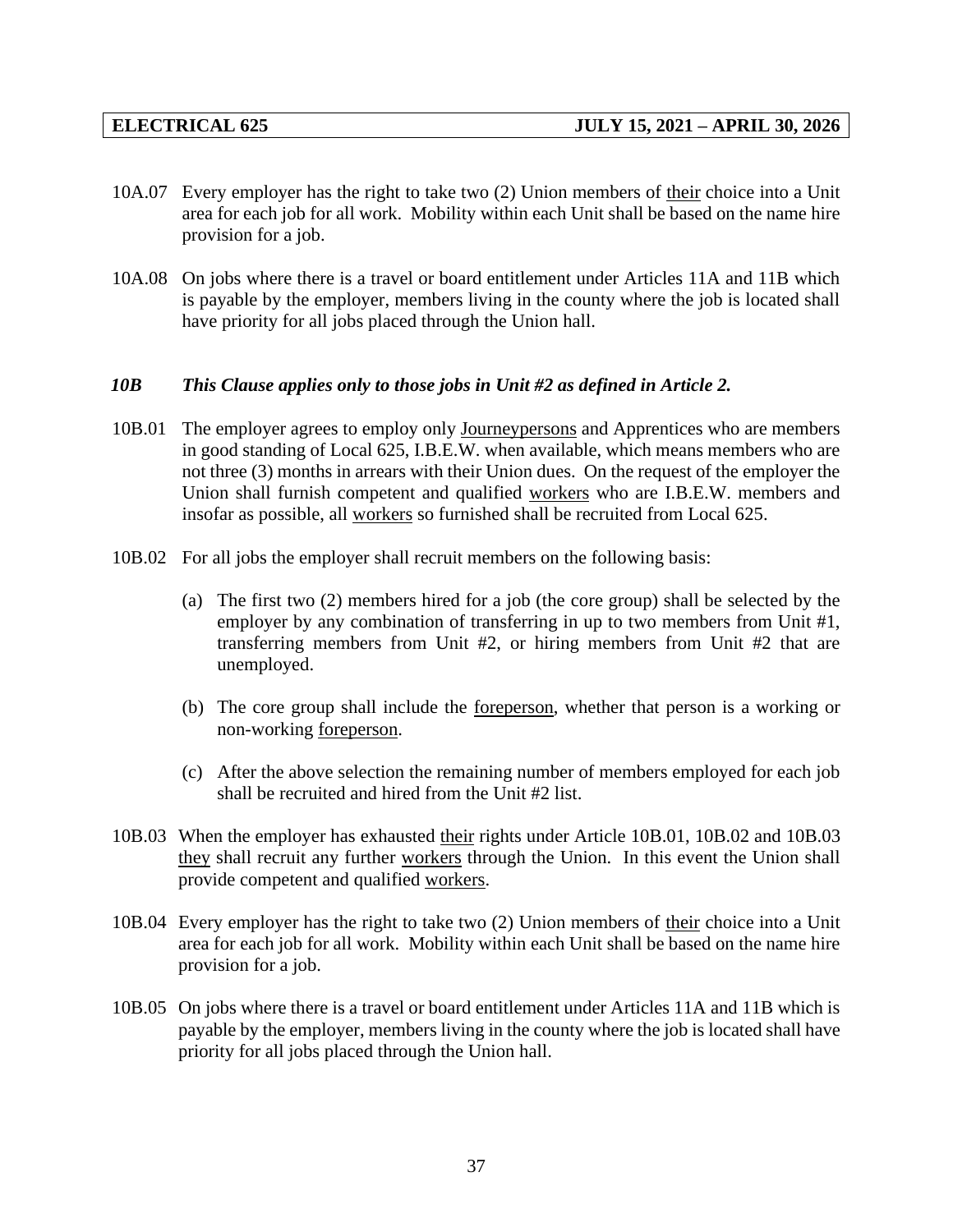10A.07 Every employer has the right to take two (2) Union members of their choice into a Unit area for each job for all work. Mobility within each Unit shall be based on the name hire provision for a job.

10A.08 On jobs where there is a travel or board entitlement under Articles 11A and 11B which is payable by the employer, members living in the county where the job is located shall have priority for all jobs placed through the Union hall.

***10B This Clause applies only to those jobs in Unit #2 as defined in Article 2.***

10B.01 The employer agrees to employ only Journeypersons and Apprentices who are members in good standing of Local 625, I.B.E.W. when available, which means members who are not three (3) months in arrears with their Union dues. On the request of the employer the Union shall furnish competent and qualified workers who are I.B.E.W. members and insofar as possible, all workers so furnished shall be recruited from Local 625.

10B.02 For all jobs the employer shall recruit members on the following basis:

(a) The first two (2) members hired for a job (the core group) shall be selected by the employer by any combination of transferring in up to two members from Unit #1, transferring members from Unit #2, or hiring members from Unit #2 that are unemployed.

(b) The core group shall include the foreperson, whether that person is a working or non-working foreperson.

(c) After the above selection the remaining number of members employed for each job shall be recruited and hired from the Unit #2 list.

10B.03 When the employer has exhausted their rights under Article 10B.01, 10B.02 and 10B.03 they shall recruit any further workers through the Union. In this event the Union shall provide competent and qualified workers.

10B.04 Every employer has the right to take two (2) Union members of their choice into a Unit area for each job for all work. Mobility within each Unit shall be based on the name hire provision for a job.

10B.05 On jobs where there is a travel or board entitlement under Articles 11A and 11B which is payable by the employer, members living in the county where the job is located shall have priority for all jobs placed through the Union hall.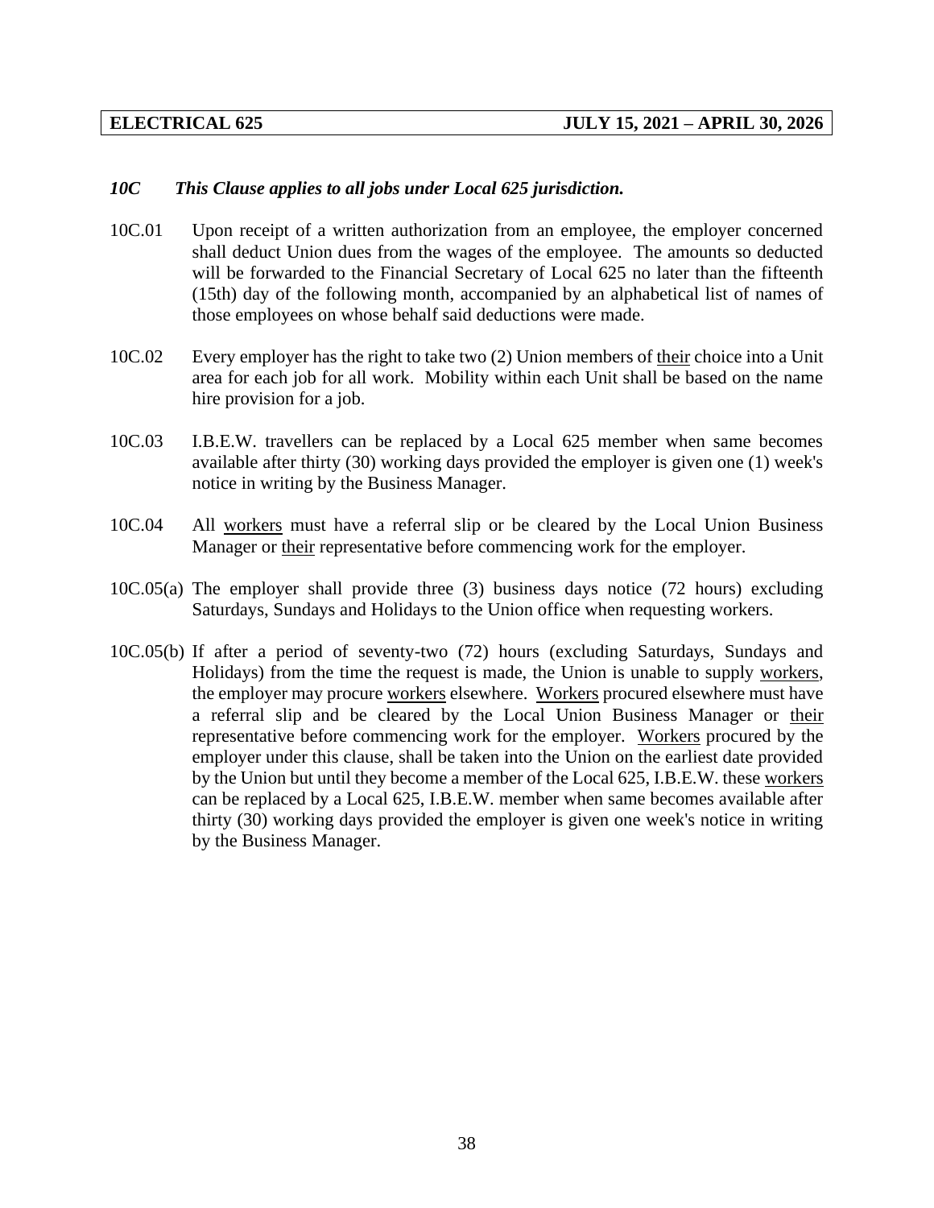### *10C This Clause applies to all jobs under Local 625 jurisdiction.*

10C.01 Upon receipt of a written authorization from an employee, the employer concerned shall deduct Union dues from the wages of the employee. The amounts so deducted will be forwarded to the Financial Secretary of Local 625 no later than the fifteenth (15th) day of the following month, accompanied by an alphabetical list of names of those employees on whose behalf said deductions were made.

10C.02 Every employer has the right to take two (2) Union members of <u>their</u> choice into a Unit area for each job for all work. Mobility within each Unit shall be based on the name hire provision for a job.

10C.03 I.B.E.W. travellers can be replaced by a Local 625 member when same becomes available after thirty (30) working days provided the employer is given one (1) week's notice in writing by the Business Manager.

10C.04 All <u>workers</u> must have a referral slip or be cleared by the Local Union Business Manager or <u>their</u> representative before commencing work for the employer.

10C.05(a) The employer shall provide three (3) business days notice (72 hours) excluding Saturdays, Sundays and Holidays to the Union office when requesting workers.

10C.05(b) If after a period of seventy-two (72) hours (excluding Saturdays, Sundays and Holidays) from the time the request is made, the Union is unable to supply <u>workers</u>, the employer may procure <u>workers</u> elsewhere. <u>Workers</u> procured elsewhere must have a referral slip and be cleared by the Local Union Business Manager or <u>their</u> representative before commencing work for the employer. <u>Workers</u> procured by the employer under this clause, shall be taken into the Union on the earliest date provided by the Union but until they become a member of the Local 625, I.B.E.W. these <u>workers</u> can be replaced by a Local 625, I.B.E.W. member when same becomes available after thirty (30) working days provided the employer is given one week's notice in writing by the Business Manager.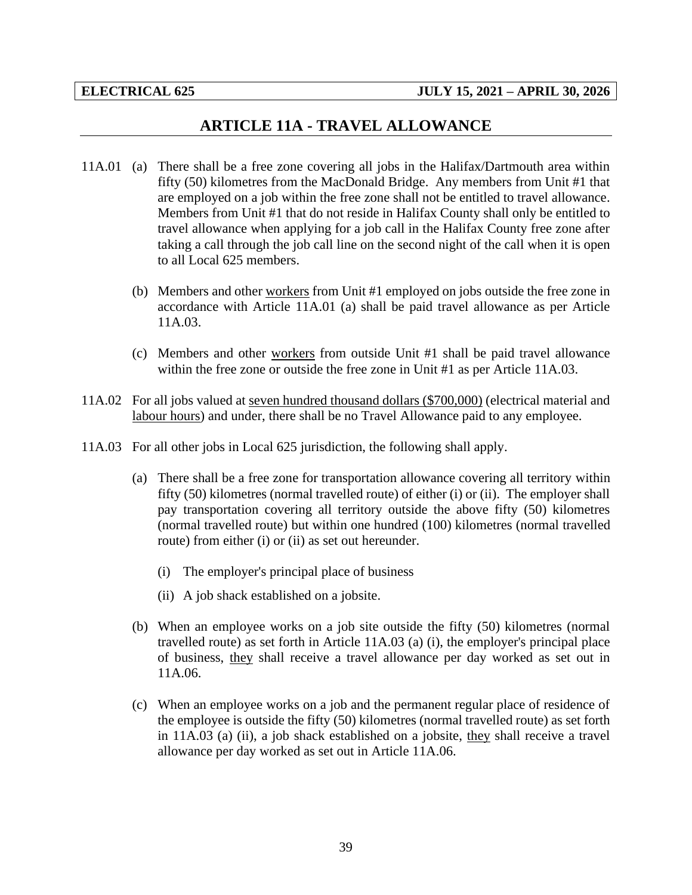# ARTICLE 11A - TRAVEL ALLOWANCE

11A.01 (a) There shall be a free zone covering all jobs in the Halifax/Dartmouth area within fifty (50) kilometres from the MacDonald Bridge. Any members from Unit #1 that are employed on a job within the free zone shall not be entitled to travel allowance. Members from Unit #1 that do not reside in Halifax County shall only be entitled to travel allowance when applying for a job call in the Halifax County free zone after taking a call through the job call line on the second night of the call when it is open to all Local 625 members.

(b) Members and other workers from Unit #1 employed on jobs outside the free zone in accordance with Article 11A.01 (a) shall be paid travel allowance as per Article 11A.03.

(c) Members and other workers from outside Unit #1 shall be paid travel allowance within the free zone or outside the free zone in Unit #1 as per Article 11A.03.

11A.02 For all jobs valued at seven hundred thousand dollars ($700,000) (electrical material and labour hours) and under, there shall be no Travel Allowance paid to any employee.

11A.03 For all other jobs in Local 625 jurisdiction, the following shall apply.

(a) There shall be a free zone for transportation allowance covering all territory within fifty (50) kilometres (normal travelled route) of either (i) or (ii). The employer shall pay transportation covering all territory outside the above fifty (50) kilometres (normal travelled route) but within one hundred (100) kilometres (normal travelled route) from either (i) or (ii) as set out hereunder.

(i) The employer's principal place of business

(ii) A job shack established on a jobsite.

(b) When an employee works on a job site outside the fifty (50) kilometres (normal travelled route) as set forth in Article 11A.03 (a) (i), the employer's principal place of business, they shall receive a travel allowance per day worked as set out in 11A.06.

(c) When an employee works on a job and the permanent regular place of residence of the employee is outside the fifty (50) kilometres (normal travelled route) as set forth in 11A.03 (a) (ii), a job shack established on a jobsite, they shall receive a travel allowance per day worked as set out in Article 11A.06.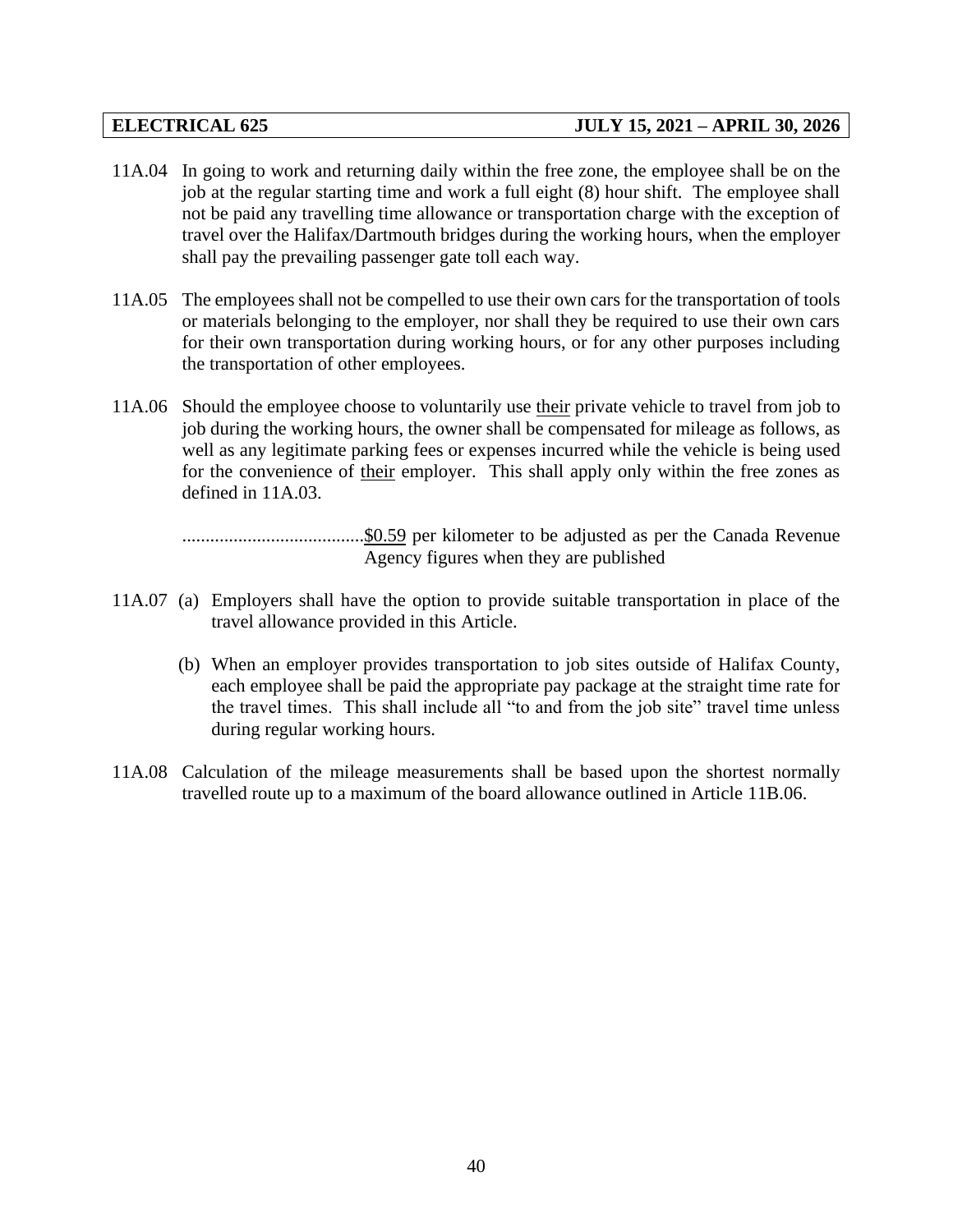11A.04 In going to work and returning daily within the free zone, the employee shall be on the job at the regular starting time and work a full eight (8) hour shift. The employee shall not be paid any travelling time allowance or transportation charge with the exception of travel over the Halifax/Dartmouth bridges during the working hours, when the employer shall pay the prevailing passenger gate toll each way.

11A.05 The employees shall not be compelled to use their own cars for the transportation of tools or materials belonging to the employer, nor shall they be required to use their own cars for their own transportation during working hours, or for any other purposes including the transportation of other employees.

11A.06 Should the employee choose to voluntarily use their private vehicle to travel from job to job during the working hours, the owner shall be compensated for mileage as follows, as well as any legitimate parking fees or expenses incurred while the vehicle is being used for the convenience of their employer. This shall apply only within the free zones as defined in 11A.03.

.......................................$0.59 per kilometer to be adjusted as per the Canada Revenue Agency figures when they are published

11A.07 (a) Employers shall have the option to provide suitable transportation in place of the travel allowance provided in this Article.

(b) When an employer provides transportation to job sites outside of Halifax County, each employee shall be paid the appropriate pay package at the straight time rate for the travel times. This shall include all "to and from the job site" travel time unless during regular working hours.

11A.08 Calculation of the mileage measurements shall be based upon the shortest normally travelled route up to a maximum of the board allowance outlined in Article 11B.06.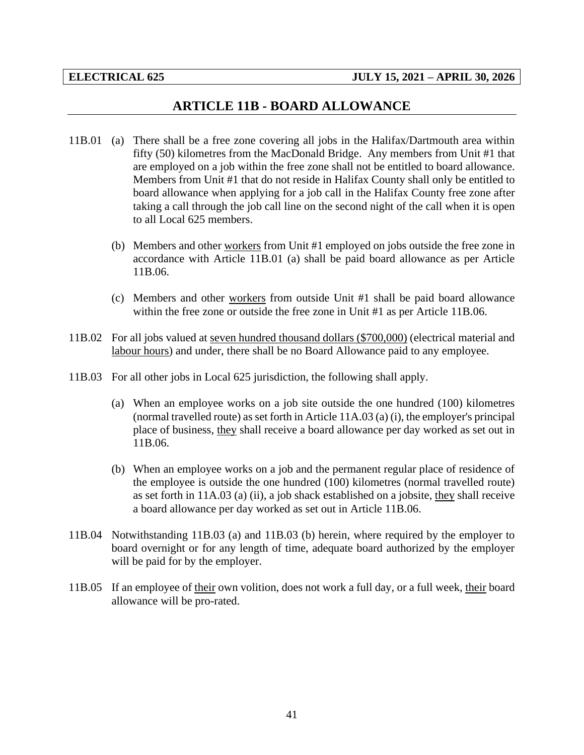## ARTICLE 11B - BOARD ALLOWANCE

11B.01 (a) There shall be a free zone covering all jobs in the Halifax/Dartmouth area within fifty (50) kilometres from the MacDonald Bridge. Any members from Unit #1 that are employed on a job within the free zone shall not be entitled to board allowance. Members from Unit #1 that do not reside in Halifax County shall only be entitled to board allowance when applying for a job call in the Halifax County free zone after taking a call through the job call line on the second night of the call when it is open to all Local 625 members.

(b) Members and other workers from Unit #1 employed on jobs outside the free zone in accordance with Article 11B.01 (a) shall be paid board allowance as per Article 11B.06.

(c) Members and other workers from outside Unit #1 shall be paid board allowance within the free zone or outside the free zone in Unit #1 as per Article 11B.06.

11B.02 For all jobs valued at seven hundred thousand dollars ($700,000) (electrical material and labour hours) and under, there shall be no Board Allowance paid to any employee.

11B.03 For all other jobs in Local 625 jurisdiction, the following shall apply.

(a) When an employee works on a job site outside the one hundred (100) kilometres (normal travelled route) as set forth in Article 11A.03 (a) (i), the employer's principal place of business, they shall receive a board allowance per day worked as set out in 11B.06.

(b) When an employee works on a job and the permanent regular place of residence of the employee is outside the one hundred (100) kilometres (normal travelled route) as set forth in 11A.03 (a) (ii), a job shack established on a jobsite, they shall receive a board allowance per day worked as set out in Article 11B.06.

11B.04 Notwithstanding 11B.03 (a) and 11B.03 (b) herein, where required by the employer to board overnight or for any length of time, adequate board authorized by the employer will be paid for by the employer.

11B.05 If an employee of their own volition, does not work a full day, or a full week, their board allowance will be pro-rated.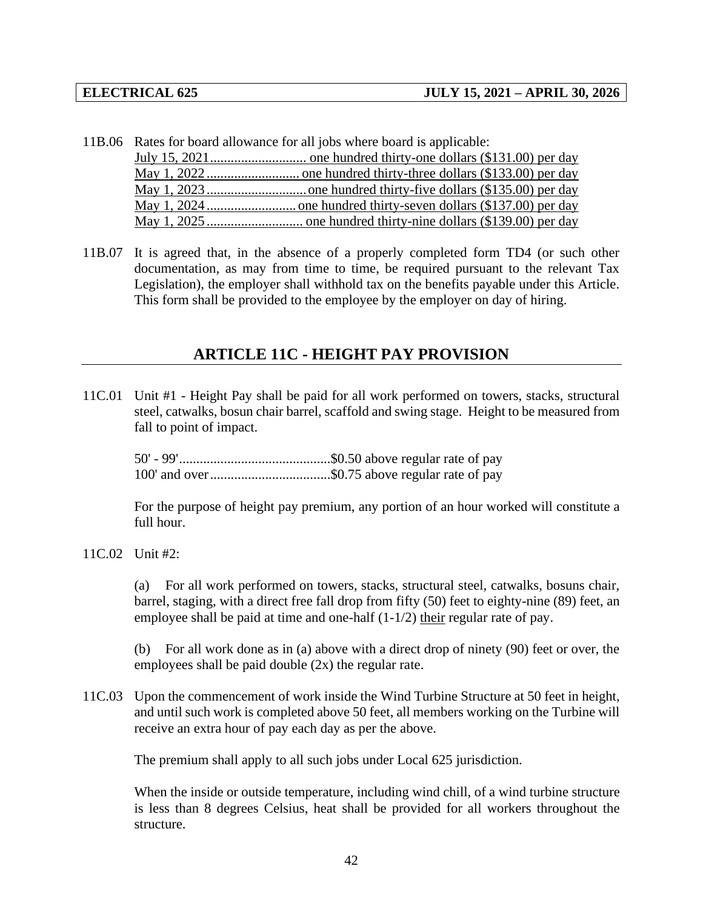11B.06 Rates for board allowance for all jobs where board is applicable:

July 15, 2021............................ one hundred thirty-one dollars ($131.00) per day
May 1, 2022........................... one hundred thirty-three dollars ($133.00) per day
May 1, 2023............................. one hundred thirty-five dollars ($135.00) per day
May 1, 2024.......................... one hundred thirty-seven dollars ($137.00) per day
May 1, 2025............................ one hundred thirty-nine dollars ($139.00) per day

11B.07 It is agreed that, in the absence of a properly completed form TD4 (or such other documentation, as may from time to time, be required pursuant to the relevant Tax Legislation), the employer shall withhold tax on the benefits payable under this Article. This form shall be provided to the employee by the employer on day of hiring.

## ARTICLE 11C - HEIGHT PAY PROVISION

11C.01 Unit #1 - Height Pay shall be paid for all work performed on towers, stacks, structural steel, catwalks, bosun chair barrel, scaffold and swing stage. Height to be measured from fall to point of impact.

50' - 99'............................................$0.50 above regular rate of pay
100' and over...................................$0.75 above regular rate of pay

For the purpose of height pay premium, any portion of an hour worked will constitute a full hour.

11C.02 Unit #2:

(a) For all work performed on towers, stacks, structural steel, catwalks, bosuns chair, barrel, staging, with a direct free fall drop from fifty (50) feet to eighty-nine (89) feet, an employee shall be paid at time and one-half (1-1/2) their regular rate of pay.

(b) For all work done as in (a) above with a direct drop of ninety (90) feet or over, the employees shall be paid double (2x) the regular rate.

11C.03 Upon the commencement of work inside the Wind Turbine Structure at 50 feet in height, and until such work is completed above 50 feet, all members working on the Turbine will receive an extra hour of pay each day as per the above.

The premium shall apply to all such jobs under Local 625 jurisdiction.

When the inside or outside temperature, including wind chill, of a wind turbine structure is less than 8 degrees Celsius, heat shall be provided for all workers throughout the structure.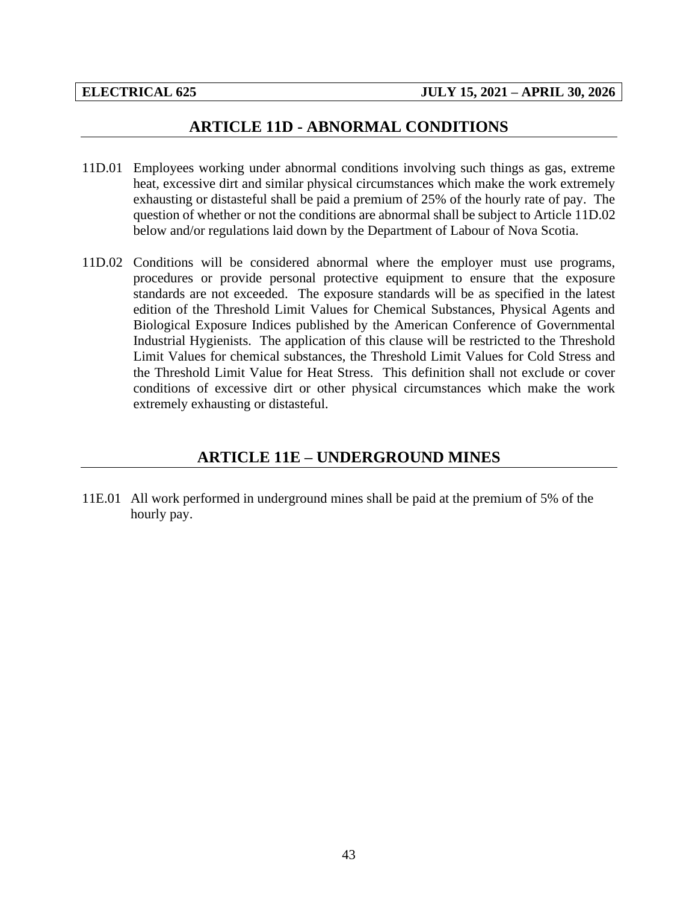## ARTICLE 11D - ABNORMAL CONDITIONS

11D.01 Employees working under abnormal conditions involving such things as gas, extreme heat, excessive dirt and similar physical circumstances which make the work extremely exhausting or distasteful shall be paid a premium of 25% of the hourly rate of pay. The question of whether or not the conditions are abnormal shall be subject to Article 11D.02 below and/or regulations laid down by the Department of Labour of Nova Scotia.

11D.02 Conditions will be considered abnormal where the employer must use programs, procedures or provide personal protective equipment to ensure that the exposure standards are not exceeded. The exposure standards will be as specified in the latest edition of the Threshold Limit Values for Chemical Substances, Physical Agents and Biological Exposure Indices published by the American Conference of Governmental Industrial Hygienists. The application of this clause will be restricted to the Threshold Limit Values for chemical substances, the Threshold Limit Values for Cold Stress and the Threshold Limit Value for Heat Stress. This definition shall not exclude or cover conditions of excessive dirt or other physical circumstances which make the work extremely exhausting or distasteful.

## ARTICLE 11E – UNDERGROUND MINES

11E.01 All work performed in underground mines shall be paid at the premium of 5% of the hourly pay.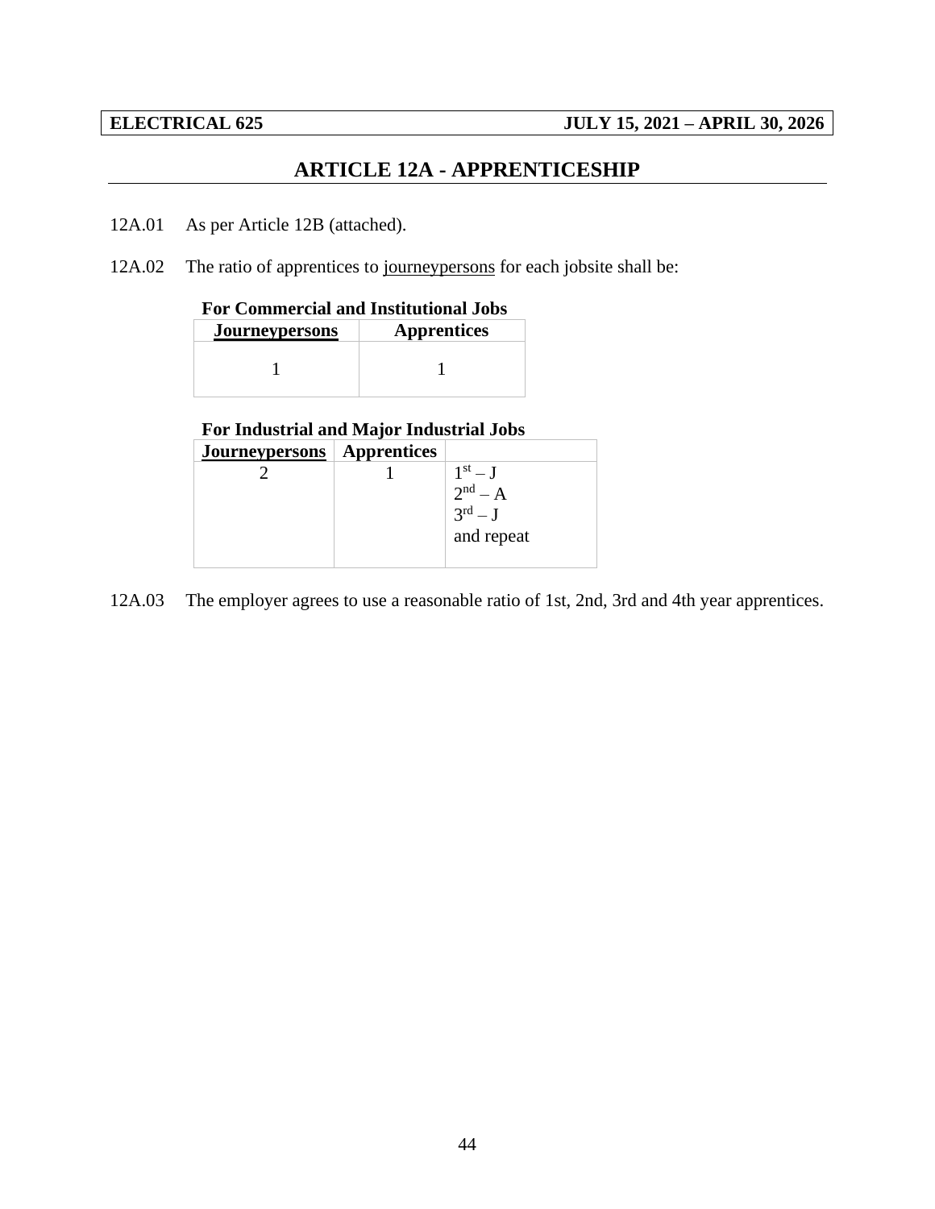## ARTICLE 12A - APPRENTICESHIP

12A.01 As per Article 12B (attached).

12A.02 The ratio of apprentices to journeypersons for each jobsite shall be:

**For Commercial and Institutional Jobs**

| Journeypersons | Apprentices |
|---|---|
| 1 | 1 |

**For Industrial and Major Industrial Jobs**

| Journeypersons | Apprentices | |
|---|---|---|
| 2 | 1 | 1st – J<br>2nd – A<br>3rd – J<br>and repeat |

12A.03 The employer agrees to use a reasonable ratio of 1st, 2nd, 3rd and 4th year apprentices.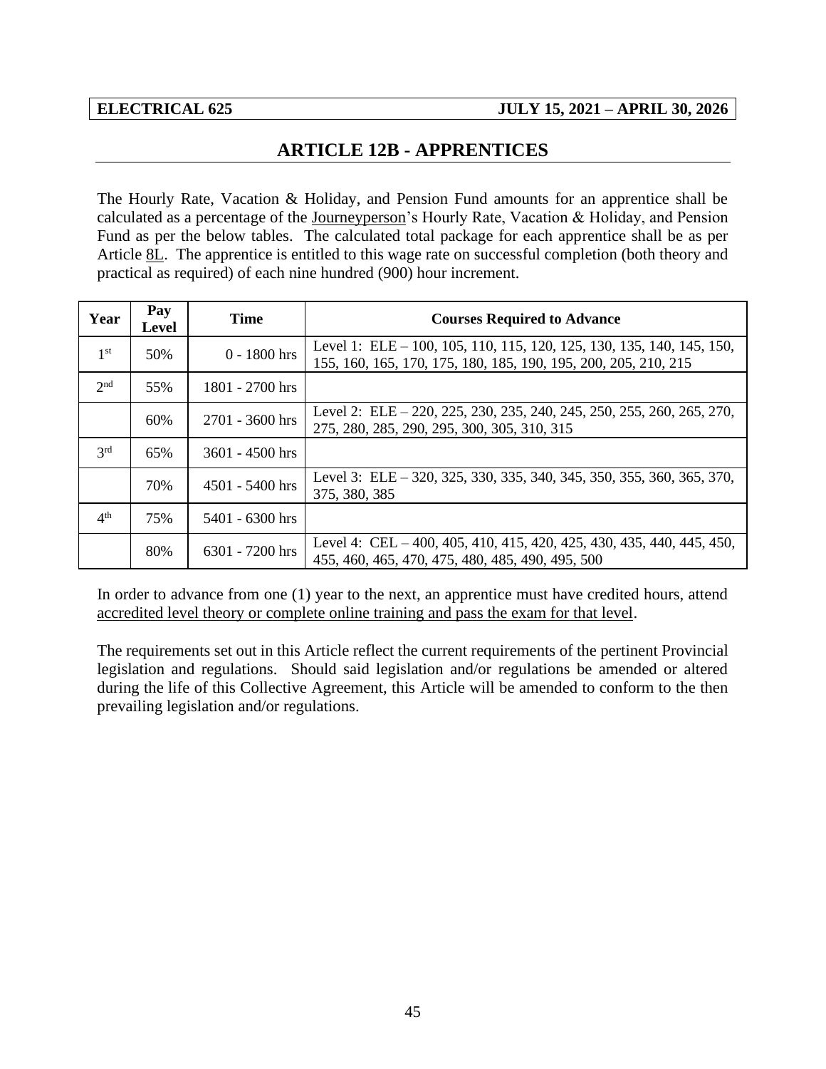## ARTICLE 12B - APPRENTICES

The Hourly Rate, Vacation & Holiday, and Pension Fund amounts for an apprentice shall be calculated as a percentage of the Journeyperson's Hourly Rate, Vacation & Holiday, and Pension Fund as per the below tables. The calculated total package for each apprentice shall be as per Article 8L. The apprentice is entitled to this wage rate on successful completion (both theory and practical as required) of each nine hundred (900) hour increment.

| Year | Pay Level | Time | Courses Required to Advance |
|---|---|---|---|
| 1st | 50% | 0 - 1800 hrs | Level 1: ELE – 100, 105, 110, 115, 120, 125, 130, 135, 140, 145, 150, 155, 160, 165, 170, 175, 180, 185, 190, 195, 200, 205, 210, 215 |
| 2nd | 55% | 1801 - 2700 hrs | |
| | 60% | 2701 - 3600 hrs | Level 2: ELE – 220, 225, 230, 235, 240, 245, 250, 255, 260, 265, 270, 275, 280, 285, 290, 295, 300, 305, 310, 315 |
| 3rd | 65% | 3601 - 4500 hrs | |
| | 70% | 4501 - 5400 hrs | Level 3: ELE – 320, 325, 330, 335, 340, 345, 350, 355, 360, 365, 370, 375, 380, 385 |
| 4th | 75% | 5401 - 6300 hrs | |
| | 80% | 6301 - 7200 hrs | Level 4: CEL – 400, 405, 410, 415, 420, 425, 430, 435, 440, 445, 450, 455, 460, 465, 470, 475, 480, 485, 490, 495, 500 |

In order to advance from one (1) year to the next, an apprentice must have credited hours, attend accredited level theory or complete online training and pass the exam for that level.

The requirements set out in this Article reflect the current requirements of the pertinent Provincial legislation and regulations. Should said legislation and/or regulations be amended or altered during the life of this Collective Agreement, this Article will be amended to conform to the then prevailing legislation and/or regulations.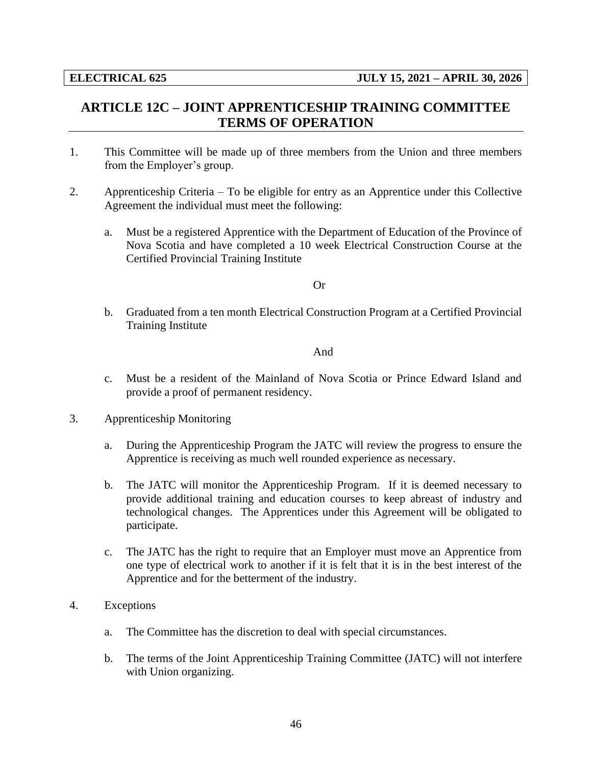## ARTICLE 12C – JOINT APPRENTICESHIP TRAINING COMMITTEE TERMS OF OPERATION

1. This Committee will be made up of three members from the Union and three members from the Employer's group.

2. Apprenticeship Criteria – To be eligible for entry as an Apprentice under this Collective Agreement the individual must meet the following:

   a. Must be a registered Apprentice with the Department of Education of the Province of Nova Scotia and have completed a 10 week Electrical Construction Course at the Certified Provincial Training Institute

   Or

   b. Graduated from a ten month Electrical Construction Program at a Certified Provincial Training Institute

   And

   c. Must be a resident of the Mainland of Nova Scotia or Prince Edward Island and provide a proof of permanent residency.

3. Apprenticeship Monitoring

   a. During the Apprenticeship Program the JATC will review the progress to ensure the Apprentice is receiving as much well rounded experience as necessary.

   b. The JATC will monitor the Apprenticeship Program. If it is deemed necessary to provide additional training and education courses to keep abreast of industry and technological changes. The Apprentices under this Agreement will be obligated to participate.

   c. The JATC has the right to require that an Employer must move an Apprentice from one type of electrical work to another if it is felt that it is in the best interest of the Apprentice and for the betterment of the industry.

4. Exceptions

   a. The Committee has the discretion to deal with special circumstances.

   b. The terms of the Joint Apprenticeship Training Committee (JATC) will not interfere with Union organizing.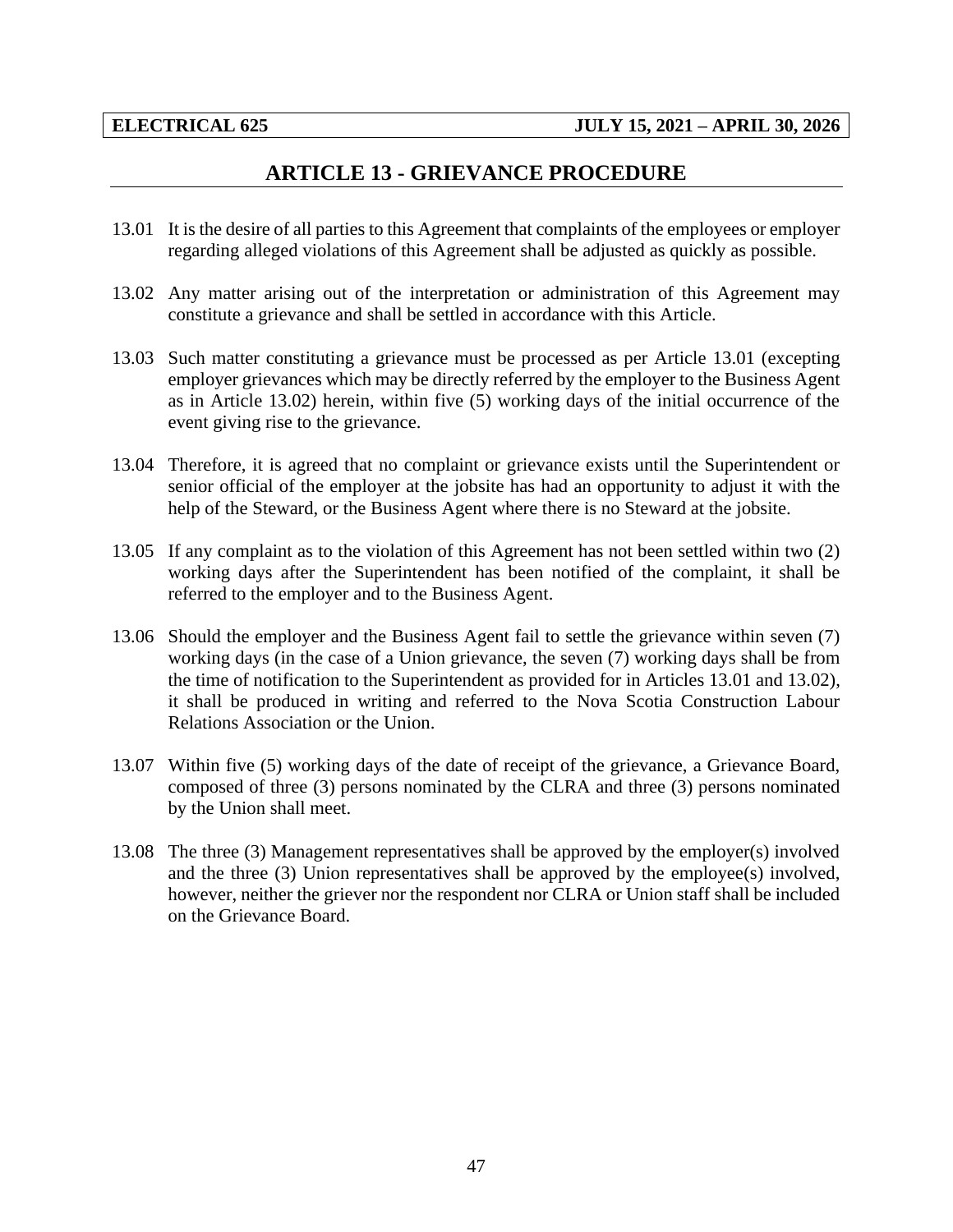# ARTICLE 13 - GRIEVANCE PROCEDURE

13.01 It is the desire of all parties to this Agreement that complaints of the employees or employer regarding alleged violations of this Agreement shall be adjusted as quickly as possible.

13.02 Any matter arising out of the interpretation or administration of this Agreement may constitute a grievance and shall be settled in accordance with this Article.

13.03 Such matter constituting a grievance must be processed as per Article 13.01 (excepting employer grievances which may be directly referred by the employer to the Business Agent as in Article 13.02) herein, within five (5) working days of the initial occurrence of the event giving rise to the grievance.

13.04 Therefore, it is agreed that no complaint or grievance exists until the Superintendent or senior official of the employer at the jobsite has had an opportunity to adjust it with the help of the Steward, or the Business Agent where there is no Steward at the jobsite.

13.05 If any complaint as to the violation of this Agreement has not been settled within two (2) working days after the Superintendent has been notified of the complaint, it shall be referred to the employer and to the Business Agent.

13.06 Should the employer and the Business Agent fail to settle the grievance within seven (7) working days (in the case of a Union grievance, the seven (7) working days shall be from the time of notification to the Superintendent as provided for in Articles 13.01 and 13.02), it shall be produced in writing and referred to the Nova Scotia Construction Labour Relations Association or the Union.

13.07 Within five (5) working days of the date of receipt of the grievance, a Grievance Board, composed of three (3) persons nominated by the CLRA and three (3) persons nominated by the Union shall meet.

13.08 The three (3) Management representatives shall be approved by the employer(s) involved and the three (3) Union representatives shall be approved by the employee(s) involved, however, neither the griever nor the respondent nor CLRA or Union staff shall be included on the Grievance Board.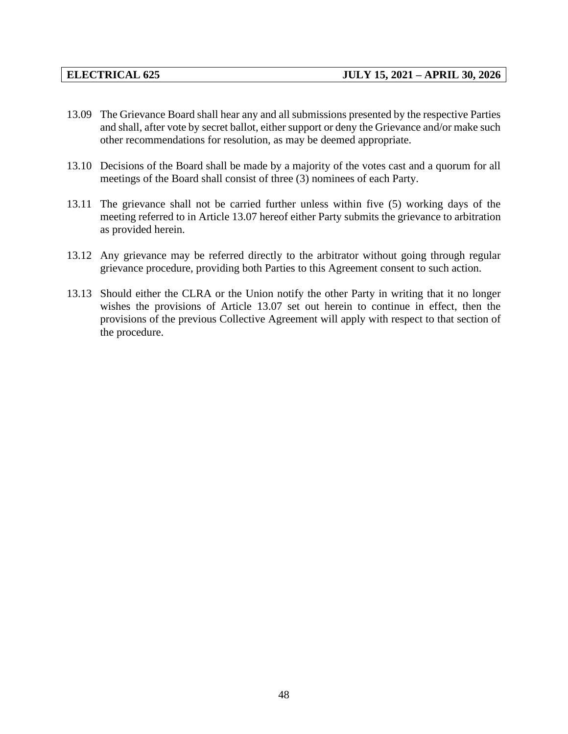13.09 The Grievance Board shall hear any and all submissions presented by the respective Parties and shall, after vote by secret ballot, either support or deny the Grievance and/or make such other recommendations for resolution, as may be deemed appropriate.

13.10 Decisions of the Board shall be made by a majority of the votes cast and a quorum for all meetings of the Board shall consist of three (3) nominees of each Party.

13.11 The grievance shall not be carried further unless within five (5) working days of the meeting referred to in Article 13.07 hereof either Party submits the grievance to arbitration as provided herein.

13.12 Any grievance may be referred directly to the arbitrator without going through regular grievance procedure, providing both Parties to this Agreement consent to such action.

13.13 Should either the CLRA or the Union notify the other Party in writing that it no longer wishes the provisions of Article 13.07 set out herein to continue in effect, then the provisions of the previous Collective Agreement will apply with respect to that section of the procedure.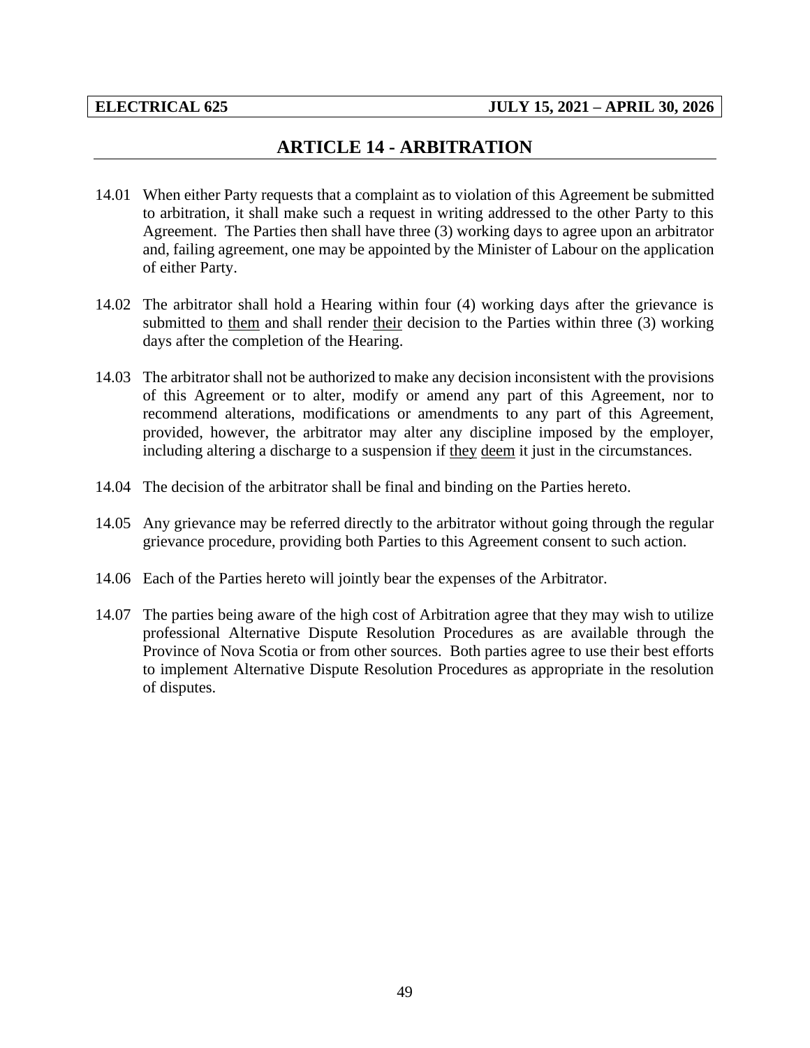# ARTICLE 14 - ARBITRATION

14.01 When either Party requests that a complaint as to violation of this Agreement be submitted to arbitration, it shall make such a request in writing addressed to the other Party to this Agreement. The Parties then shall have three (3) working days to agree upon an arbitrator and, failing agreement, one may be appointed by the Minister of Labour on the application of either Party.

14.02 The arbitrator shall hold a Hearing within four (4) working days after the grievance is submitted to <u>them</u> and shall render <u>their</u> decision to the Parties within three (3) working days after the completion of the Hearing.

14.03 The arbitrator shall not be authorized to make any decision inconsistent with the provisions of this Agreement or to alter, modify or amend any part of this Agreement, nor to recommend alterations, modifications or amendments to any part of this Agreement, provided, however, the arbitrator may alter any discipline imposed by the employer, including altering a discharge to a suspension if <u>they</u> <u>deem</u> it just in the circumstances.

14.04 The decision of the arbitrator shall be final and binding on the Parties hereto.

14.05 Any grievance may be referred directly to the arbitrator without going through the regular grievance procedure, providing both Parties to this Agreement consent to such action.

14.06 Each of the Parties hereto will jointly bear the expenses of the Arbitrator.

14.07 The parties being aware of the high cost of Arbitration agree that they may wish to utilize professional Alternative Dispute Resolution Procedures as are available through the Province of Nova Scotia or from other sources. Both parties agree to use their best efforts to implement Alternative Dispute Resolution Procedures as appropriate in the resolution of disputes.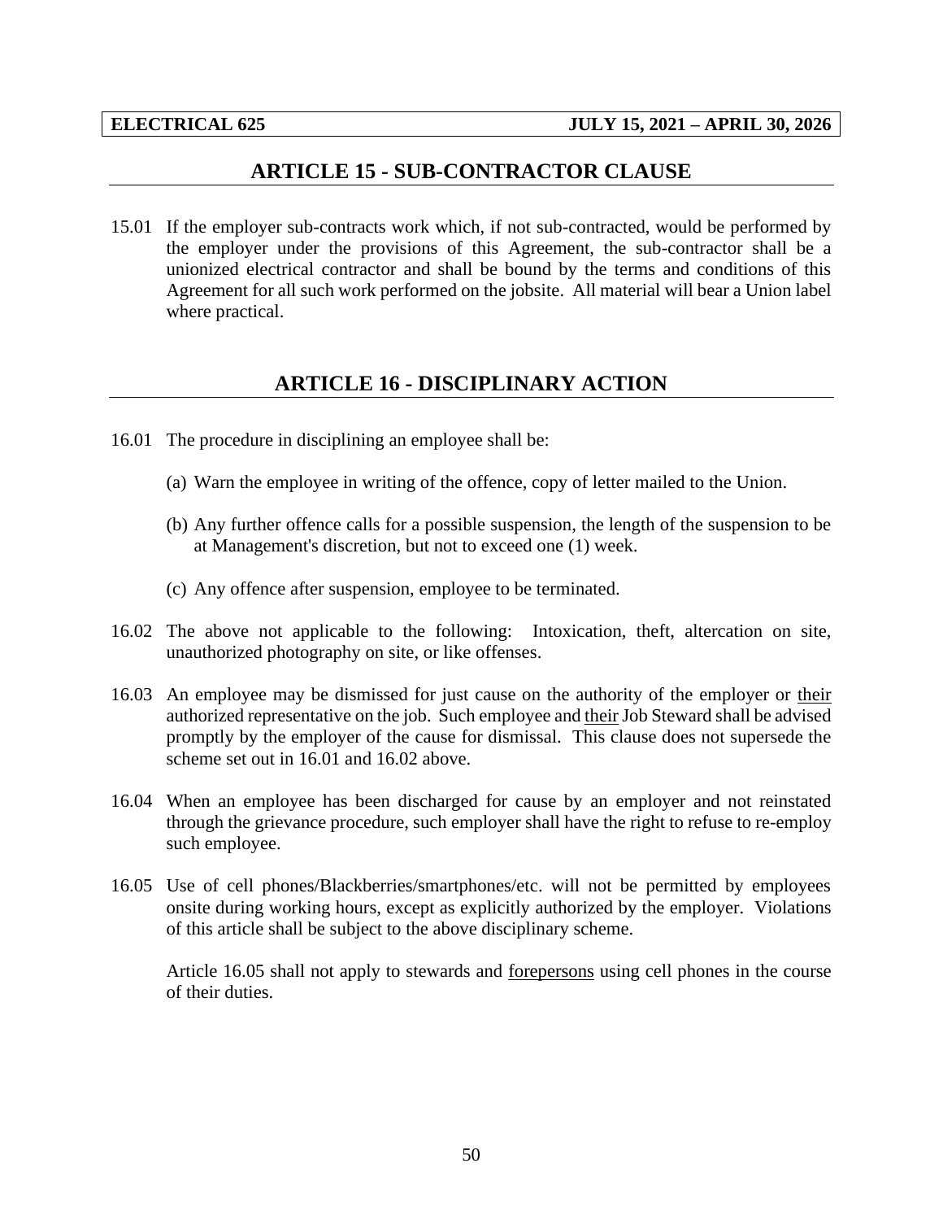## ARTICLE 15 - SUB-CONTRACTOR CLAUSE

15.01 If the employer sub-contracts work which, if not sub-contracted, would be performed by the employer under the provisions of this Agreement, the sub-contractor shall be a unionized electrical contractor and shall be bound by the terms and conditions of this Agreement for all such work performed on the jobsite. All material will bear a Union label where practical.

## ARTICLE 16 - DISCIPLINARY ACTION

16.01 The procedure in disciplining an employee shall be:

(a) Warn the employee in writing of the offence, copy of letter mailed to the Union.

(b) Any further offence calls for a possible suspension, the length of the suspension to be at Management's discretion, but not to exceed one (1) week.

(c) Any offence after suspension, employee to be terminated.

16.02 The above not applicable to the following: Intoxication, theft, altercation on site, unauthorized photography on site, or like offenses.

16.03 An employee may be dismissed for just cause on the authority of the employer or their authorized representative on the job. Such employee and their Job Steward shall be advised promptly by the employer of the cause for dismissal. This clause does not supersede the scheme set out in 16.01 and 16.02 above.

16.04 When an employee has been discharged for cause by an employer and not reinstated through the grievance procedure, such employer shall have the right to refuse to re-employ such employee.

16.05 Use of cell phones/Blackberries/smartphones/etc. will not be permitted by employees onsite during working hours, except as explicitly authorized by the employer. Violations of this article shall be subject to the above disciplinary scheme.

Article 16.05 shall not apply to stewards and forepersons using cell phones in the course of their duties.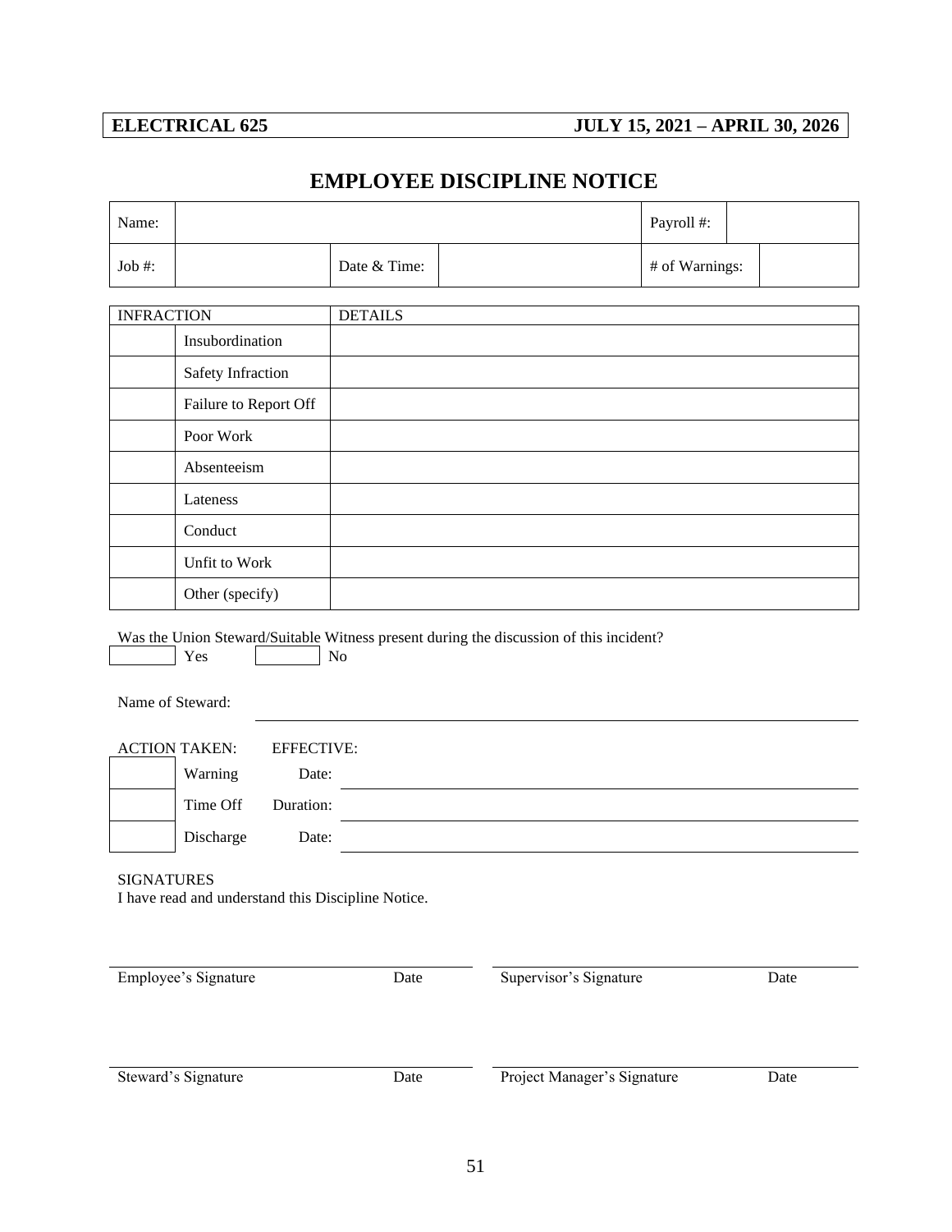# EMPLOYEE DISCIPLINE NOTICE

| Name: | | | | Payroll #: | |
|---|---|---|---|---|---|
| Job #: | | Date & Time: | | # of Warnings: | |

| INFRACTION | | DETAILS |
|---|---|---|
| | Insubordination | |
| | Safety Infraction | |
| | Failure to Report Off | |
| | Poor Work | |
| | Absenteeism | |
| | Lateness | |
| | Conduct | |
| | Unfit to Work | |
| | Other (specify) | |

Was the Union Steward/Suitable Witness present during the discussion of this incident?

☐ Yes ☐ No

Name of Steward: ______________________________

| ACTION TAKEN: | | EFFECTIVE: | |
|---|---|---|---|
| ☐ | Warning | Date: | ______________________________ |
| ☐ | Time Off | Duration: | ______________________________ |
| ☐ | Discharge | Date: | ______________________________ |

SIGNATURES

I have read and understand this Discipline Notice.

| | |
|---|---|
| ______________________________ | ______________________________ |
| Employee's Signature Date | Supervisor's Signature Date |
| ______________________________ | ______________________________ |
| Steward's Signature Date | Project Manager's Signature Date |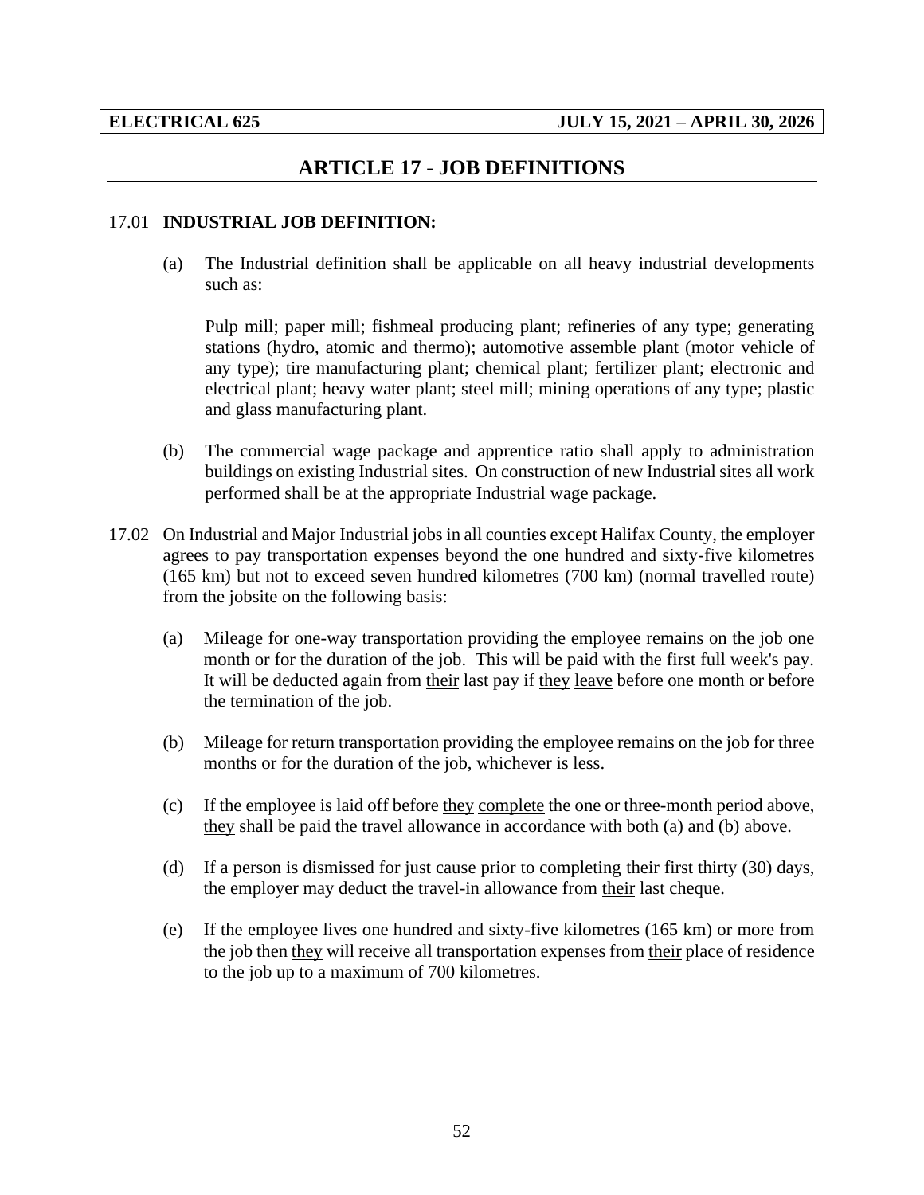# ARTICLE 17 - JOB DEFINITIONS

17.01 **INDUSTRIAL JOB DEFINITION:**

(a) The Industrial definition shall be applicable on all heavy industrial developments such as:

Pulp mill; paper mill; fishmeal producing plant; refineries of any type; generating stations (hydro, atomic and thermo); automotive assemble plant (motor vehicle of any type); tire manufacturing plant; chemical plant; fertilizer plant; electronic and electrical plant; heavy water plant; steel mill; mining operations of any type; plastic and glass manufacturing plant.

(b) The commercial wage package and apprentice ratio shall apply to administration buildings on existing Industrial sites. On construction of new Industrial sites all work performed shall be at the appropriate Industrial wage package.

17.02 On Industrial and Major Industrial jobs in all counties except Halifax County, the employer agrees to pay transportation expenses beyond the one hundred and sixty-five kilometres (165 km) but not to exceed seven hundred kilometres (700 km) (normal travelled route) from the jobsite on the following basis:

(a) Mileage for one-way transportation providing the employee remains on the job one month or for the duration of the job. This will be paid with the first full week's pay. It will be deducted again from their last pay if they leave before one month or before the termination of the job.

(b) Mileage for return transportation providing the employee remains on the job for three months or for the duration of the job, whichever is less.

(c) If the employee is laid off before they complete the one or three-month period above, they shall be paid the travel allowance in accordance with both (a) and (b) above.

(d) If a person is dismissed for just cause prior to completing their first thirty (30) days, the employer may deduct the travel-in allowance from their last cheque.

(e) If the employee lives one hundred and sixty-five kilometres (165 km) or more from the job then they will receive all transportation expenses from their place of residence to the job up to a maximum of 700 kilometres.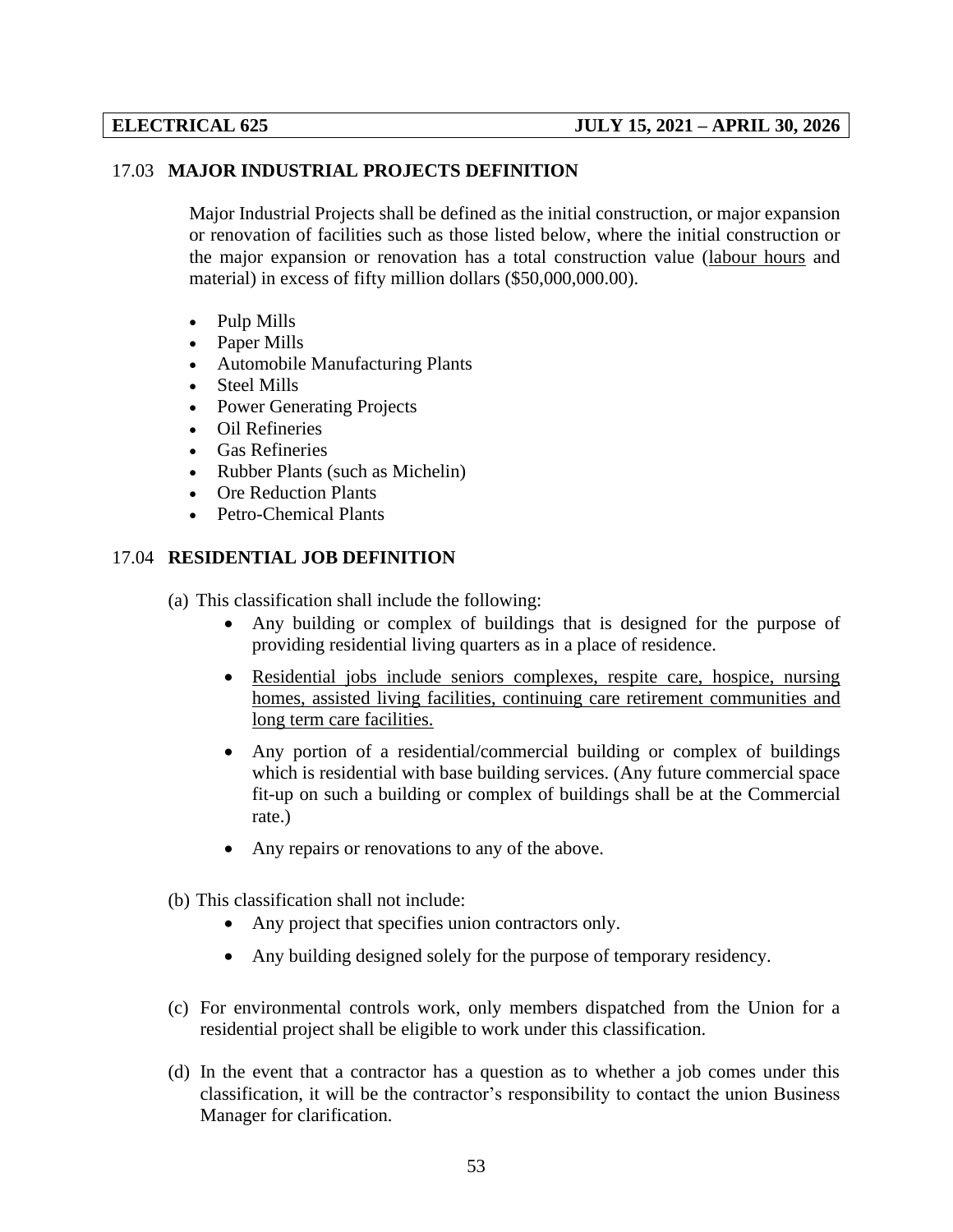## 17.03 MAJOR INDUSTRIAL PROJECTS DEFINITION

Major Industrial Projects shall be defined as the initial construction, or major expansion or renovation of facilities such as those listed below, where the initial construction or the major expansion or renovation has a total construction value (labour hours and material) in excess of fifty million dollars ($50,000,000.00).

- Pulp Mills
- Paper Mills
- Automobile Manufacturing Plants
- Steel Mills
- Power Generating Projects
- Oil Refineries
- Gas Refineries
- Rubber Plants (such as Michelin)
- Ore Reduction Plants
- Petro-Chemical Plants

## 17.04 RESIDENTIAL JOB DEFINITION

(a) This classification shall include the following:

- Any building or complex of buildings that is designed for the purpose of providing residential living quarters as in a place of residence.
- Residential jobs include seniors complexes, respite care, hospice, nursing homes, assisted living facilities, continuing care retirement communities and long term care facilities.
- Any portion of a residential/commercial building or complex of buildings which is residential with base building services. (Any future commercial space fit-up on such a building or complex of buildings shall be at the Commercial rate.)
- Any repairs or renovations to any of the above.

(b) This classification shall not include:

- Any project that specifies union contractors only.
- Any building designed solely for the purpose of temporary residency.

(c) For environmental controls work, only members dispatched from the Union for a residential project shall be eligible to work under this classification.

(d) In the event that a contractor has a question as to whether a job comes under this classification, it will be the contractor's responsibility to contact the union Business Manager for clarification.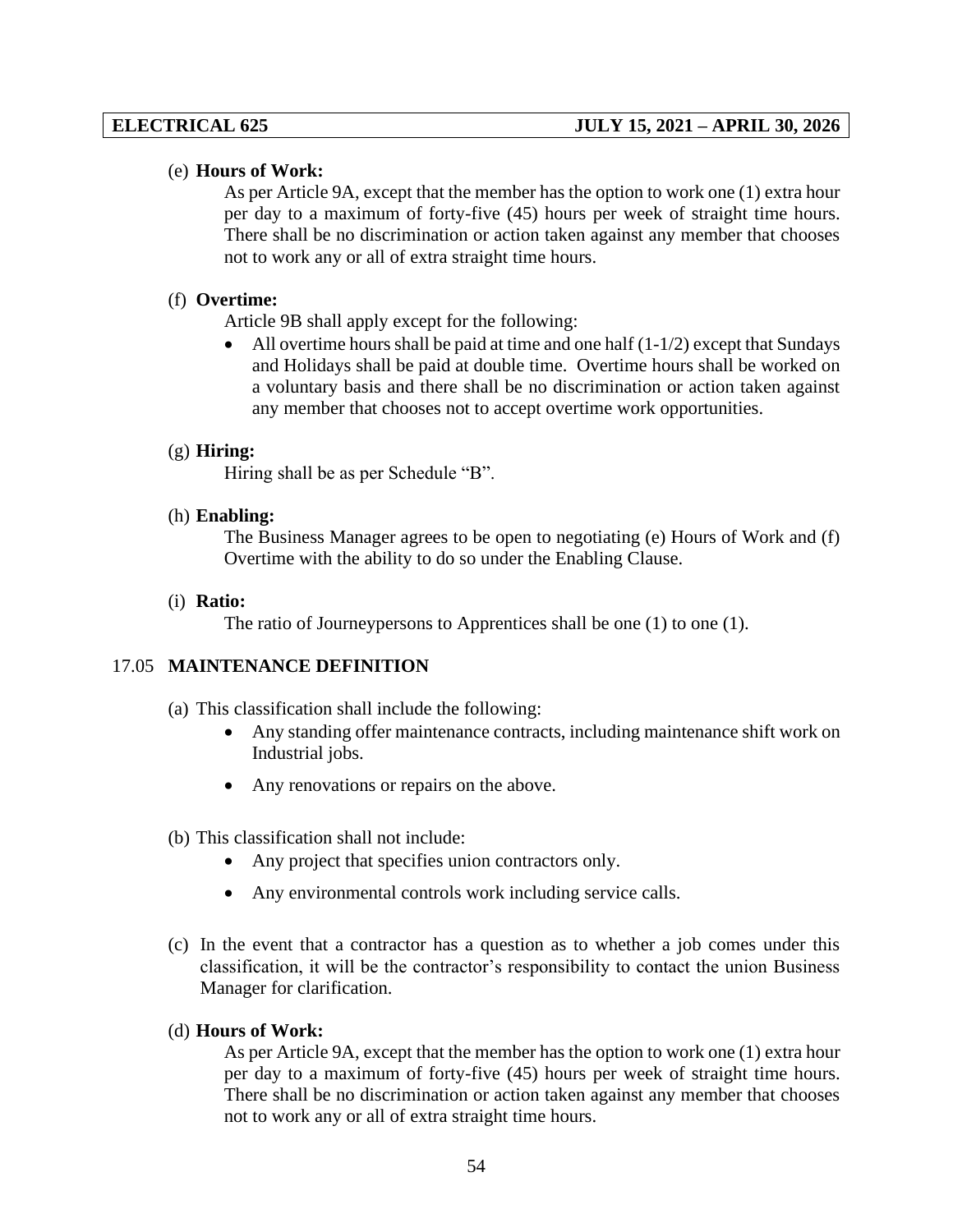(e) **Hours of Work:**

As per Article 9A, except that the member has the option to work one (1) extra hour per day to a maximum of forty-five (45) hours per week of straight time hours. There shall be no discrimination or action taken against any member that chooses not to work any or all of extra straight time hours.

(f) **Overtime:**

Article 9B shall apply except for the following:

- All overtime hours shall be paid at time and one half (1-1/2) except that Sundays and Holidays shall be paid at double time. Overtime hours shall be worked on a voluntary basis and there shall be no discrimination or action taken against any member that chooses not to accept overtime work opportunities.

(g) **Hiring:**

Hiring shall be as per Schedule "B".

(h) **Enabling:**

The Business Manager agrees to be open to negotiating (e) Hours of Work and (f) Overtime with the ability to do so under the Enabling Clause.

(i) **Ratio:**

The ratio of Journeypersons to Apprentices shall be one (1) to one (1).

## 17.05 MAINTENANCE DEFINITION

(a) This classification shall include the following:

- Any standing offer maintenance contracts, including maintenance shift work on Industrial jobs.
- Any renovations or repairs on the above.

(b) This classification shall not include:

- Any project that specifies union contractors only.
- Any environmental controls work including service calls.

(c) In the event that a contractor has a question as to whether a job comes under this classification, it will be the contractor's responsibility to contact the union Business Manager for clarification.

(d) **Hours of Work:**

As per Article 9A, except that the member has the option to work one (1) extra hour per day to a maximum of forty-five (45) hours per week of straight time hours. There shall be no discrimination or action taken against any member that chooses not to work any or all of extra straight time hours.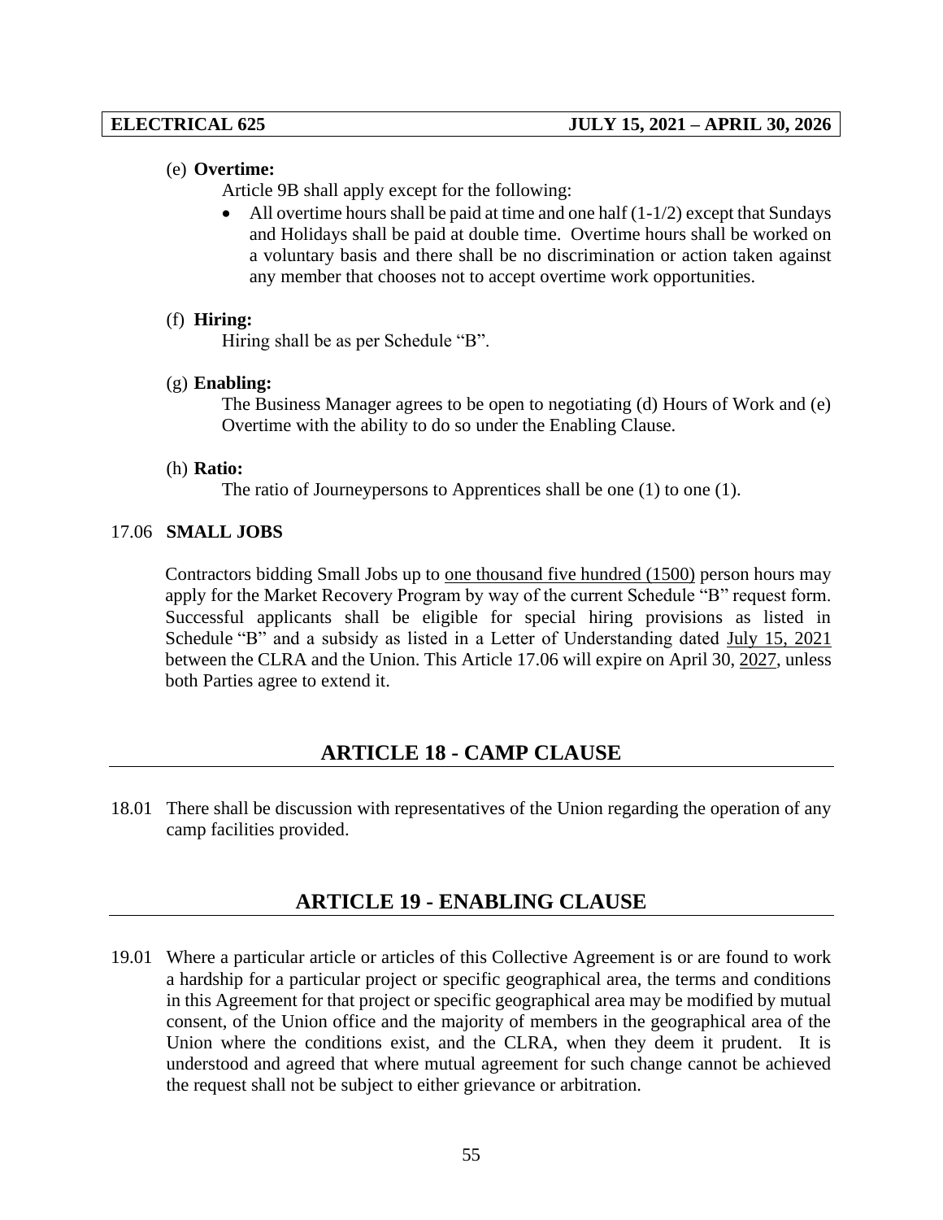(e) **Overtime:**

Article 9B shall apply except for the following:

- All overtime hours shall be paid at time and one half (1-1/2) except that Sundays and Holidays shall be paid at double time. Overtime hours shall be worked on a voluntary basis and there shall be no discrimination or action taken against any member that chooses not to accept overtime work opportunities.

(f) **Hiring:**

Hiring shall be as per Schedule "B".

(g) **Enabling:**

The Business Manager agrees to be open to negotiating (d) Hours of Work and (e) Overtime with the ability to do so under the Enabling Clause.

(h) **Ratio:**

The ratio of Journeypersons to Apprentices shall be one (1) to one (1).

17.06 **SMALL JOBS**

Contractors bidding Small Jobs up to one thousand five hundred (1500) person hours may apply for the Market Recovery Program by way of the current Schedule "B" request form. Successful applicants shall be eligible for special hiring provisions as listed in Schedule "B" and a subsidy as listed in a Letter of Understanding dated July 15, 2021 between the CLRA and the Union. This Article 17.06 will expire on April 30, 2027, unless both Parties agree to extend it.

## ARTICLE 18 - CAMP CLAUSE

18.01 There shall be discussion with representatives of the Union regarding the operation of any camp facilities provided.

## ARTICLE 19 - ENABLING CLAUSE

19.01 Where a particular article or articles of this Collective Agreement is or are found to work a hardship for a particular project or specific geographical area, the terms and conditions in this Agreement for that project or specific geographical area may be modified by mutual consent, of the Union office and the majority of members in the geographical area of the Union where the conditions exist, and the CLRA, when they deem it prudent. It is understood and agreed that where mutual agreement for such change cannot be achieved the request shall not be subject to either grievance or arbitration.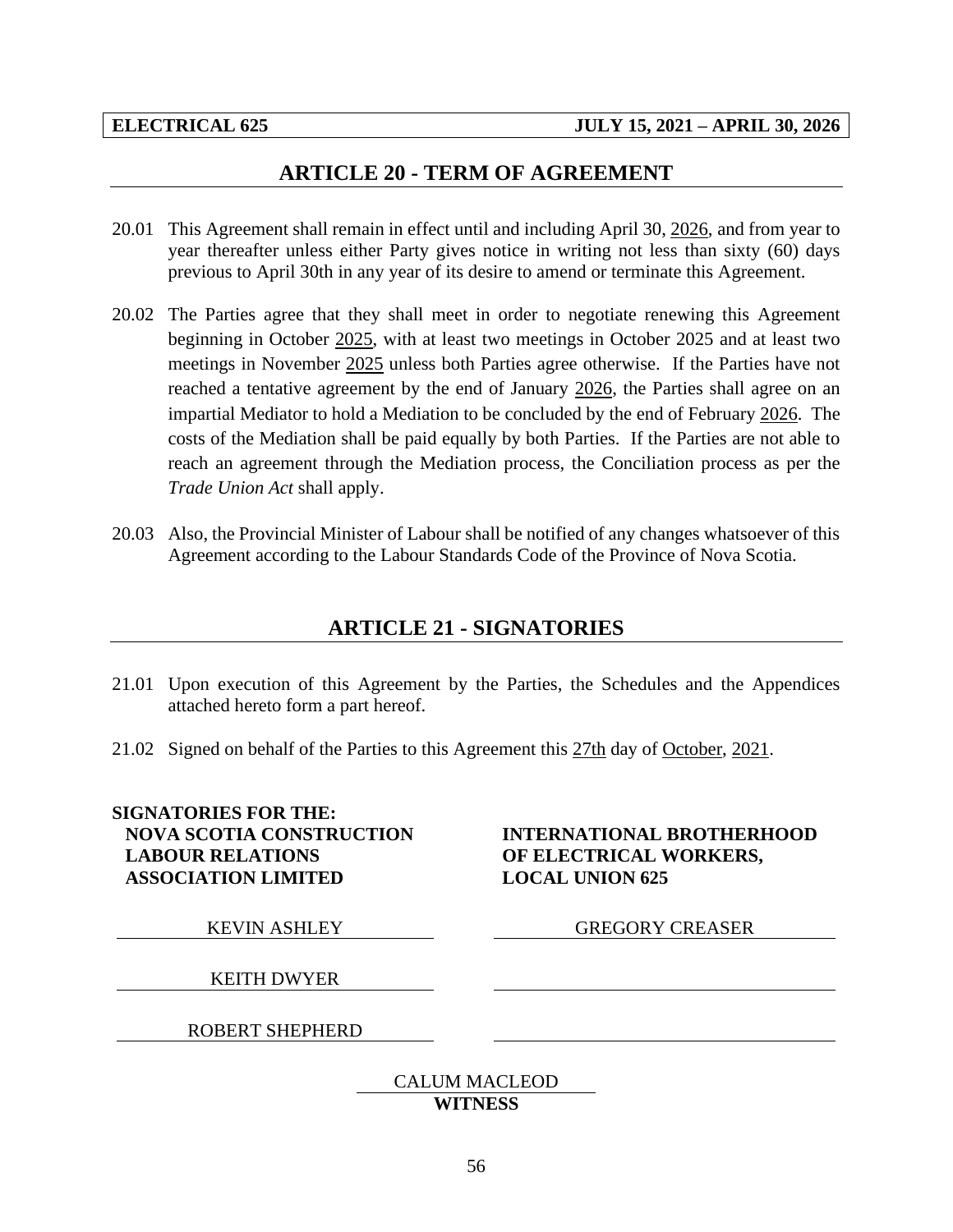## ARTICLE 20 - TERM OF AGREEMENT

20.01 This Agreement shall remain in effect until and including April 30, 2026, and from year to year thereafter unless either Party gives notice in writing not less than sixty (60) days previous to April 30th in any year of its desire to amend or terminate this Agreement.

20.02 The Parties agree that they shall meet in order to negotiate renewing this Agreement beginning in October 2025, with at least two meetings in October 2025 and at least two meetings in November 2025 unless both Parties agree otherwise. If the Parties have not reached a tentative agreement by the end of January 2026, the Parties shall agree on an impartial Mediator to hold a Mediation to be concluded by the end of February 2026. The costs of the Mediation shall be paid equally by both Parties. If the Parties are not able to reach an agreement through the Mediation process, the Conciliation process as per the *Trade Union Act* shall apply.

20.03 Also, the Provincial Minister of Labour shall be notified of any changes whatsoever of this Agreement according to the Labour Standards Code of the Province of Nova Scotia.

## ARTICLE 21 - SIGNATORIES

21.01 Upon execution of this Agreement by the Parties, the Schedules and the Appendices attached hereto form a part hereof.

21.02 Signed on behalf of the Parties to this Agreement this 27th day of October, 2021.

| SIGNATORIES FOR THE: **NOVA SCOTIA CONSTRUCTION LABOUR RELATIONS ASSOCIATION LIMITED** | **INTERNATIONAL BROTHERHOOD OF ELECTRICAL WORKERS, LOCAL UNION 625** |
|---|---|
| KEVIN ASHLEY | GREGORY CREASER |
| KEITH DWYER | |
| ROBERT SHEPHERD | |

CALUM MACLEOD
**WITNESS**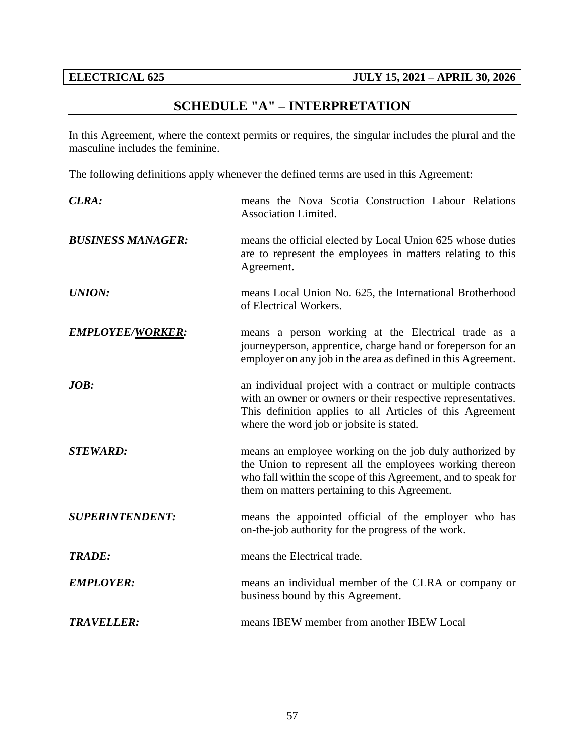# SCHEDULE "A" – INTERPRETATION

In this Agreement, where the context permits or requires, the singular includes the plural and the masculine includes the feminine.

The following definitions apply whenever the defined terms are used in this Agreement:

***CLRA:*** means the Nova Scotia Construction Labour Relations Association Limited.

***BUSINESS MANAGER:*** means the official elected by Local Union 625 whose duties are to represent the employees in matters relating to this Agreement.

***UNION:*** means Local Union No. 625, the International Brotherhood of Electrical Workers.

***EMPLOYEE/WORKER:*** means a person working at the Electrical trade as a journeyperson, apprentice, charge hand or foreperson for an employer on any job in the area as defined in this Agreement.

***JOB:*** an individual project with a contract or multiple contracts with an owner or owners or their respective representatives. This definition applies to all Articles of this Agreement where the word job or jobsite is stated.

***STEWARD:*** means an employee working on the job duly authorized by the Union to represent all the employees working thereon who fall within the scope of this Agreement, and to speak for them on matters pertaining to this Agreement.

***SUPERINTENDENT:*** means the appointed official of the employer who has on-the-job authority for the progress of the work.

***TRADE:*** means the Electrical trade.

***EMPLOYER:*** means an individual member of the CLRA or company or business bound by this Agreement.

***TRAVELLER:*** means IBEW member from another IBEW Local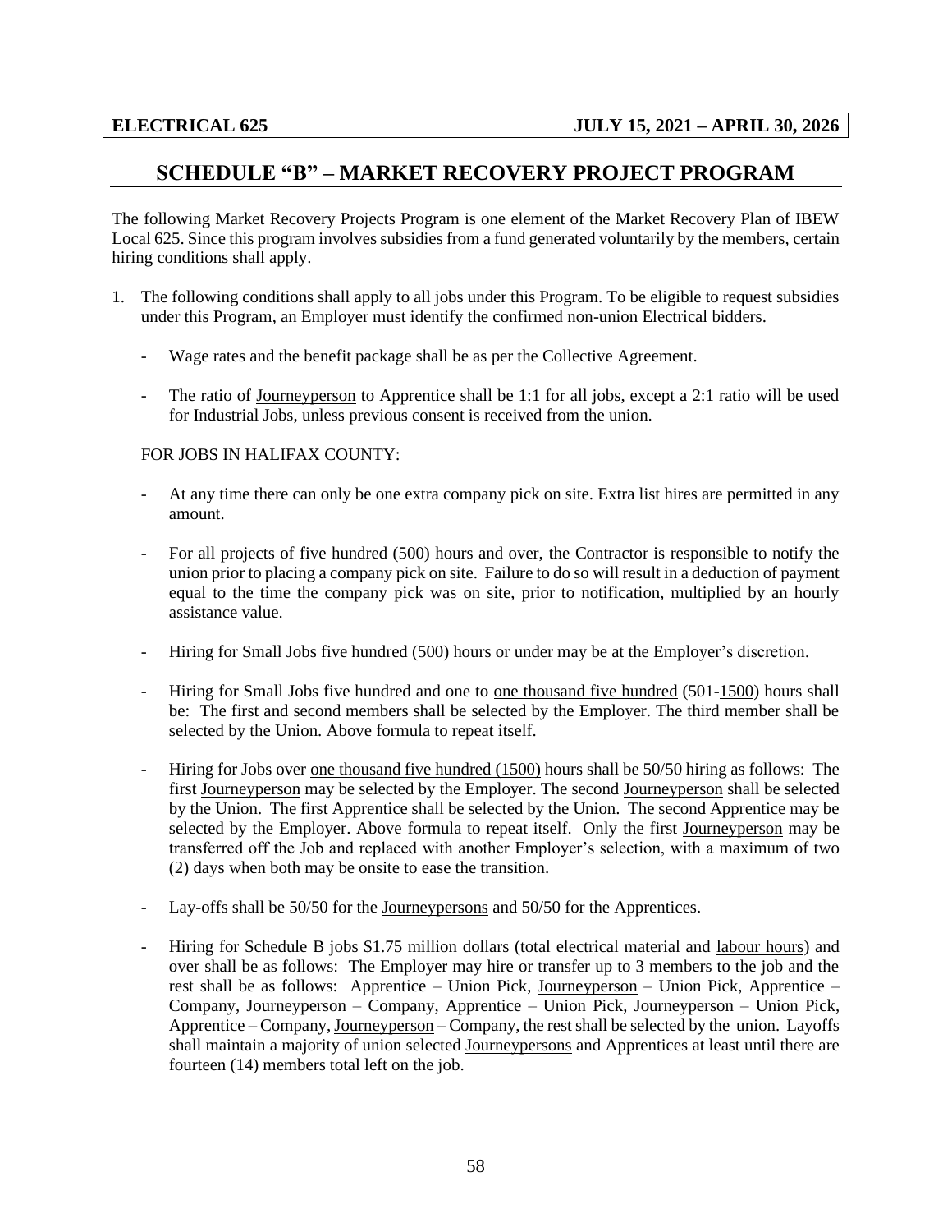# SCHEDULE "B" – MARKET RECOVERY PROJECT PROGRAM

The following Market Recovery Projects Program is one element of the Market Recovery Plan of IBEW Local 625. Since this program involves subsidies from a fund generated voluntarily by the members, certain hiring conditions shall apply.

1. The following conditions shall apply to all jobs under this Program. To be eligible to request subsidies under this Program, an Employer must identify the confirmed non-union Electrical bidders.

   - Wage rates and the benefit package shall be as per the Collective Agreement.

   - The ratio of Journeyperson to Apprentice shall be 1:1 for all jobs, except a 2:1 ratio will be used for Industrial Jobs, unless previous consent is received from the union.

   FOR JOBS IN HALIFAX COUNTY:

   - At any time there can only be one extra company pick on site. Extra list hires are permitted in any amount.

   - For all projects of five hundred (500) hours and over, the Contractor is responsible to notify the union prior to placing a company pick on site. Failure to do so will result in a deduction of payment equal to the time the company pick was on site, prior to notification, multiplied by an hourly assistance value.

   - Hiring for Small Jobs five hundred (500) hours or under may be at the Employer's discretion.

   - Hiring for Small Jobs five hundred and one to one thousand five hundred (501-1500) hours shall be: The first and second members shall be selected by the Employer. The third member shall be selected by the Union. Above formula to repeat itself.

   - Hiring for Jobs over one thousand five hundred (1500) hours shall be 50/50 hiring as follows: The first Journeyperson may be selected by the Employer. The second Journeyperson shall be selected by the Union. The first Apprentice shall be selected by the Union. The second Apprentice may be selected by the Employer. Above formula to repeat itself. Only the first Journeyperson may be transferred off the Job and replaced with another Employer's selection, with a maximum of two (2) days when both may be onsite to ease the transition.

   - Lay-offs shall be 50/50 for the Journeypersons and 50/50 for the Apprentices.

   - Hiring for Schedule B jobs $1.75 million dollars (total electrical material and labour hours) and over shall be as follows: The Employer may hire or transfer up to 3 members to the job and the rest shall be as follows: Apprentice – Union Pick, Journeyperson – Union Pick, Apprentice – Company, Journeyperson – Company, Apprentice – Union Pick, Journeyperson – Union Pick, Apprentice – Company, Journeyperson – Company, the rest shall be selected by the union. Layoffs shall maintain a majority of union selected Journeypersons and Apprentices at least until there are fourteen (14) members total left on the job.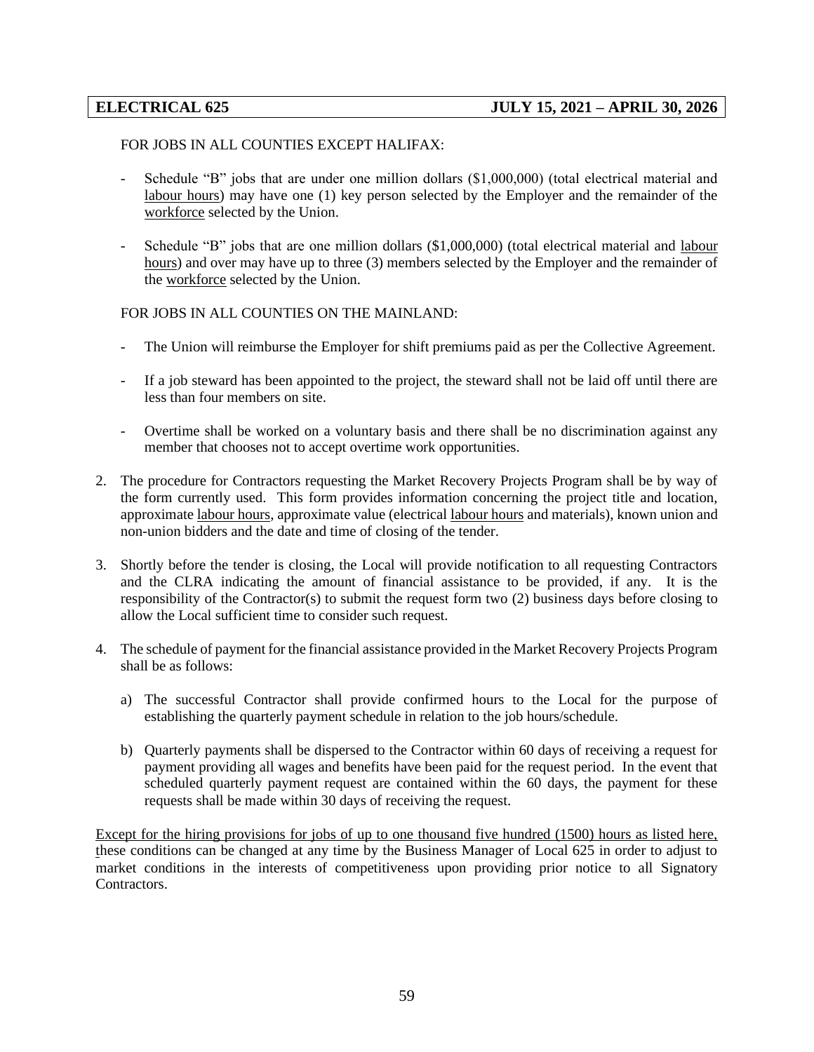FOR JOBS IN ALL COUNTIES EXCEPT HALIFAX:

- Schedule "B" jobs that are under one million dollars ($1,000,000) (total electrical material and labour hours) may have one (1) key person selected by the Employer and the remainder of the workforce selected by the Union.
- Schedule "B" jobs that are one million dollars ($1,000,000) (total electrical material and labour hours) and over may have up to three (3) members selected by the Employer and the remainder of the workforce selected by the Union.

FOR JOBS IN ALL COUNTIES ON THE MAINLAND:

- The Union will reimburse the Employer for shift premiums paid as per the Collective Agreement.
- If a job steward has been appointed to the project, the steward shall not be laid off until there are less than four members on site.
- Overtime shall be worked on a voluntary basis and there shall be no discrimination against any member that chooses not to accept overtime work opportunities.

2. The procedure for Contractors requesting the Market Recovery Projects Program shall be by way of the form currently used. This form provides information concerning the project title and location, approximate labour hours, approximate value (electrical labour hours and materials), known union and non-union bidders and the date and time of closing of the tender.

3. Shortly before the tender is closing, the Local will provide notification to all requesting Contractors and the CLRA indicating the amount of financial assistance to be provided, if any. It is the responsibility of the Contractor(s) to submit the request form two (2) business days before closing to allow the Local sufficient time to consider such request.

4. The schedule of payment for the financial assistance provided in the Market Recovery Projects Program shall be as follows:

   a) The successful Contractor shall provide confirmed hours to the Local for the purpose of establishing the quarterly payment schedule in relation to the job hours/schedule.

   b) Quarterly payments shall be dispersed to the Contractor within 60 days of receiving a request for payment providing all wages and benefits have been paid for the request period. In the event that scheduled quarterly payment request are contained within the 60 days, the payment for these requests shall be made within 30 days of receiving the request.

Except for the hiring provisions for jobs of up to one thousand five hundred (1500) hours as listed here, these conditions can be changed at any time by the Business Manager of Local 625 in order to adjust to market conditions in the interests of competitiveness upon providing prior notice to all Signatory Contractors.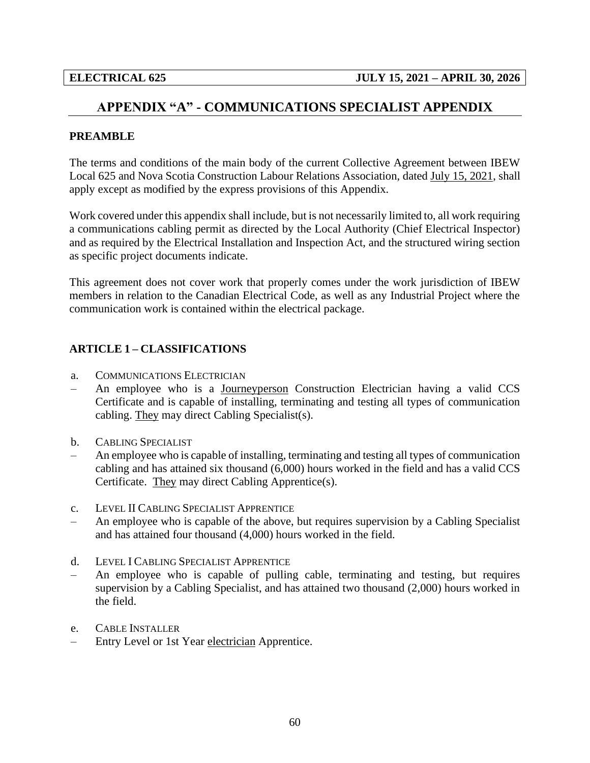# APPENDIX "A" - COMMUNICATIONS SPECIALIST APPENDIX

**PREAMBLE**

The terms and conditions of the main body of the current Collective Agreement between IBEW Local 625 and Nova Scotia Construction Labour Relations Association, dated July 15, 2021, shall apply except as modified by the express provisions of this Appendix.

Work covered under this appendix shall include, but is not necessarily limited to, all work requiring a communications cabling permit as directed by the Local Authority (Chief Electrical Inspector) and as required by the Electrical Installation and Inspection Act, and the structured wiring section as specific project documents indicate.

This agreement does not cover work that properly comes under the work jurisdiction of IBEW members in relation to the Canadian Electrical Code, as well as any Industrial Project where the communication work is contained within the electrical package.

## ARTICLE 1 – CLASSIFICATIONS

a. COMMUNICATIONS ELECTRICIAN

– An employee who is a Journeyperson Construction Electrician having a valid CCS Certificate and is capable of installing, terminating and testing all types of communication cabling. They may direct Cabling Specialist(s).

b. CABLING SPECIALIST

– An employee who is capable of installing, terminating and testing all types of communication cabling and has attained six thousand (6,000) hours worked in the field and has a valid CCS Certificate. They may direct Cabling Apprentice(s).

c. LEVEL II CABLING SPECIALIST APPRENTICE

– An employee who is capable of the above, but requires supervision by a Cabling Specialist and has attained four thousand (4,000) hours worked in the field.

d. LEVEL I CABLING SPECIALIST APPRENTICE

– An employee who is capable of pulling cable, terminating and testing, but requires supervision by a Cabling Specialist, and has attained two thousand (2,000) hours worked in the field.

e. CABLE INSTALLER

– Entry Level or 1st Year electrician Apprentice.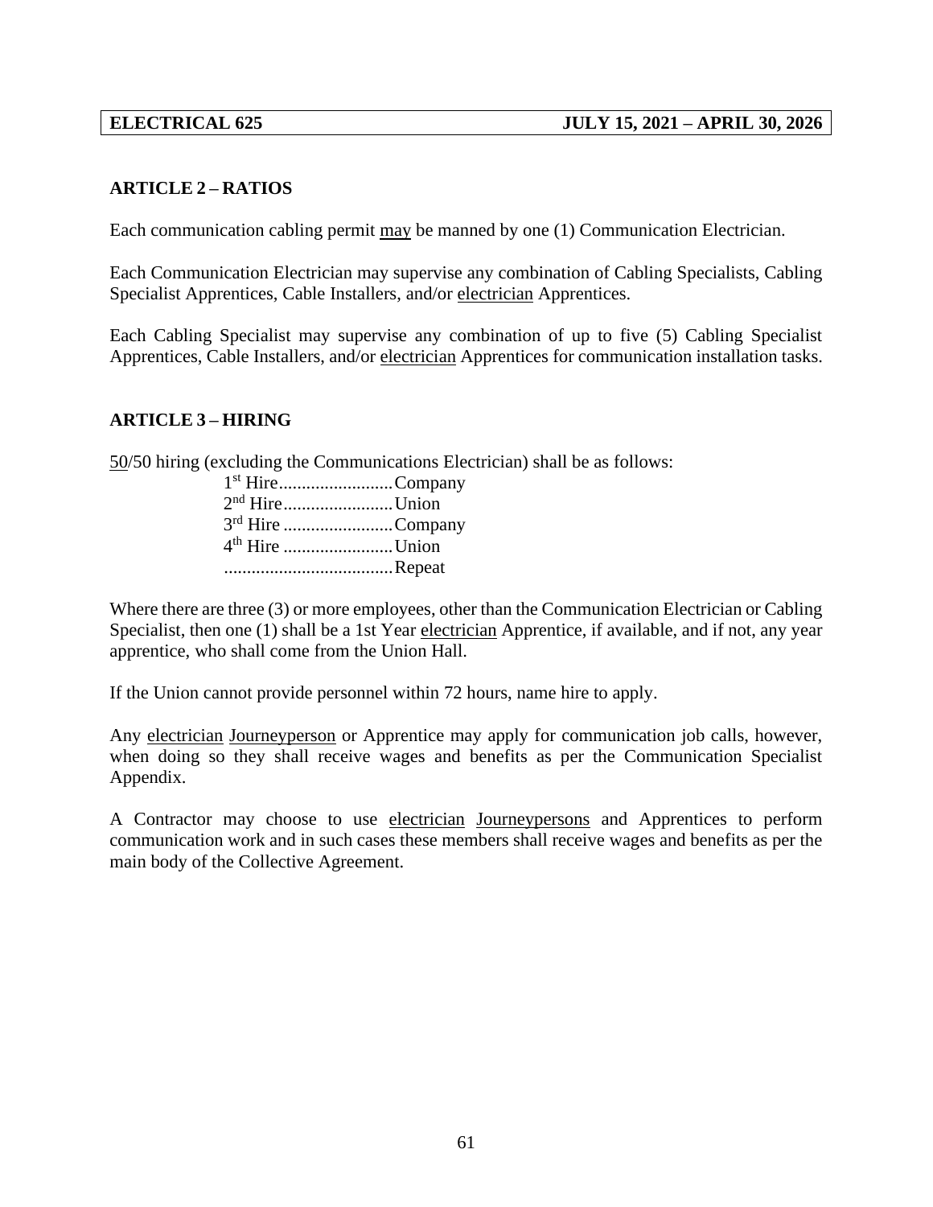## ARTICLE 2 – RATIOS

Each communication cabling permit may be manned by one (1) Communication Electrician.

Each Communication Electrician may supervise any combination of Cabling Specialists, Cabling Specialist Apprentices, Cable Installers, and/or electrician Apprentices.

Each Cabling Specialist may supervise any combination of up to five (5) Cabling Specialist Apprentices, Cable Installers, and/or electrician Apprentices for communication installation tasks.

## ARTICLE 3 – HIRING

50/50 hiring (excluding the Communications Electrician) shall be as follows:

1st Hire.........................Company
2nd Hire........................Union
3rd Hire ........................Company
4th Hire ........................Union
.....................................Repeat

Where there are three (3) or more employees, other than the Communication Electrician or Cabling Specialist, then one (1) shall be a 1st Year electrician Apprentice, if available, and if not, any year apprentice, who shall come from the Union Hall.

If the Union cannot provide personnel within 72 hours, name hire to apply.

Any electrician Journeyperson or Apprentice may apply for communication job calls, however, when doing so they shall receive wages and benefits as per the Communication Specialist Appendix.

A Contractor may choose to use electrician Journeypersons and Apprentices to perform communication work and in such cases these members shall receive wages and benefits as per the main body of the Collective Agreement.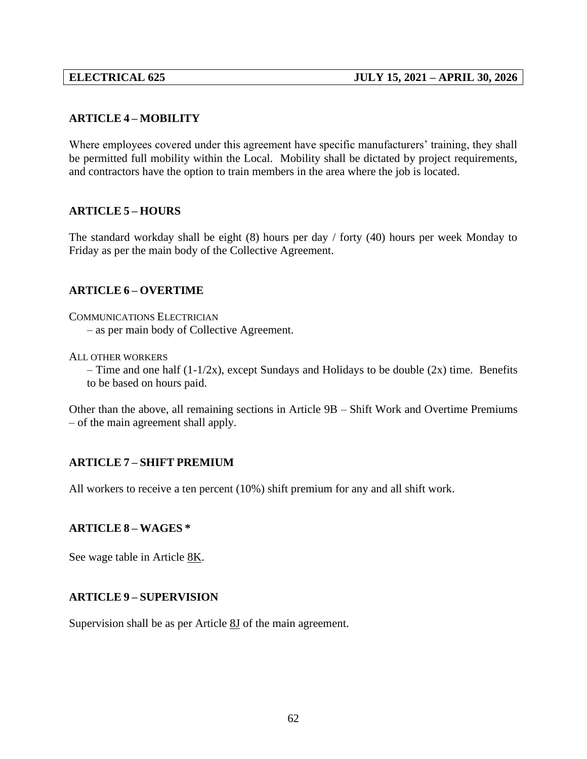## ARTICLE 4 – MOBILITY

Where employees covered under this agreement have specific manufacturers' training, they shall be permitted full mobility within the Local. Mobility shall be dictated by project requirements, and contractors have the option to train members in the area where the job is located.

## ARTICLE 5 – HOURS

The standard workday shall be eight (8) hours per day / forty (40) hours per week Monday to Friday as per the main body of the Collective Agreement.

## ARTICLE 6 – OVERTIME

COMMUNICATIONS ELECTRICIAN

– as per main body of Collective Agreement.

ALL OTHER WORKERS

– Time and one half (1-1/2x), except Sundays and Holidays to be double (2x) time. Benefits to be based on hours paid.

Other than the above, all remaining sections in Article 9B – Shift Work and Overtime Premiums – of the main agreement shall apply.

## ARTICLE 7 – SHIFT PREMIUM

All workers to receive a ten percent (10%) shift premium for any and all shift work.

## ARTICLE 8 – WAGES *

See wage table in Article 8K.

## ARTICLE 9 – SUPERVISION

Supervision shall be as per Article 8J of the main agreement.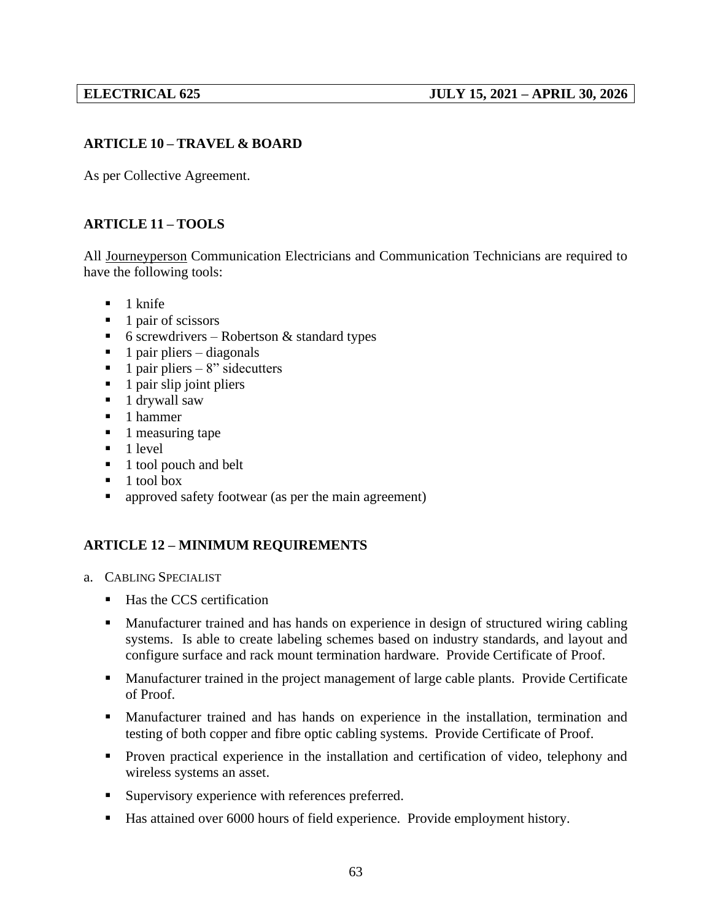## ARTICLE 10 – TRAVEL & BOARD

As per Collective Agreement.

## ARTICLE 11 – TOOLS

All Journeyperson Communication Electricians and Communication Technicians are required to have the following tools:

- 1 knife
- 1 pair of scissors
- 6 screwdrivers – Robertson & standard types
- 1 pair pliers – diagonals
- 1 pair pliers – 8" sidecutters
- 1 pair slip joint pliers
- 1 drywall saw
- 1 hammer
- 1 measuring tape
- 1 level
- 1 tool pouch and belt
- 1 tool box
- approved safety footwear (as per the main agreement)

## ARTICLE 12 – MINIMUM REQUIREMENTS

a. CABLING SPECIALIST

- Has the CCS certification
- Manufacturer trained and has hands on experience in design of structured wiring cabling systems. Is able to create labeling schemes based on industry standards, and layout and configure surface and rack mount termination hardware. Provide Certificate of Proof.
- Manufacturer trained in the project management of large cable plants. Provide Certificate of Proof.
- Manufacturer trained and has hands on experience in the installation, termination and testing of both copper and fibre optic cabling systems. Provide Certificate of Proof.
- Proven practical experience in the installation and certification of video, telephony and wireless systems an asset.
- Supervisory experience with references preferred.
- Has attained over 6000 hours of field experience. Provide employment history.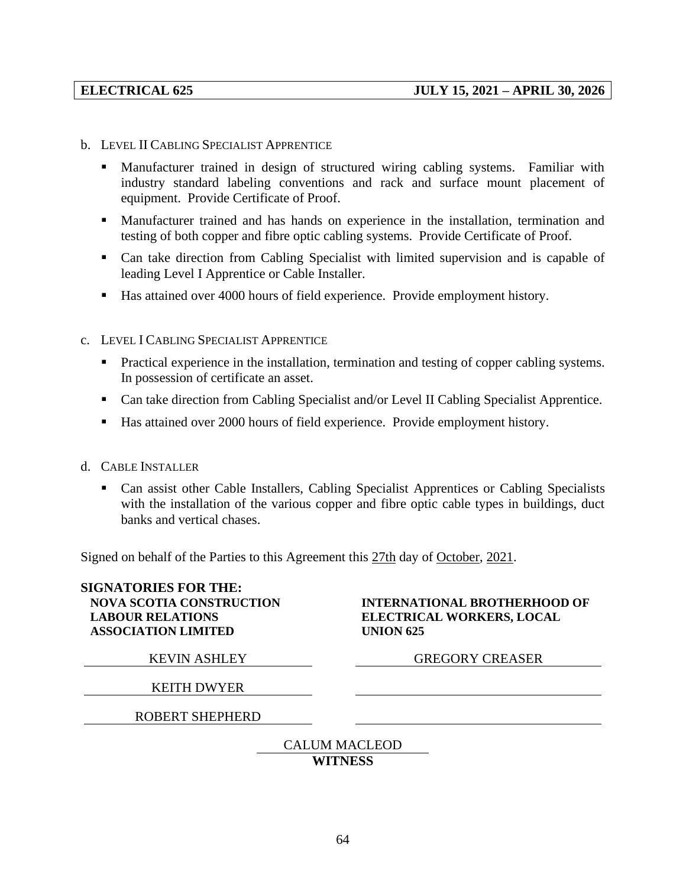b. Level II Cabling Specialist Apprentice

- Manufacturer trained in design of structured wiring cabling systems. Familiar with industry standard labeling conventions and rack and surface mount placement of equipment. Provide Certificate of Proof.
- Manufacturer trained and has hands on experience in the installation, termination and testing of both copper and fibre optic cabling systems. Provide Certificate of Proof.
- Can take direction from Cabling Specialist with limited supervision and is capable of leading Level I Apprentice or Cable Installer.
- Has attained over 4000 hours of field experience. Provide employment history.

c. Level I Cabling Specialist Apprentice

- Practical experience in the installation, termination and testing of copper cabling systems. In possession of certificate an asset.
- Can take direction from Cabling Specialist and/or Level II Cabling Specialist Apprentice.
- Has attained over 2000 hours of field experience. Provide employment history.

d. Cable Installer

- Can assist other Cable Installers, Cabling Specialist Apprentices or Cabling Specialists with the installation of the various copper and fibre optic cable types in buildings, duct banks and vertical chases.

Signed on behalf of the Parties to this Agreement this 27th day of October, 2021.

| **SIGNATORIES FOR THE: NOVA SCOTIA CONSTRUCTION LABOUR RELATIONS ASSOCIATION LIMITED** | **INTERNATIONAL BROTHERHOOD OF ELECTRICAL WORKERS, LOCAL UNION 625** |
|---|---|
| KEVIN ASHLEY | GREGORY CREASER |
| KEITH DWYER | |
| ROBERT SHEPHERD | |

CALUM MACLEOD
**WITNESS**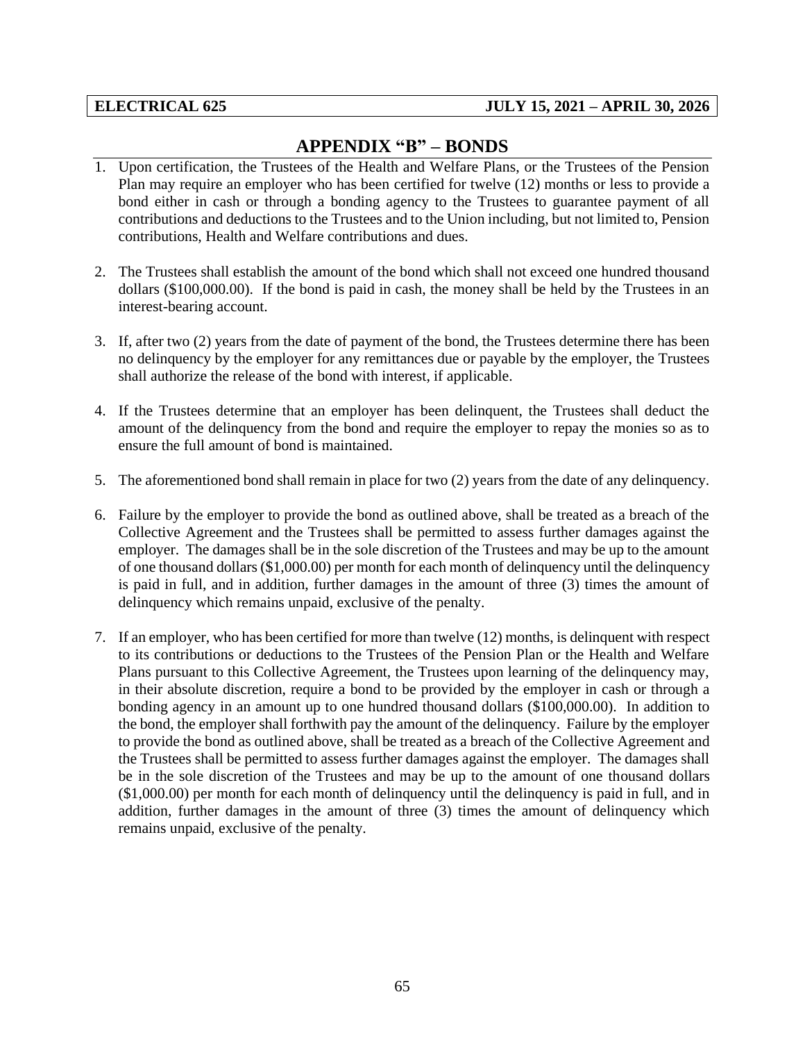# APPENDIX "B" – BONDS

1. Upon certification, the Trustees of the Health and Welfare Plans, or the Trustees of the Pension Plan may require an employer who has been certified for twelve (12) months or less to provide a bond either in cash or through a bonding agency to the Trustees to guarantee payment of all contributions and deductions to the Trustees and to the Union including, but not limited to, Pension contributions, Health and Welfare contributions and dues.

2. The Trustees shall establish the amount of the bond which shall not exceed one hundred thousand dollars ($100,000.00). If the bond is paid in cash, the money shall be held by the Trustees in an interest-bearing account.

3. If, after two (2) years from the date of payment of the bond, the Trustees determine there has been no delinquency by the employer for any remittances due or payable by the employer, the Trustees shall authorize the release of the bond with interest, if applicable.

4. If the Trustees determine that an employer has been delinquent, the Trustees shall deduct the amount of the delinquency from the bond and require the employer to repay the monies so as to ensure the full amount of bond is maintained.

5. The aforementioned bond shall remain in place for two (2) years from the date of any delinquency.

6. Failure by the employer to provide the bond as outlined above, shall be treated as a breach of the Collective Agreement and the Trustees shall be permitted to assess further damages against the employer. The damages shall be in the sole discretion of the Trustees and may be up to the amount of one thousand dollars ($1,000.00) per month for each month of delinquency until the delinquency is paid in full, and in addition, further damages in the amount of three (3) times the amount of delinquency which remains unpaid, exclusive of the penalty.

7. If an employer, who has been certified for more than twelve (12) months, is delinquent with respect to its contributions or deductions to the Trustees of the Pension Plan or the Health and Welfare Plans pursuant to this Collective Agreement, the Trustees upon learning of the delinquency may, in their absolute discretion, require a bond to be provided by the employer in cash or through a bonding agency in an amount up to one hundred thousand dollars ($100,000.00). In addition to the bond, the employer shall forthwith pay the amount of the delinquency. Failure by the employer to provide the bond as outlined above, shall be treated as a breach of the Collective Agreement and the Trustees shall be permitted to assess further damages against the employer. The damages shall be in the sole discretion of the Trustees and may be up to the amount of one thousand dollars ($1,000.00) per month for each month of delinquency until the delinquency is paid in full, and in addition, further damages in the amount of three (3) times the amount of delinquency which remains unpaid, exclusive of the penalty.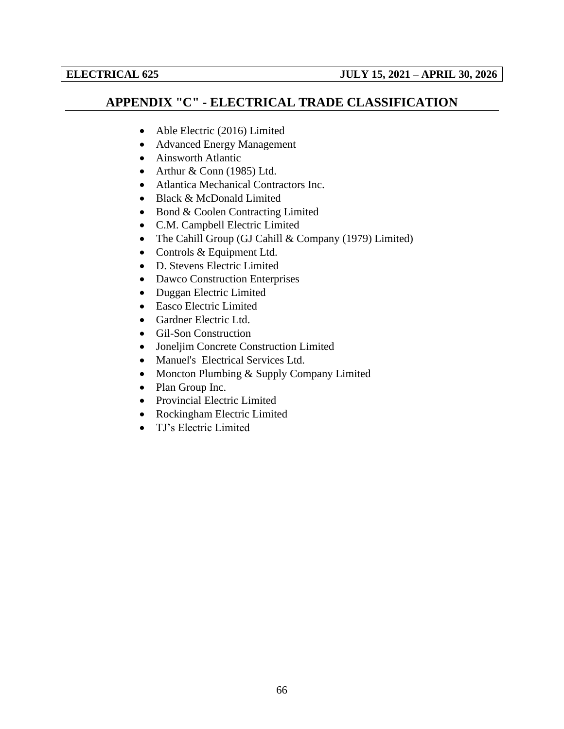## APPENDIX "C" - ELECTRICAL TRADE CLASSIFICATION

- Able Electric (2016) Limited
- Advanced Energy Management
- Ainsworth Atlantic
- Arthur & Conn (1985) Ltd.
- Atlantica Mechanical Contractors Inc.
- Black & McDonald Limited
- Bond & Coolen Contracting Limited
- C.M. Campbell Electric Limited
- The Cahill Group (GJ Cahill & Company (1979) Limited)
- Controls & Equipment Ltd.
- D. Stevens Electric Limited
- Dawco Construction Enterprises
- Duggan Electric Limited
- Easco Electric Limited
- Gardner Electric Ltd.
- Gil-Son Construction
- Joneljim Concrete Construction Limited
- Manuel's Electrical Services Ltd.
- Moncton Plumbing & Supply Company Limited
- Plan Group Inc.
- Provincial Electric Limited
- Rockingham Electric Limited
- TJ's Electric Limited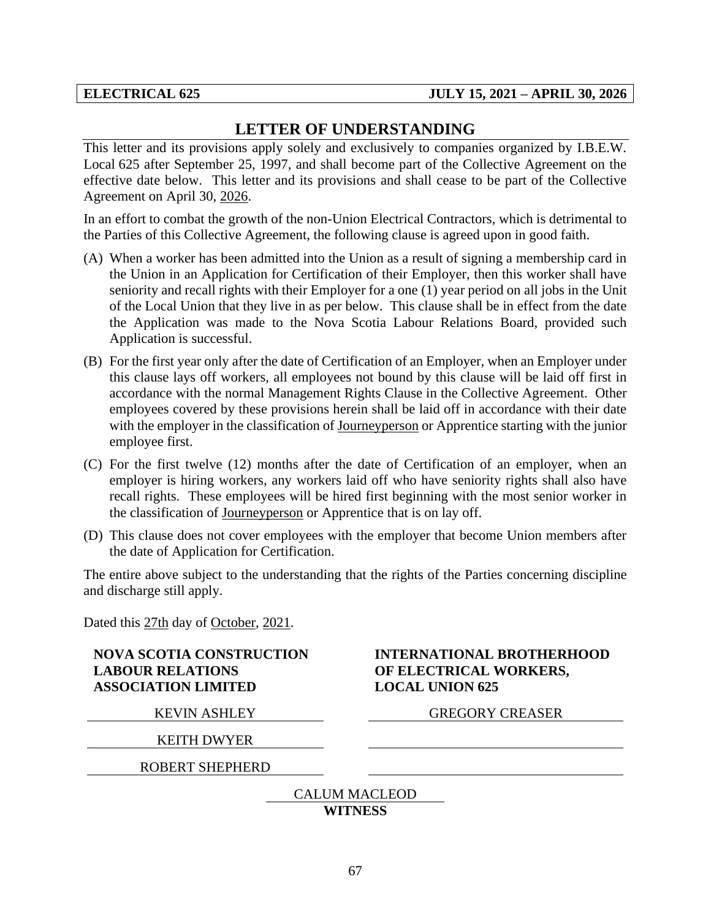## LETTER OF UNDERSTANDING

This letter and its provisions apply solely and exclusively to companies organized by I.B.E.W. Local 625 after September 25, 1997, and shall become part of the Collective Agreement on the effective date below. This letter and its provisions and shall cease to be part of the Collective Agreement on April 30, 2026.

In an effort to combat the growth of the non-Union Electrical Contractors, which is detrimental to the Parties of this Collective Agreement, the following clause is agreed upon in good faith.

(A) When a worker has been admitted into the Union as a result of signing a membership card in the Union in an Application for Certification of their Employer, then this worker shall have seniority and recall rights with their Employer for a one (1) year period on all jobs in the Unit of the Local Union that they live in as per below. This clause shall be in effect from the date the Application was made to the Nova Scotia Labour Relations Board, provided such Application is successful.

(B) For the first year only after the date of Certification of an Employer, when an Employer under this clause lays off workers, all employees not bound by this clause will be laid off first in accordance with the normal Management Rights Clause in the Collective Agreement. Other employees covered by these provisions herein shall be laid off in accordance with their date with the employer in the classification of Journeyperson or Apprentice starting with the junior employee first.

(C) For the first twelve (12) months after the date of Certification of an employer, when an employer is hiring workers, any workers laid off who have seniority rights shall also have recall rights. These employees will be hired first beginning with the most senior worker in the classification of Journeyperson or Apprentice that is on lay off.

(D) This clause does not cover employees with the employer that become Union members after the date of Application for Certification.

The entire above subject to the understanding that the rights of the Parties concerning discipline and discharge still apply.

Dated this 27th day of October, 2021.

| NOVA SCOTIA CONSTRUCTION LABOUR RELATIONS ASSOCIATION LIMITED | INTERNATIONAL BROTHERHOOD OF ELECTRICAL WORKERS, LOCAL UNION 625 |
|---|---|
| KEVIN ASHLEY | GREGORY CREASER |
| KEITH DWYER | |
| ROBERT SHEPHERD | |

CALUM MACLEOD
**WITNESS**